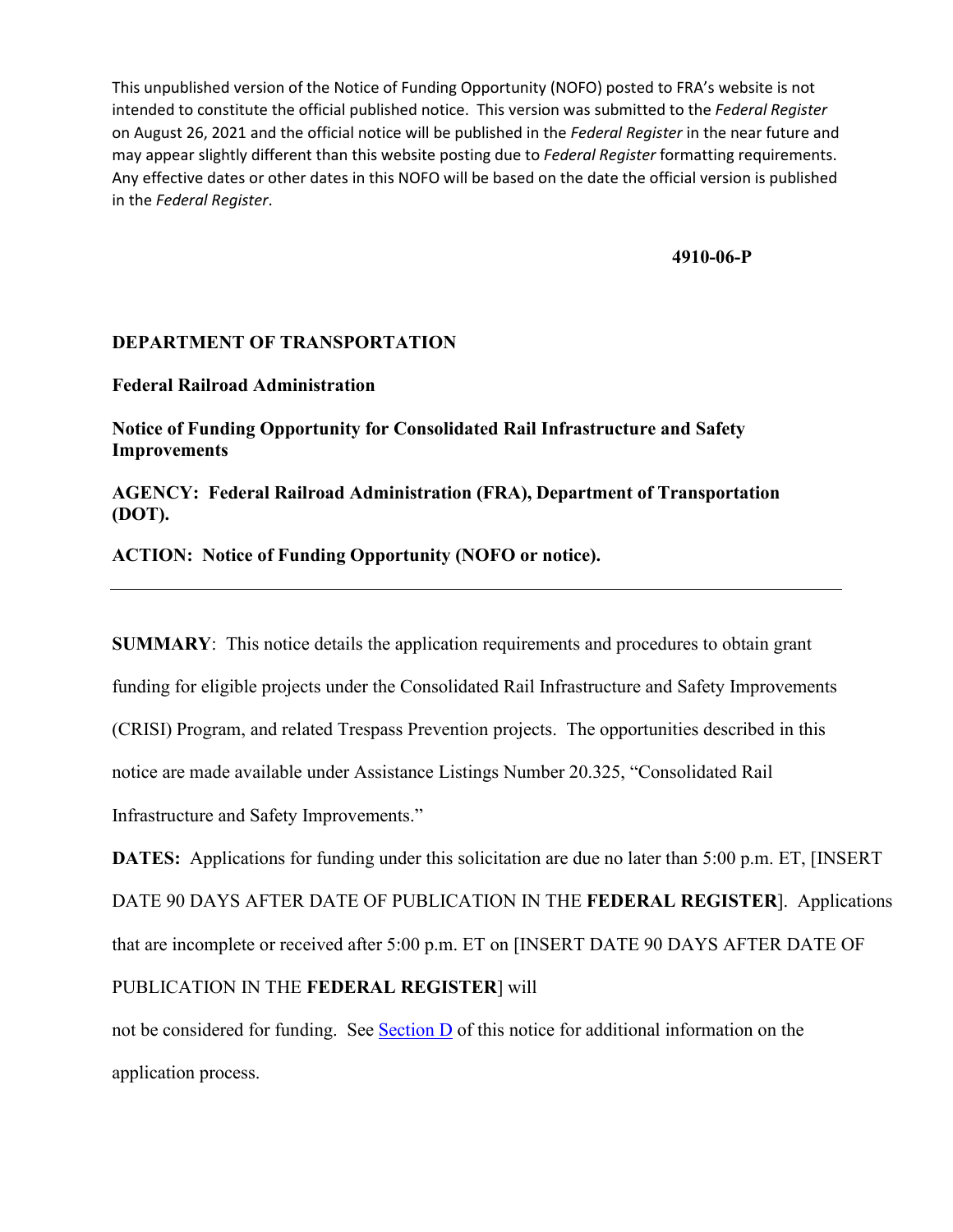This unpublished version of the Notice of Funding Opportunity (NOFO) posted to FRA's website is not intended to constitute the official published notice. This version was submitted to the *Federal Register* on August 26, 2021 and the official notice will be published in the *Federal Register* in the near future and may appear slightly different than this website posting due to *Federal Register* formatting requirements. Any effective dates or other dates in this NOFO will be based on the date the official version is published in the *Federal Register*.

**4910-06-P**

**DEPARTMENT OF TRANSPORTATION**

**Federal Railroad Administration**

**Notice of Funding Opportunity for Consolidated Rail Infrastructure and Safety Improvements**

**AGENCY: Federal Railroad Administration (FRA), Department of Transportation (DOT).**

**ACTION: Notice of Funding Opportunity (NOFO or notice).**

---

**SUMMARY**: This notice details the application requirements and procedures to obtain grant funding for eligible projects under the Consolidated Rail Infrastructure and Safety Improvements (CRISI) Program, and related Trespass Prevention projects. The opportunities described in this notice are made available under Assistance Listings Number 20.325, "Consolidated Rail Infrastructure and Safety Improvements."

**DATES:** Applications for funding under this solicitation are due no later than 5:00 p.m. ET, [INSERT DATE 90 DAYS AFTER DATE OF PUBLICATION IN THE **FEDERAL REGISTER**]. Applications that are incomplete or received after 5:00 p.m. ET on [INSERT DATE 90 DAYS AFTER DATE OF PUBLICATION IN THE **FEDERAL REGISTER**] will not be considered for funding. See Section D of this notice for additional information on the application process.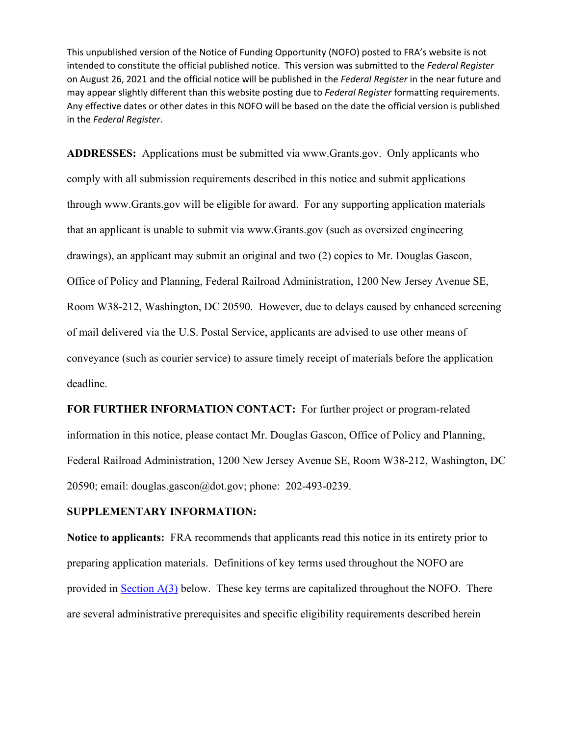This unpublished version of the Notice of Funding Opportunity (NOFO) posted to FRA's website is not intended to constitute the official published notice. This version was submitted to the *Federal Register* on August 26, 2021 and the official notice will be published in the *Federal Register* in the near future and may appear slightly different than this website posting due to *Federal Register* formatting requirements. Any effective dates or other dates in this NOFO will be based on the date the official version is published in the *Federal Register*.

**ADDRESSES:** Applications must be submitted via www.Grants.gov. Only applicants who comply with all submission requirements described in this notice and submit applications through www.Grants.gov will be eligible for award. For any supporting application materials that an applicant is unable to submit via www.Grants.gov (such as oversized engineering drawings), an applicant may submit an original and two (2) copies to Mr. Douglas Gascon, Office of Policy and Planning, Federal Railroad Administration, 1200 New Jersey Avenue SE, Room W38-212, Washington, DC 20590. However, due to delays caused by enhanced screening of mail delivered via the U.S. Postal Service, applicants are advised to use other means of conveyance (such as courier service) to assure timely receipt of materials before the application deadline.

**FOR FURTHER INFORMATION CONTACT:** For further project or program-related information in this notice, please contact Mr. Douglas Gascon, Office of Policy and Planning, Federal Railroad Administration, 1200 New Jersey Avenue SE, Room W38-212, Washington, DC 20590; email: douglas.gascon@dot.gov; phone: 202-493-0239.

**SUPPLEMENTARY INFORMATION:**

**Notice to applicants:** FRA recommends that applicants read this notice in its entirety prior to preparing application materials. Definitions of key terms used throughout the NOFO are provided in Section A(3) below. These key terms are capitalized throughout the NOFO. There are several administrative prerequisites and specific eligibility requirements described herein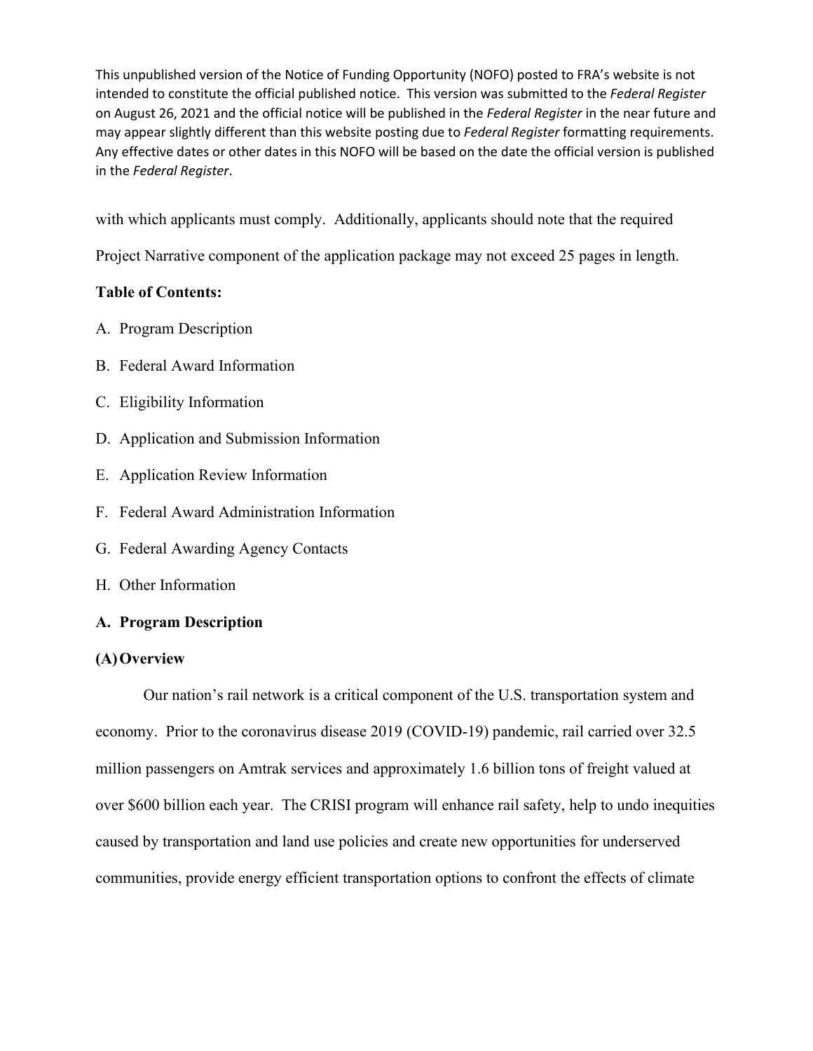with which applicants must comply. Additionally, applicants should note that the required Project Narrative component of the application package may not exceed 25 pages in length.

**Table of Contents:**

A. Program Description

B. Federal Award Information

C. Eligibility Information

D. Application and Submission Information

E. Application Review Information

F. Federal Award Administration Information

G. Federal Awarding Agency Contacts

H. Other Information

## A. Program Description

### (A) Overview

Our nation's rail network is a critical component of the U.S. transportation system and economy. Prior to the coronavirus disease 2019 (COVID-19) pandemic, rail carried over 32.5 million passengers on Amtrak services and approximately 1.6 billion tons of freight valued at over $600 billion each year. The CRISI program will enhance rail safety, help to undo inequities caused by transportation and land use policies and create new opportunities for underserved communities, provide energy efficient transportation options to confront the effects of climate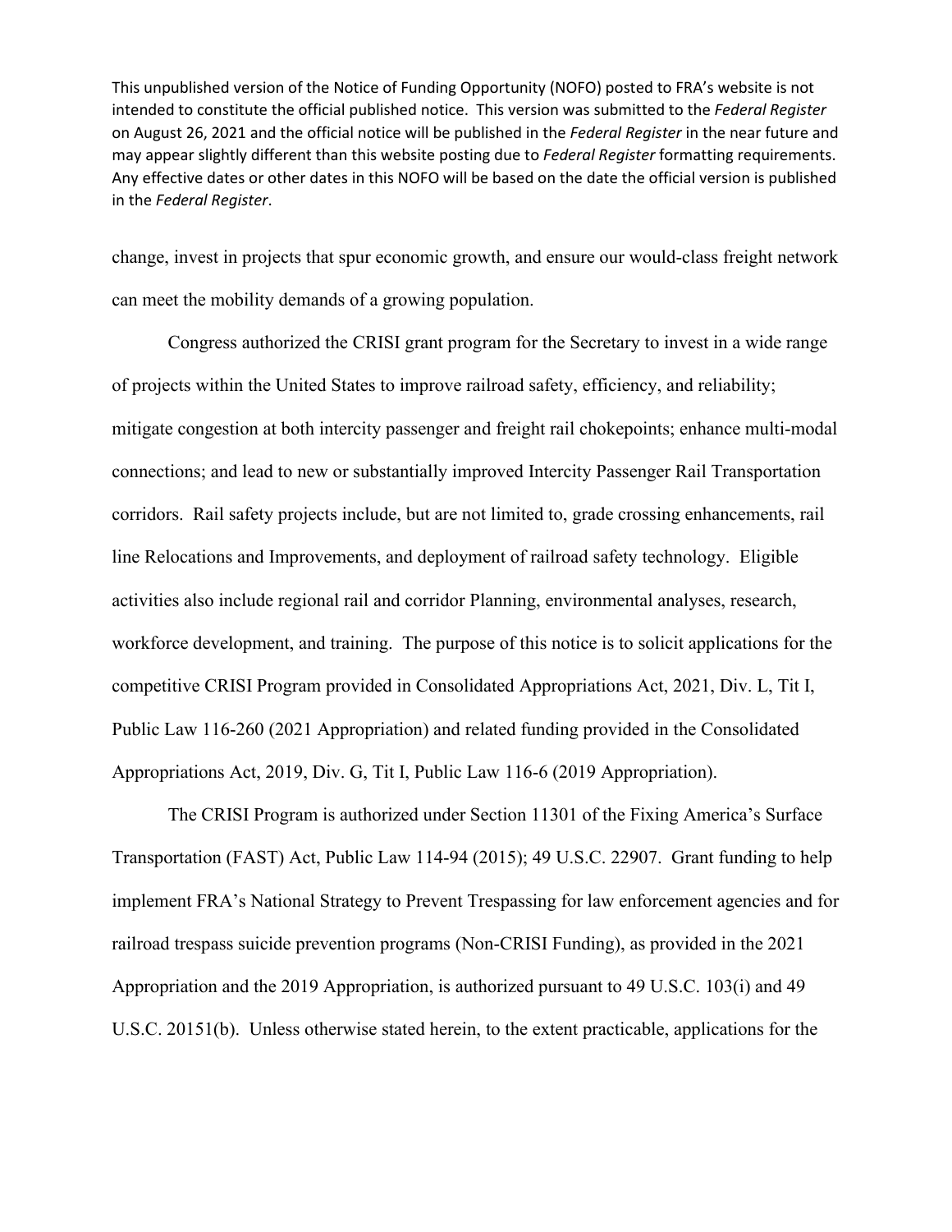This unpublished version of the Notice of Funding Opportunity (NOFO) posted to FRA's website is not intended to constitute the official published notice. This version was submitted to the *Federal Register* on August 26, 2021 and the official notice will be published in the *Federal Register* in the near future and may appear slightly different than this website posting due to *Federal Register* formatting requirements. Any effective dates or other dates in this NOFO will be based on the date the official version is published in the *Federal Register*.

change, invest in projects that spur economic growth, and ensure our would-class freight network can meet the mobility demands of a growing population.

Congress authorized the CRISI grant program for the Secretary to invest in a wide range of projects within the United States to improve railroad safety, efficiency, and reliability; mitigate congestion at both intercity passenger and freight rail chokepoints; enhance multi-modal connections; and lead to new or substantially improved Intercity Passenger Rail Transportation corridors. Rail safety projects include, but are not limited to, grade crossing enhancements, rail line Relocations and Improvements, and deployment of railroad safety technology. Eligible activities also include regional rail and corridor Planning, environmental analyses, research, workforce development, and training. The purpose of this notice is to solicit applications for the competitive CRISI Program provided in Consolidated Appropriations Act, 2021, Div. L, Tit I, Public Law 116-260 (2021 Appropriation) and related funding provided in the Consolidated Appropriations Act, 2019, Div. G, Tit I, Public Law 116-6 (2019 Appropriation).

The CRISI Program is authorized under Section 11301 of the Fixing America's Surface Transportation (FAST) Act, Public Law 114-94 (2015); 49 U.S.C. 22907. Grant funding to help implement FRA's National Strategy to Prevent Trespassing for law enforcement agencies and for railroad trespass suicide prevention programs (Non-CRISI Funding), as provided in the 2021 Appropriation and the 2019 Appropriation, is authorized pursuant to 49 U.S.C. 103(i) and 49 U.S.C. 20151(b). Unless otherwise stated herein, to the extent practicable, applications for the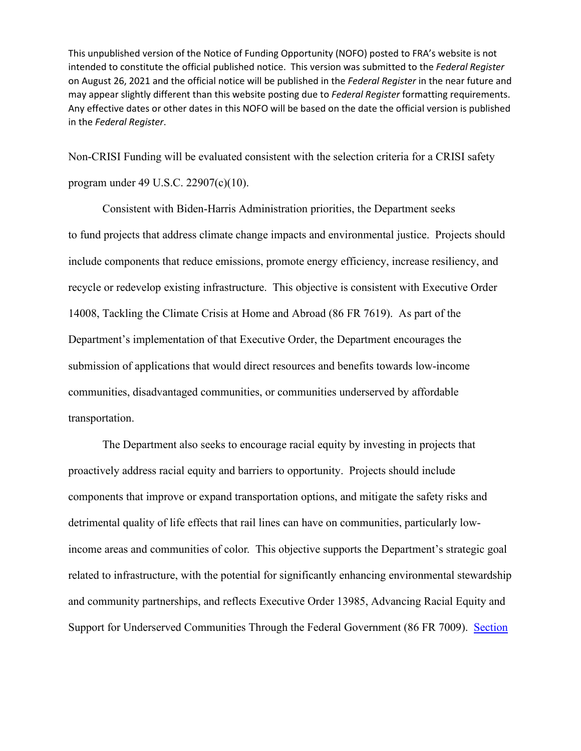This unpublished version of the Notice of Funding Opportunity (NOFO) posted to FRA's website is not intended to constitute the official published notice. This version was submitted to the *Federal Register* on August 26, 2021 and the official notice will be published in the *Federal Register* in the near future and may appear slightly different than this website posting due to *Federal Register* formatting requirements. Any effective dates or other dates in this NOFO will be based on the date the official version is published in the *Federal Register*.

Non-CRISI Funding will be evaluated consistent with the selection criteria for a CRISI safety program under 49 U.S.C. 22907(c)(10).

Consistent with Biden-Harris Administration priorities, the Department seeks to fund projects that address climate change impacts and environmental justice. Projects should include components that reduce emissions, promote energy efficiency, increase resiliency, and recycle or redevelop existing infrastructure. This objective is consistent with Executive Order 14008, Tackling the Climate Crisis at Home and Abroad (86 FR 7619). As part of the Department's implementation of that Executive Order, the Department encourages the submission of applications that would direct resources and benefits towards low-income communities, disadvantaged communities, or communities underserved by affordable transportation.

The Department also seeks to encourage racial equity by investing in projects that proactively address racial equity and barriers to opportunity. Projects should include components that improve or expand transportation options, and mitigate the safety risks and detrimental quality of life effects that rail lines can have on communities, particularly low-income areas and communities of color. This objective supports the Department's strategic goal related to infrastructure, with the potential for significantly enhancing environmental stewardship and community partnerships, and reflects Executive Order 13985, Advancing Racial Equity and Support for Underserved Communities Through the Federal Government (86 FR 7009). Section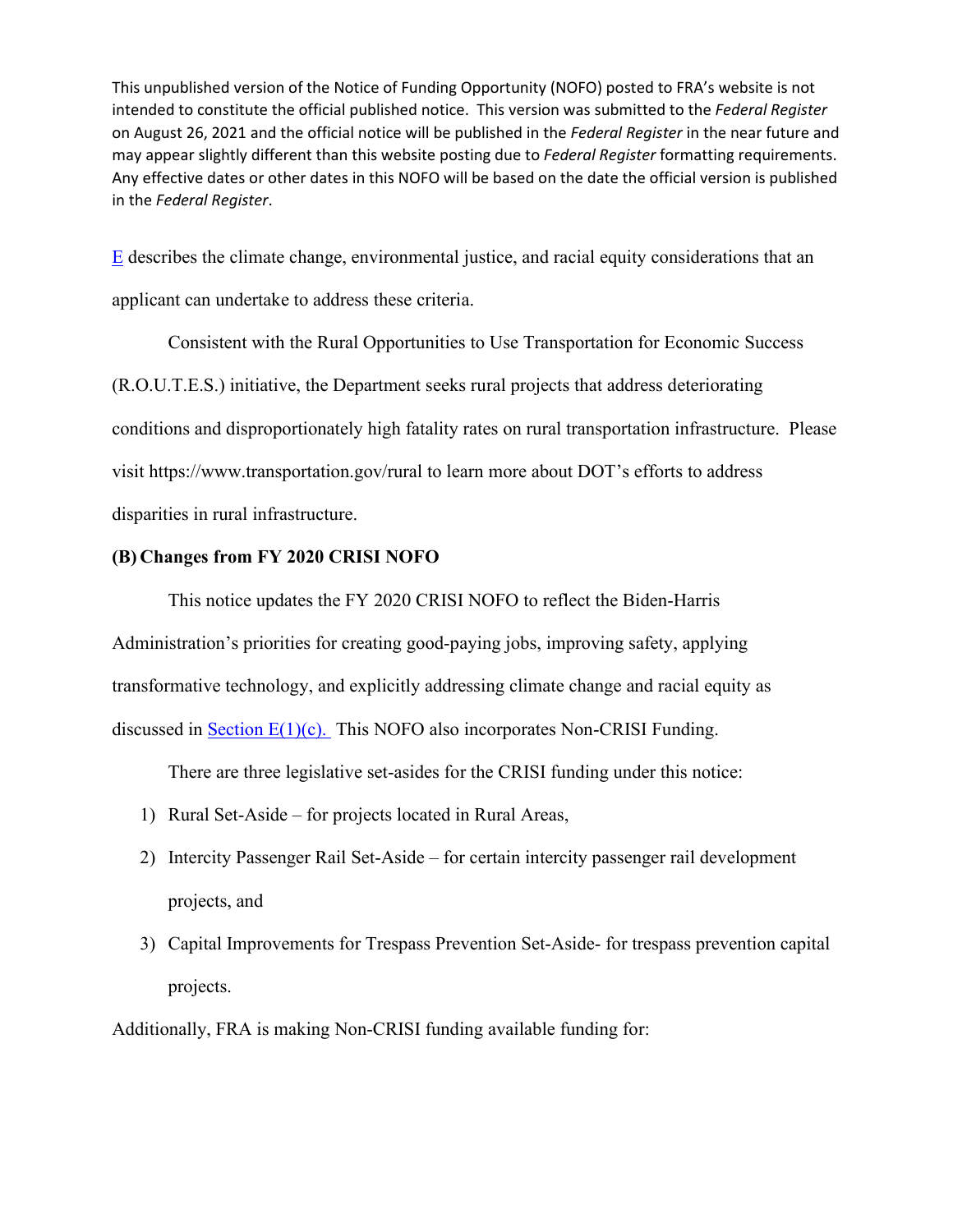E describes the climate change, environmental justice, and racial equity considerations that an applicant can undertake to address these criteria.

Consistent with the Rural Opportunities to Use Transportation for Economic Success (R.O.U.T.E.S.) initiative, the Department seeks rural projects that address deteriorating conditions and disproportionately high fatality rates on rural transportation infrastructure. Please visit https://www.transportation.gov/rural to learn more about DOT's efforts to address disparities in rural infrastructure.

**(B) Changes from FY 2020 CRISI NOFO**

This notice updates the FY 2020 CRISI NOFO to reflect the Biden-Harris Administration's priorities for creating good-paying jobs, improving safety, applying transformative technology, and explicitly addressing climate change and racial equity as discussed in Section E(1)(c). This NOFO also incorporates Non-CRISI Funding.

There are three legislative set-asides for the CRISI funding under this notice:

1) Rural Set-Aside – for projects located in Rural Areas,
2) Intercity Passenger Rail Set-Aside – for certain intercity passenger rail development projects, and
3) Capital Improvements for Trespass Prevention Set-Aside- for trespass prevention capital projects.

Additionally, FRA is making Non-CRISI funding available funding for: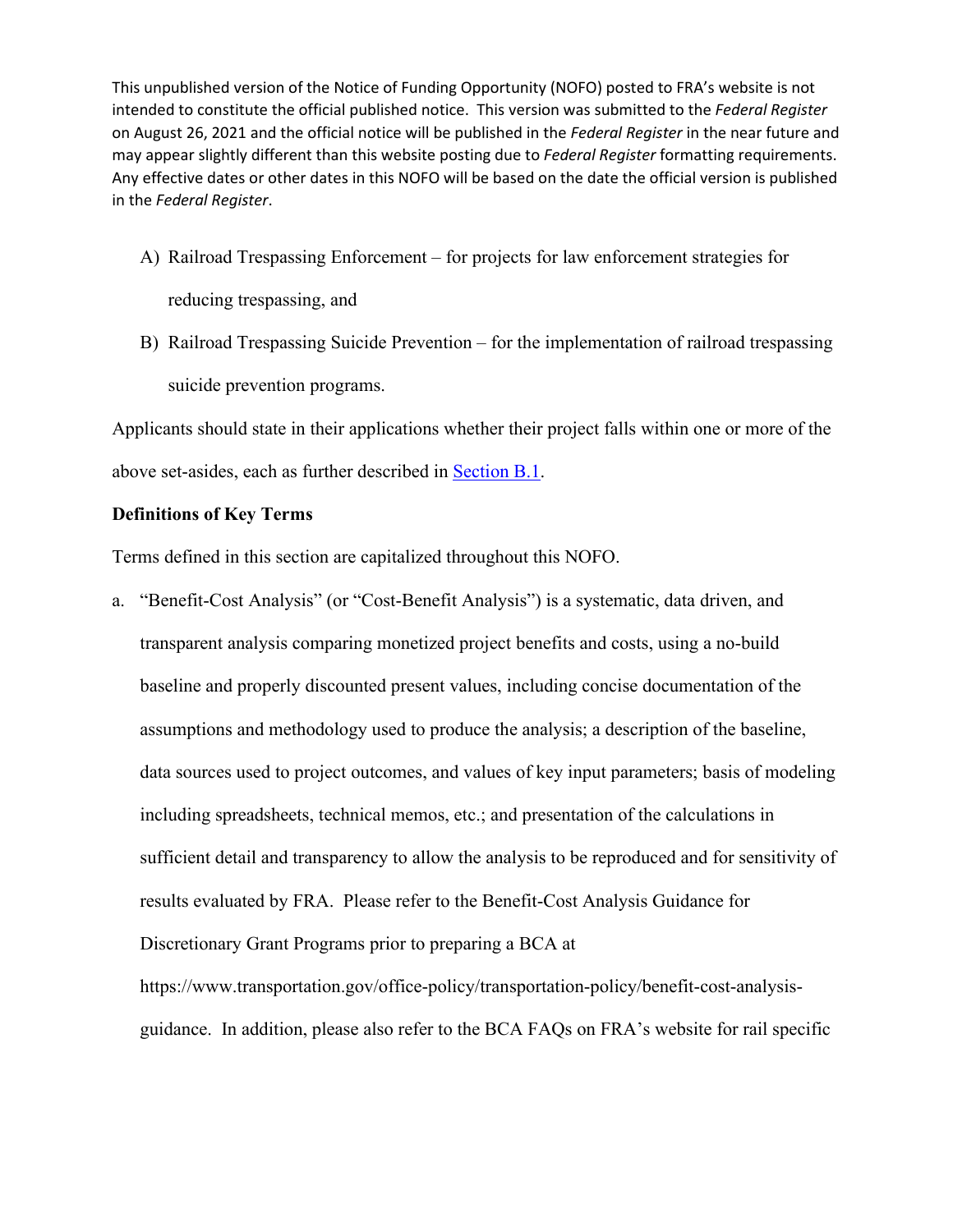This unpublished version of the Notice of Funding Opportunity (NOFO) posted to FRA's website is not intended to constitute the official published notice. This version was submitted to the *Federal Register* on August 26, 2021 and the official notice will be published in the *Federal Register* in the near future and may appear slightly different than this website posting due to *Federal Register* formatting requirements. Any effective dates or other dates in this NOFO will be based on the date the official version is published in the *Federal Register*.

A) Railroad Trespassing Enforcement – for projects for law enforcement strategies for reducing trespassing, and

B) Railroad Trespassing Suicide Prevention – for the implementation of railroad trespassing suicide prevention programs.

Applicants should state in their applications whether their project falls within one or more of the above set-asides, each as further described in Section B.1.

**Definitions of Key Terms**

Terms defined in this section are capitalized throughout this NOFO.

a. "Benefit-Cost Analysis" (or "Cost-Benefit Analysis") is a systematic, data driven, and transparent analysis comparing monetized project benefits and costs, using a no-build baseline and properly discounted present values, including concise documentation of the assumptions and methodology used to produce the analysis; a description of the baseline, data sources used to project outcomes, and values of key input parameters; basis of modeling including spreadsheets, technical memos, etc.; and presentation of the calculations in sufficient detail and transparency to allow the analysis to be reproduced and for sensitivity of results evaluated by FRA. Please refer to the Benefit-Cost Analysis Guidance for Discretionary Grant Programs prior to preparing a BCA at https://www.transportation.gov/office-policy/transportation-policy/benefit-cost-analysis-guidance. In addition, please also refer to the BCA FAQs on FRA's website for rail specific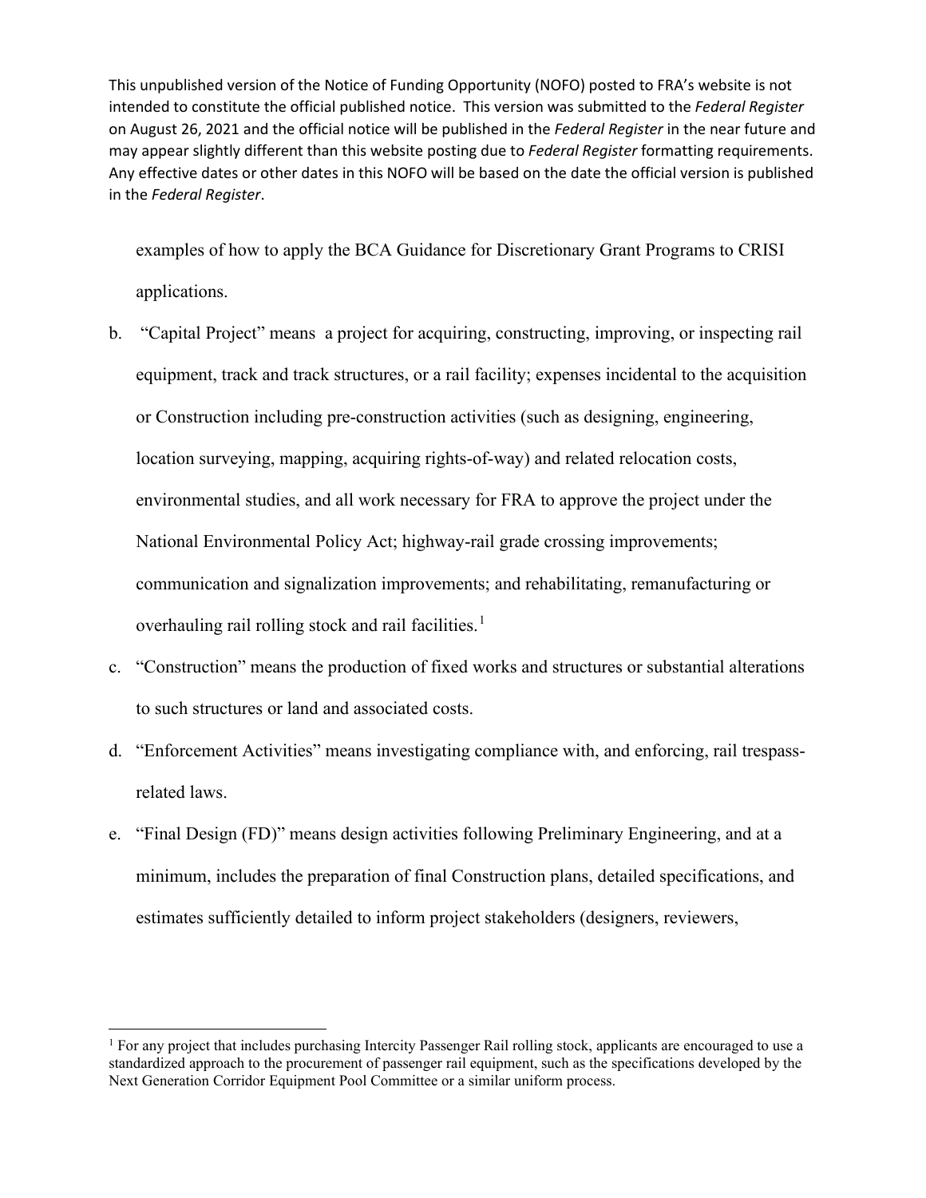This unpublished version of the Notice of Funding Opportunity (NOFO) posted to FRA's website is not intended to constitute the official published notice. This version was submitted to the *Federal Register* on August 26, 2021 and the official notice will be published in the *Federal Register* in the near future and may appear slightly different than this website posting due to *Federal Register* formatting requirements. Any effective dates or other dates in this NOFO will be based on the date the official version is published in the *Federal Register*.

examples of how to apply the BCA Guidance for Discretionary Grant Programs to CRISI applications.

b. "Capital Project" means a project for acquiring, constructing, improving, or inspecting rail equipment, track and track structures, or a rail facility; expenses incidental to the acquisition or Construction including pre-construction activities (such as designing, engineering, location surveying, mapping, acquiring rights-of-way) and related relocation costs, environmental studies, and all work necessary for FRA to approve the project under the National Environmental Policy Act; highway-rail grade crossing improvements; communication and signalization improvements; and rehabilitating, remanufacturing or overhauling rail rolling stock and rail facilities.[1]

c. "Construction" means the production of fixed works and structures or substantial alterations to such structures or land and associated costs.

d. "Enforcement Activities" means investigating compliance with, and enforcing, rail trespass-related laws.

e. "Final Design (FD)" means design activities following Preliminary Engineering, and at a minimum, includes the preparation of final Construction plans, detailed specifications, and estimates sufficiently detailed to inform project stakeholders (designers, reviewers,

[1] For any project that includes purchasing Intercity Passenger Rail rolling stock, applicants are encouraged to use a standardized approach to the procurement of passenger rail equipment, such as the specifications developed by the Next Generation Corridor Equipment Pool Committee or a similar uniform process.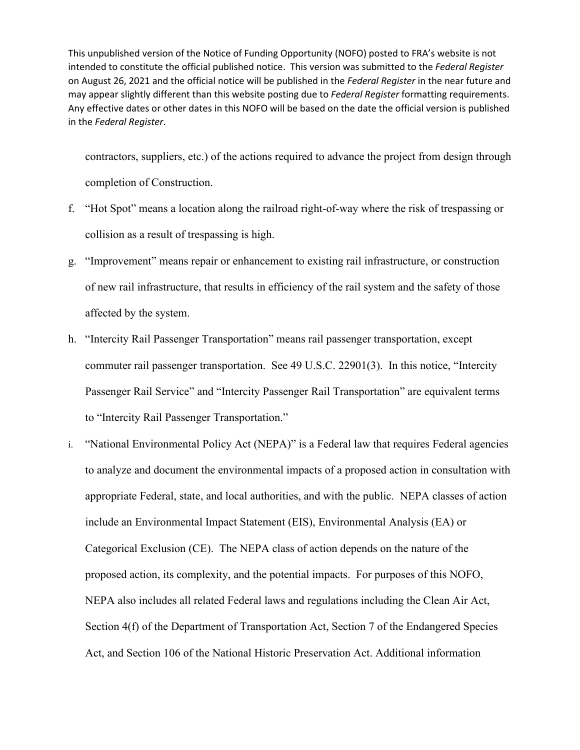This unpublished version of the Notice of Funding Opportunity (NOFO) posted to FRA's website is not intended to constitute the official published notice. This version was submitted to the *Federal Register* on August 26, 2021 and the official notice will be published in the *Federal Register* in the near future and may appear slightly different than this website posting due to *Federal Register* formatting requirements. Any effective dates or other dates in this NOFO will be based on the date the official version is published in the *Federal Register*.

contractors, suppliers, etc.) of the actions required to advance the project from design through completion of Construction.

f. "Hot Spot" means a location along the railroad right-of-way where the risk of trespassing or collision as a result of trespassing is high.

g. "Improvement" means repair or enhancement to existing rail infrastructure, or construction of new rail infrastructure, that results in efficiency of the rail system and the safety of those affected by the system.

h. "Intercity Rail Passenger Transportation" means rail passenger transportation, except commuter rail passenger transportation. See 49 U.S.C. 22901(3). In this notice, "Intercity Passenger Rail Service" and "Intercity Passenger Rail Transportation" are equivalent terms to "Intercity Rail Passenger Transportation."

i. "National Environmental Policy Act (NEPA)" is a Federal law that requires Federal agencies to analyze and document the environmental impacts of a proposed action in consultation with appropriate Federal, state, and local authorities, and with the public. NEPA classes of action include an Environmental Impact Statement (EIS), Environmental Analysis (EA) or Categorical Exclusion (CE). The NEPA class of action depends on the nature of the proposed action, its complexity, and the potential impacts. For purposes of this NOFO, NEPA also includes all related Federal laws and regulations including the Clean Air Act, Section 4(f) of the Department of Transportation Act, Section 7 of the Endangered Species Act, and Section 106 of the National Historic Preservation Act. Additional information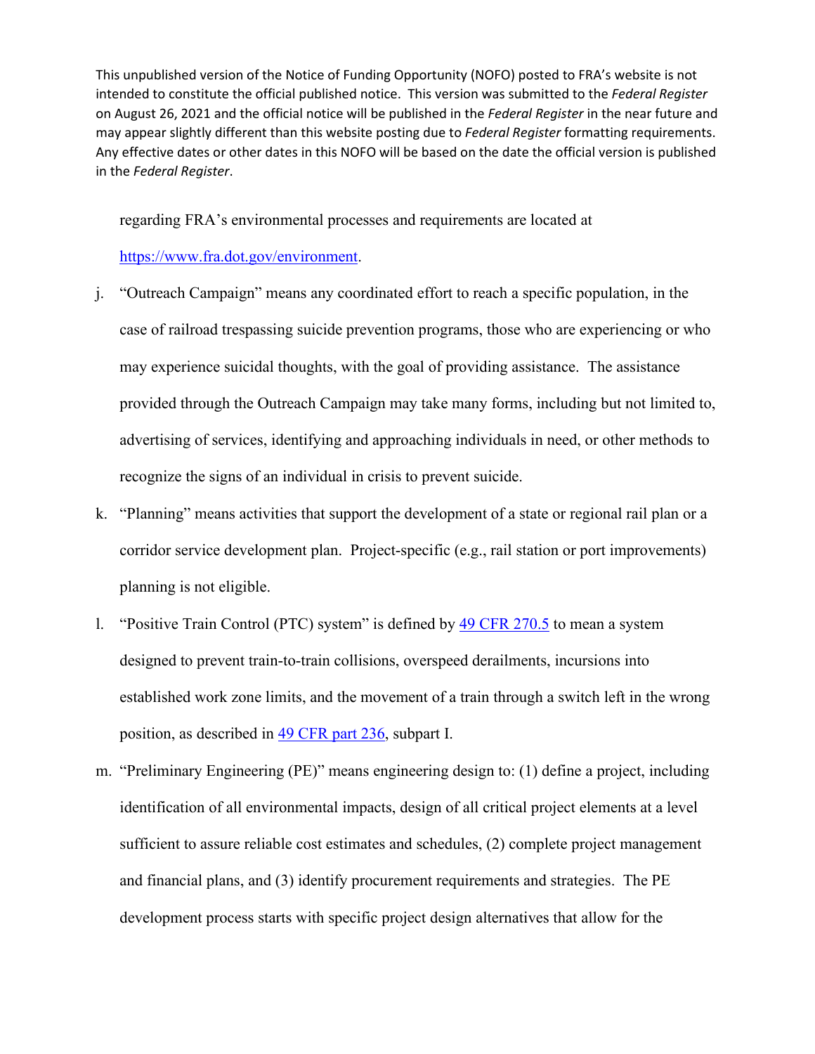regarding FRA's environmental processes and requirements are located at https://www.fra.dot.gov/environment.

j. "Outreach Campaign" means any coordinated effort to reach a specific population, in the case of railroad trespassing suicide prevention programs, those who are experiencing or who may experience suicidal thoughts, with the goal of providing assistance. The assistance provided through the Outreach Campaign may take many forms, including but not limited to, advertising of services, identifying and approaching individuals in need, or other methods to recognize the signs of an individual in crisis to prevent suicide.

k. "Planning" means activities that support the development of a state or regional rail plan or a corridor service development plan. Project-specific (e.g., rail station or port improvements) planning is not eligible.

l. "Positive Train Control (PTC) system" is defined by [49 CFR 270.5](49 CFR 270.5) to mean a system designed to prevent train-to-train collisions, overspeed derailments, incursions into established work zone limits, and the movement of a train through a switch left in the wrong position, as described in [49 CFR part 236](49 CFR part 236), subpart I.

m. "Preliminary Engineering (PE)" means engineering design to: (1) define a project, including identification of all environmental impacts, design of all critical project elements at a level sufficient to assure reliable cost estimates and schedules, (2) complete project management and financial plans, and (3) identify procurement requirements and strategies. The PE development process starts with specific project design alternatives that allow for the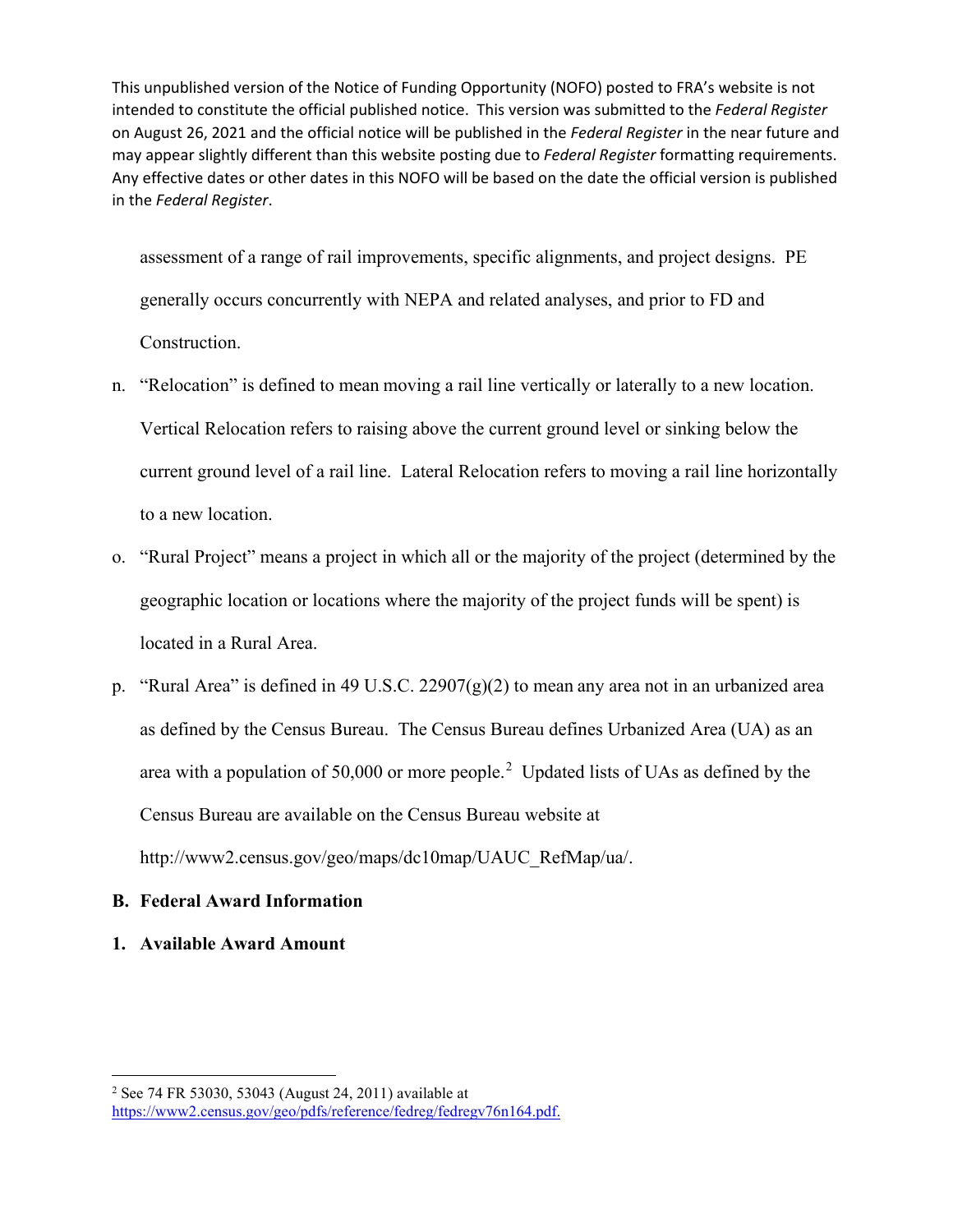This unpublished version of the Notice of Funding Opportunity (NOFO) posted to FRA's website is not intended to constitute the official published notice. This version was submitted to the *Federal Register* on August 26, 2021 and the official notice will be published in the *Federal Register* in the near future and may appear slightly different than this website posting due to *Federal Register* formatting requirements. Any effective dates or other dates in this NOFO will be based on the date the official version is published in the *Federal Register*.

assessment of a range of rail improvements, specific alignments, and project designs. PE generally occurs concurrently with NEPA and related analyses, and prior to FD and Construction.

n. "Relocation" is defined to mean moving a rail line vertically or laterally to a new location. Vertical Relocation refers to raising above the current ground level or sinking below the current ground level of a rail line. Lateral Relocation refers to moving a rail line horizontally to a new location.

o. "Rural Project" means a project in which all or the majority of the project (determined by the geographic location or locations where the majority of the project funds will be spent) is located in a Rural Area.

p. "Rural Area" is defined in 49 U.S.C. 22907(g)(2) to mean any area not in an urbanized area as defined by the Census Bureau. The Census Bureau defines Urbanized Area (UA) as an area with a population of 50,000 or more people.[2] Updated lists of UAs as defined by the Census Bureau are available on the Census Bureau website at http://www2.census.gov/geo/maps/dc10map/UAUC_RefMap/ua/.

## B. Federal Award Information

### 1. Available Award Amount

[2] See 74 FR 53030, 53043 (August 24, 2011) available at https://www2.census.gov/geo/pdfs/reference/fedreg/fedregv76n164.pdf.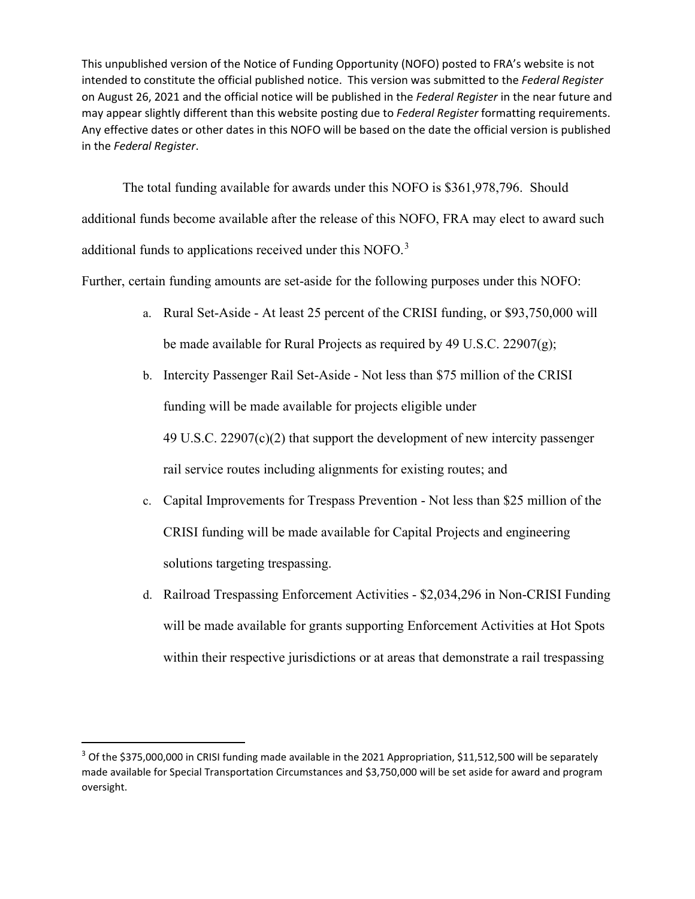This unpublished version of the Notice of Funding Opportunity (NOFO) posted to FRA's website is not intended to constitute the official published notice. This version was submitted to the *Federal Register* on August 26, 2021 and the official notice will be published in the *Federal Register* in the near future and may appear slightly different than this website posting due to *Federal Register* formatting requirements. Any effective dates or other dates in this NOFO will be based on the date the official version is published in the *Federal Register*.

The total funding available for awards under this NOFO is $361,978,796. Should additional funds become available after the release of this NOFO, FRA may elect to award such additional funds to applications received under this NOFO.[3]

Further, certain funding amounts are set-aside for the following purposes under this NOFO:

a. Rural Set-Aside - At least 25 percent of the CRISI funding, or $93,750,000 will be made available for Rural Projects as required by 49 U.S.C. 22907(g);
b. Intercity Passenger Rail Set-Aside - Not less than $75 million of the CRISI funding will be made available for projects eligible under 49 U.S.C. 22907(c)(2) that support the development of new intercity passenger rail service routes including alignments for existing routes; and
c. Capital Improvements for Trespass Prevention - Not less than $25 million of the CRISI funding will be made available for Capital Projects and engineering solutions targeting trespassing.
d. Railroad Trespassing Enforcement Activities - $2,034,296 in Non-CRISI Funding will be made available for grants supporting Enforcement Activities at Hot Spots within their respective jurisdictions or at areas that demonstrate a rail trespassing

[3] Of the $375,000,000 in CRISI funding made available in the 2021 Appropriation, $11,512,500 will be separately made available for Special Transportation Circumstances and $3,750,000 will be set aside for award and program oversight.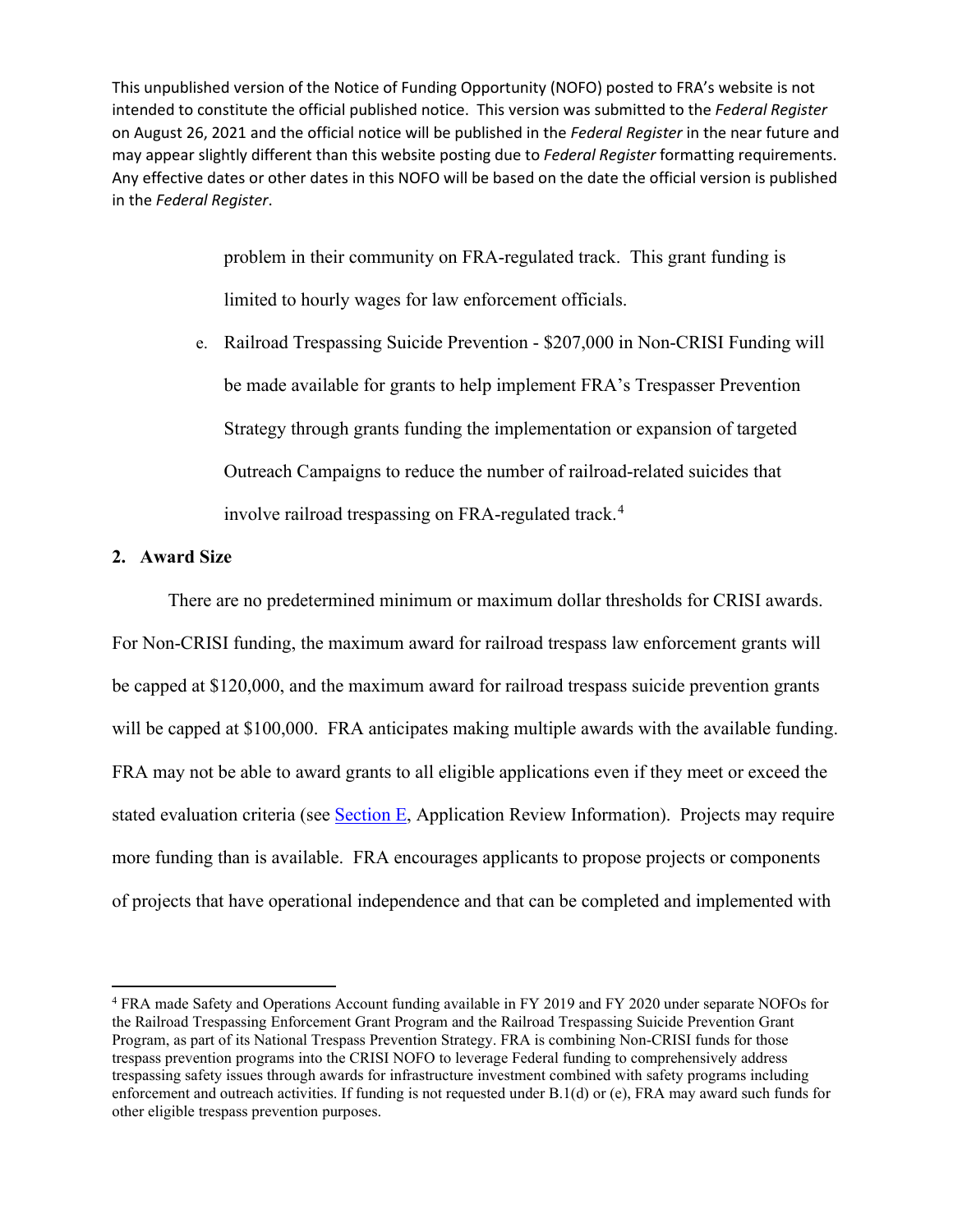This unpublished version of the Notice of Funding Opportunity (NOFO) posted to FRA's website is not intended to constitute the official published notice. This version was submitted to the *Federal Register* on August 26, 2021 and the official notice will be published in the *Federal Register* in the near future and may appear slightly different than this website posting due to *Federal Register* formatting requirements. Any effective dates or other dates in this NOFO will be based on the date the official version is published in the *Federal Register*.

problem in their community on FRA-regulated track. This grant funding is limited to hourly wages for law enforcement officials.

e. Railroad Trespassing Suicide Prevention - $207,000 in Non-CRISI Funding will be made available for grants to help implement FRA's Trespasser Prevention Strategy through grants funding the implementation or expansion of targeted Outreach Campaigns to reduce the number of railroad-related suicides that involve railroad trespassing on FRA-regulated track.[4]

## 2. Award Size

There are no predetermined minimum or maximum dollar thresholds for CRISI awards. For Non-CRISI funding, the maximum award for railroad trespass law enforcement grants will be capped at $120,000, and the maximum award for railroad trespass suicide prevention grants will be capped at $100,000. FRA anticipates making multiple awards with the available funding. FRA may not be able to award grants to all eligible applications even if they meet or exceed the stated evaluation criteria (see Section E, Application Review Information). Projects may require more funding than is available. FRA encourages applicants to propose projects or components of projects that have operational independence and that can be completed and implemented with

[4] FRA made Safety and Operations Account funding available in FY 2019 and FY 2020 under separate NOFOs for the Railroad Trespassing Enforcement Grant Program and the Railroad Trespassing Suicide Prevention Grant Program, as part of its National Trespass Prevention Strategy. FRA is combining Non-CRISI funds for those trespass prevention programs into the CRISI NOFO to leverage Federal funding to comprehensively address trespassing safety issues through awards for infrastructure investment combined with safety programs including enforcement and outreach activities. If funding is not requested under B.1(d) or (e), FRA may award such funds for other eligible trespass prevention purposes.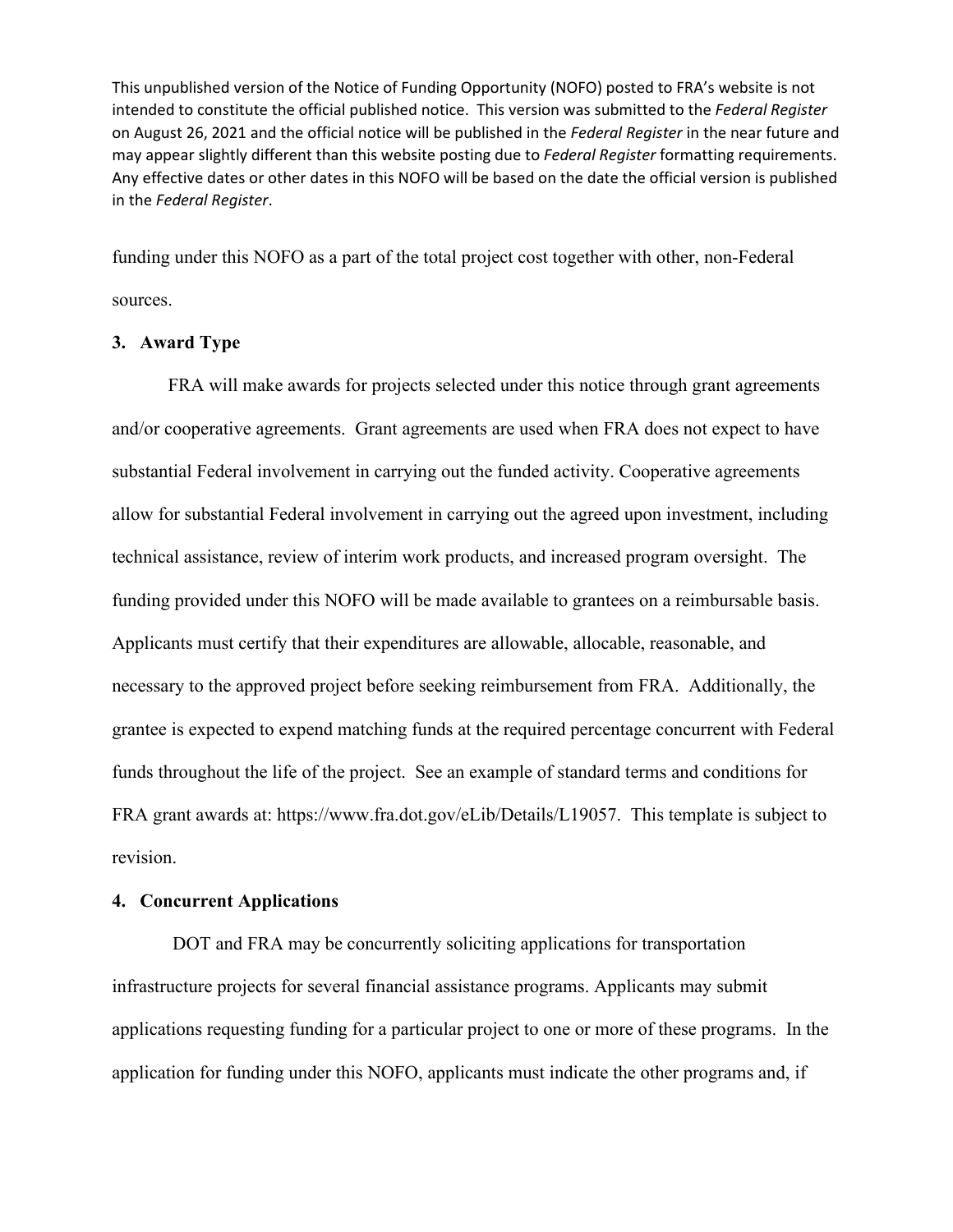funding under this NOFO as a part of the total project cost together with other, non-Federal sources.

### 3. Award Type

FRA will make awards for projects selected under this notice through grant agreements and/or cooperative agreements. Grant agreements are used when FRA does not expect to have substantial Federal involvement in carrying out the funded activity. Cooperative agreements allow for substantial Federal involvement in carrying out the agreed upon investment, including technical assistance, review of interim work products, and increased program oversight. The funding provided under this NOFO will be made available to grantees on a reimbursable basis. Applicants must certify that their expenditures are allowable, allocable, reasonable, and necessary to the approved project before seeking reimbursement from FRA. Additionally, the grantee is expected to expend matching funds at the required percentage concurrent with Federal funds throughout the life of the project. See an example of standard terms and conditions for FRA grant awards at: https://www.fra.dot.gov/eLib/Details/L19057. This template is subject to revision.

### 4. Concurrent Applications

DOT and FRA may be concurrently soliciting applications for transportation infrastructure projects for several financial assistance programs. Applicants may submit applications requesting funding for a particular project to one or more of these programs. In the application for funding under this NOFO, applicants must indicate the other programs and, if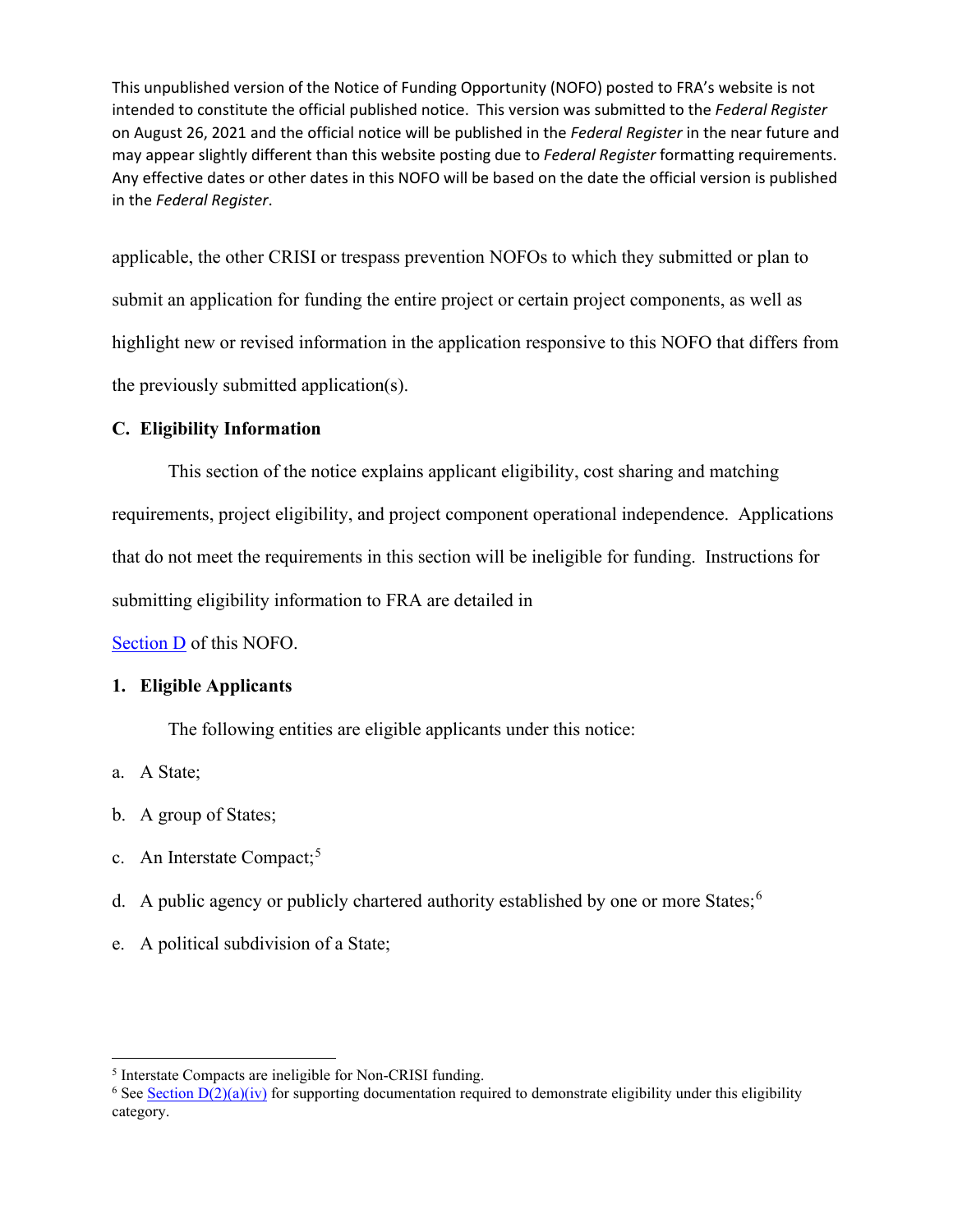This unpublished version of the Notice of Funding Opportunity (NOFO) posted to FRA's website is not intended to constitute the official published notice. This version was submitted to the *Federal Register* on August 26, 2021 and the official notice will be published in the *Federal Register* in the near future and may appear slightly different than this website posting due to *Federal Register* formatting requirements. Any effective dates or other dates in this NOFO will be based on the date the official version is published in the *Federal Register*.

applicable, the other CRISI or trespass prevention NOFOs to which they submitted or plan to submit an application for funding the entire project or certain project components, as well as highlight new or revised information in the application responsive to this NOFO that differs from the previously submitted application(s).

### C. Eligibility Information

This section of the notice explains applicant eligibility, cost sharing and matching requirements, project eligibility, and project component operational independence. Applications that do not meet the requirements in this section will be ineligible for funding. Instructions for submitting eligibility information to FRA are detailed in

Section D of this NOFO.

#### 1. Eligible Applicants

The following entities are eligible applicants under this notice:

a. A State;

b. A group of States;

c. An Interstate Compact;[5]

d. A public agency or publicly chartered authority established by one or more States;[6]

e. A political subdivision of a State;

---

[5] Interstate Compacts are ineligible for Non-CRISI funding.

[6] See Section D(2)(a)(iv) for supporting documentation required to demonstrate eligibility under this eligibility category.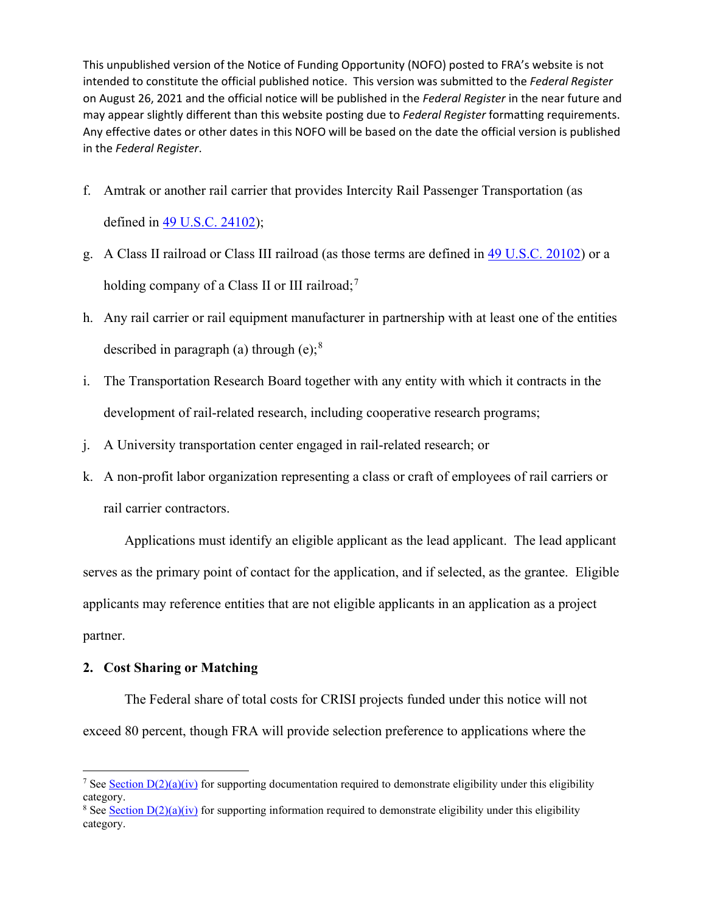This unpublished version of the Notice of Funding Opportunity (NOFO) posted to FRA's website is not intended to constitute the official published notice. This version was submitted to the *Federal Register* on August 26, 2021 and the official notice will be published in the *Federal Register* in the near future and may appear slightly different than this website posting due to *Federal Register* formatting requirements. Any effective dates or other dates in this NOFO will be based on the date the official version is published in the *Federal Register*.

f. Amtrak or another rail carrier that provides Intercity Rail Passenger Transportation (as defined in 49 U.S.C. 24102);

g. A Class II railroad or Class III railroad (as those terms are defined in 49 U.S.C. 20102) or a holding company of a Class II or III railroad;[7]

h. Any rail carrier or rail equipment manufacturer in partnership with at least one of the entities described in paragraph (a) through (e);[8]

i. The Transportation Research Board together with any entity with which it contracts in the development of rail-related research, including cooperative research programs;

j. A University transportation center engaged in rail-related research; or

k. A non-profit labor organization representing a class or craft of employees of rail carriers or rail carrier contractors.

Applications must identify an eligible applicant as the lead applicant. The lead applicant serves as the primary point of contact for the application, and if selected, as the grantee. Eligible applicants may reference entities that are not eligible applicants in an application as a project partner.

## 2. Cost Sharing or Matching

The Federal share of total costs for CRISI projects funded under this notice will not exceed 80 percent, though FRA will provide selection preference to applications where the

---

[7] See Section D(2)(a)(iv) for supporting documentation required to demonstrate eligibility under this eligibility category.

[8] See Section D(2)(a)(iv) for supporting information required to demonstrate eligibility under this eligibility category.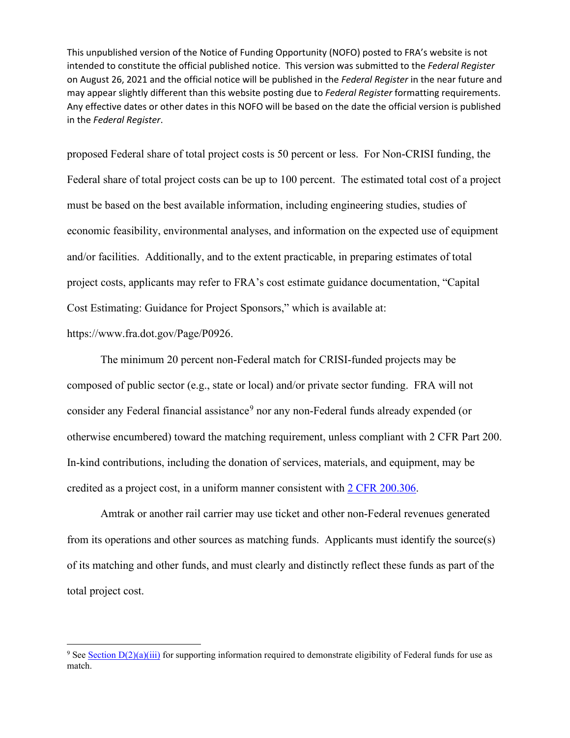proposed Federal share of total project costs is 50 percent or less. For Non-CRISI funding, the Federal share of total project costs can be up to 100 percent. The estimated total cost of a project must be based on the best available information, including engineering studies, studies of economic feasibility, environmental analyses, and information on the expected use of equipment and/or facilities. Additionally, and to the extent practicable, in preparing estimates of total project costs, applicants may refer to FRA's cost estimate guidance documentation, "Capital Cost Estimating: Guidance for Project Sponsors," which is available at: https://www.fra.dot.gov/Page/P0926.

The minimum 20 percent non-Federal match for CRISI-funded projects may be composed of public sector (e.g., state or local) and/or private sector funding. FRA will not consider any Federal financial assistance[9] nor any non-Federal funds already expended (or otherwise encumbered) toward the matching requirement, unless compliant with 2 CFR Part 200. In-kind contributions, including the donation of services, materials, and equipment, may be credited as a project cost, in a uniform manner consistent with [2 CFR 200.306](2 CFR 200.306).

Amtrak or another rail carrier may use ticket and other non-Federal revenues generated from its operations and other sources as matching funds. Applicants must identify the source(s) of its matching and other funds, and must clearly and distinctly reflect these funds as part of the total project cost.

---

[9] See Section D(2)(a)(iii) for supporting information required to demonstrate eligibility of Federal funds for use as match.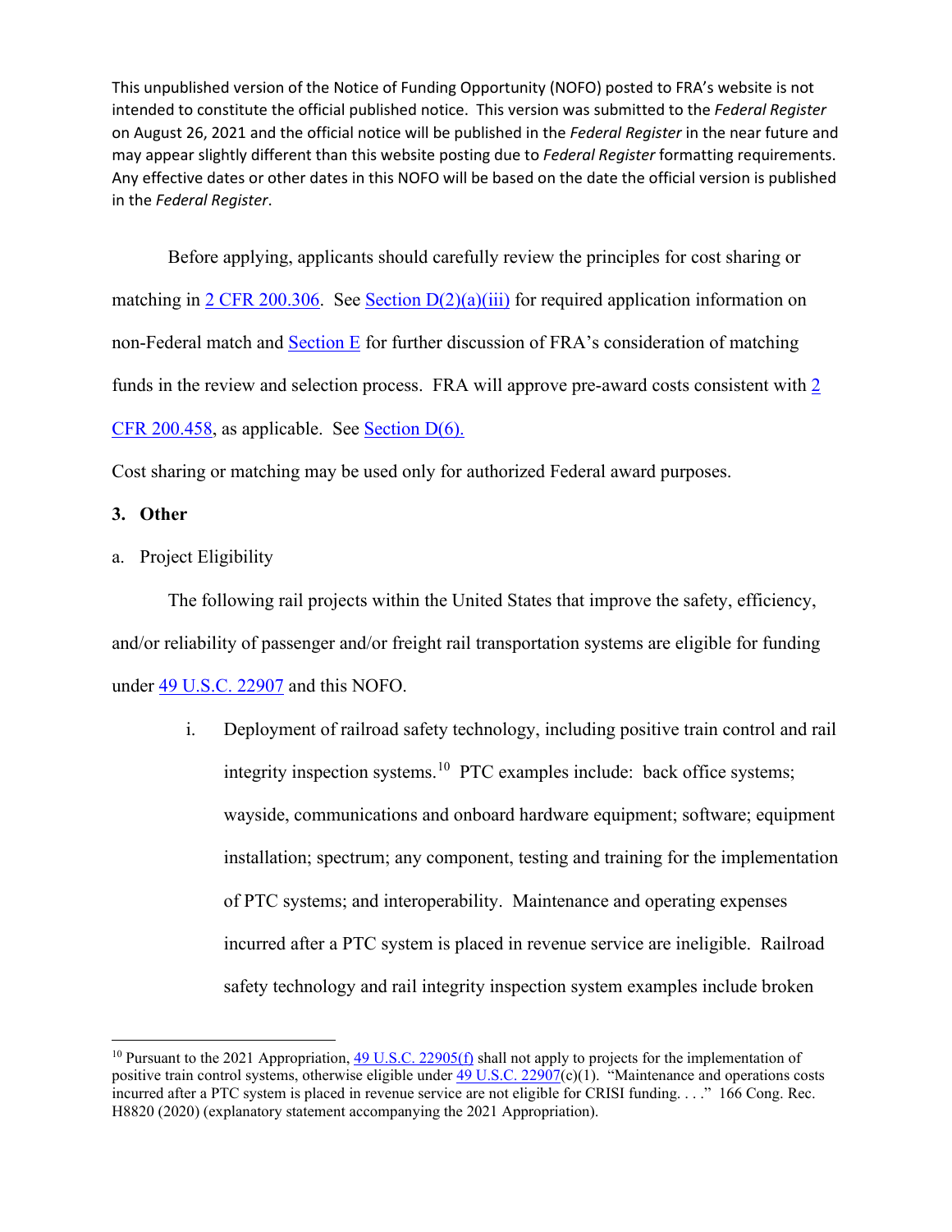This unpublished version of the Notice of Funding Opportunity (NOFO) posted to FRA's website is not intended to constitute the official published notice. This version was submitted to the *Federal Register* on August 26, 2021 and the official notice will be published in the *Federal Register* in the near future and may appear slightly different than this website posting due to *Federal Register* formatting requirements. Any effective dates or other dates in this NOFO will be based on the date the official version is published in the *Federal Register*.

Before applying, applicants should carefully review the principles for cost sharing or matching in 2 CFR 200.306. See Section D(2)(a)(iii) for required application information on non-Federal match and Section E for further discussion of FRA's consideration of matching funds in the review and selection process. FRA will approve pre-award costs consistent with 2 CFR 200.458, as applicable. See Section D(6).

Cost sharing or matching may be used only for authorized Federal award purposes.

**3. Other**

a. Project Eligibility

The following rail projects within the United States that improve the safety, efficiency, and/or reliability of passenger and/or freight rail transportation systems are eligible for funding under 49 U.S.C. 22907 and this NOFO.

i. Deployment of railroad safety technology, including positive train control and rail integrity inspection systems.[10] PTC examples include: back office systems; wayside, communications and onboard hardware equipment; software; equipment installation; spectrum; any component, testing and training for the implementation of PTC systems; and interoperability. Maintenance and operating expenses incurred after a PTC system is placed in revenue service are ineligible. Railroad safety technology and rail integrity inspection system examples include broken

[10] Pursuant to the 2021 Appropriation, 49 U.S.C. 22905(f) shall not apply to projects for the implementation of positive train control systems, otherwise eligible under 49 U.S.C. 22907(c)(1). "Maintenance and operations costs incurred after a PTC system is placed in revenue service are not eligible for CRISI funding. . . ." 166 Cong. Rec. H8820 (2020) (explanatory statement accompanying the 2021 Appropriation).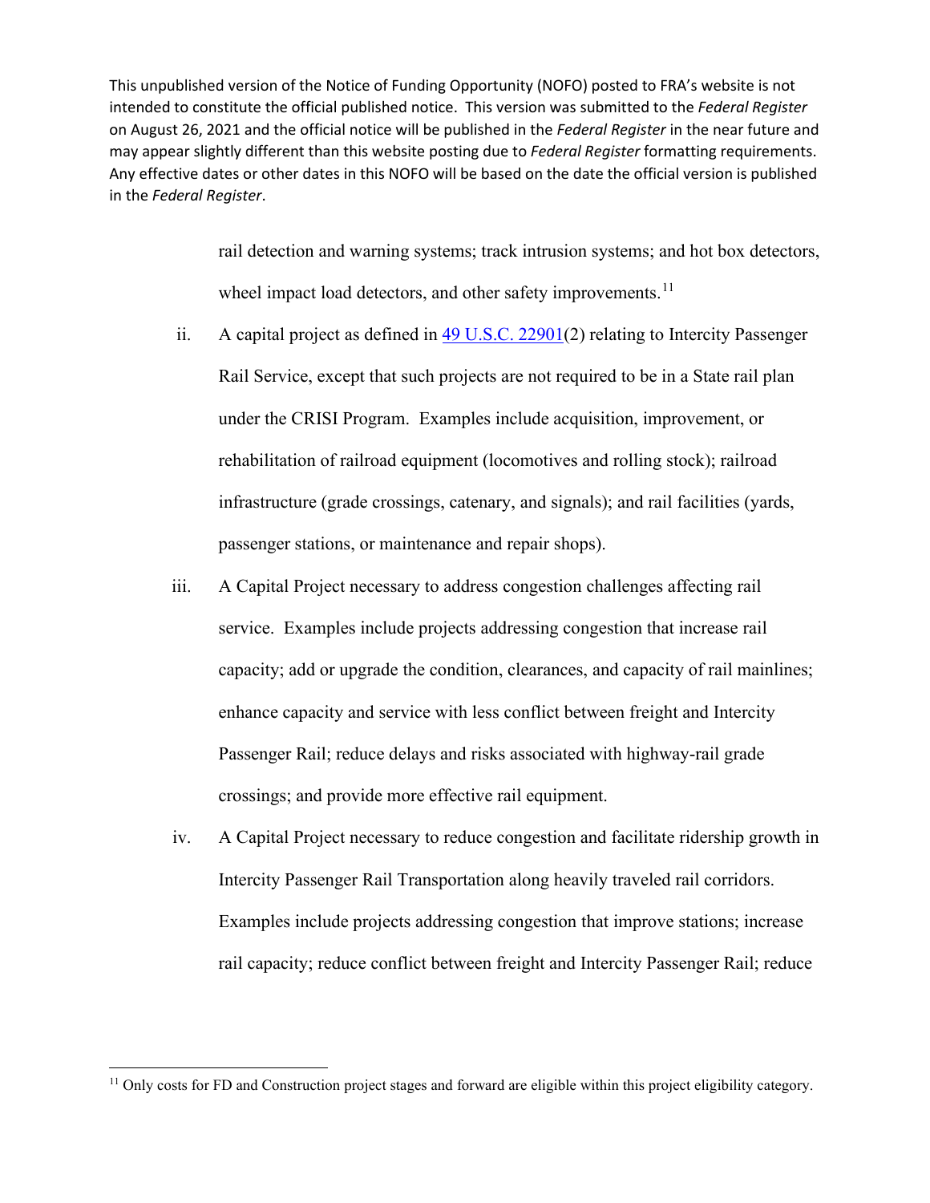This unpublished version of the Notice of Funding Opportunity (NOFO) posted to FRA's website is not intended to constitute the official published notice. This version was submitted to the *Federal Register* on August 26, 2021 and the official notice will be published in the *Federal Register* in the near future and may appear slightly different than this website posting due to *Federal Register* formatting requirements. Any effective dates or other dates in this NOFO will be based on the date the official version is published in the *Federal Register*.

rail detection and warning systems; track intrusion systems; and hot box detectors, wheel impact load detectors, and other safety improvements.[11]

ii. A capital project as defined in 49 U.S.C. 22901(2) relating to Intercity Passenger Rail Service, except that such projects are not required to be in a State rail plan under the CRISI Program. Examples include acquisition, improvement, or rehabilitation of railroad equipment (locomotives and rolling stock); railroad infrastructure (grade crossings, catenary, and signals); and rail facilities (yards, passenger stations, or maintenance and repair shops).

iii. A Capital Project necessary to address congestion challenges affecting rail service. Examples include projects addressing congestion that increase rail capacity; add or upgrade the condition, clearances, and capacity of rail mainlines; enhance capacity and service with less conflict between freight and Intercity Passenger Rail; reduce delays and risks associated with highway-rail grade crossings; and provide more effective rail equipment.

iv. A Capital Project necessary to reduce congestion and facilitate ridership growth in Intercity Passenger Rail Transportation along heavily traveled rail corridors. Examples include projects addressing congestion that improve stations; increase rail capacity; reduce conflict between freight and Intercity Passenger Rail; reduce

[11] Only costs for FD and Construction project stages and forward are eligible within this project eligibility category.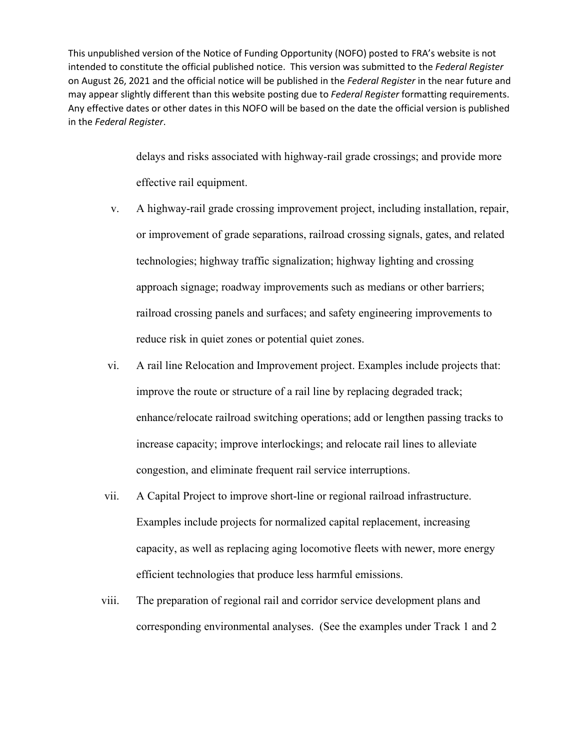delays and risks associated with highway-rail grade crossings; and provide more effective rail equipment.

v. A highway-rail grade crossing improvement project, including installation, repair, or improvement of grade separations, railroad crossing signals, gates, and related technologies; highway traffic signalization; highway lighting and crossing approach signage; roadway improvements such as medians or other barriers; railroad crossing panels and surfaces; and safety engineering improvements to reduce risk in quiet zones or potential quiet zones.

vi. A rail line Relocation and Improvement project. Examples include projects that: improve the route or structure of a rail line by replacing degraded track; enhance/relocate railroad switching operations; add or lengthen passing tracks to increase capacity; improve interlockings; and relocate rail lines to alleviate congestion, and eliminate frequent rail service interruptions.

vii. A Capital Project to improve short-line or regional railroad infrastructure. Examples include projects for normalized capital replacement, increasing capacity, as well as replacing aging locomotive fleets with newer, more energy efficient technologies that produce less harmful emissions.

viii. The preparation of regional rail and corridor service development plans and corresponding environmental analyses. (See the examples under Track 1 and 2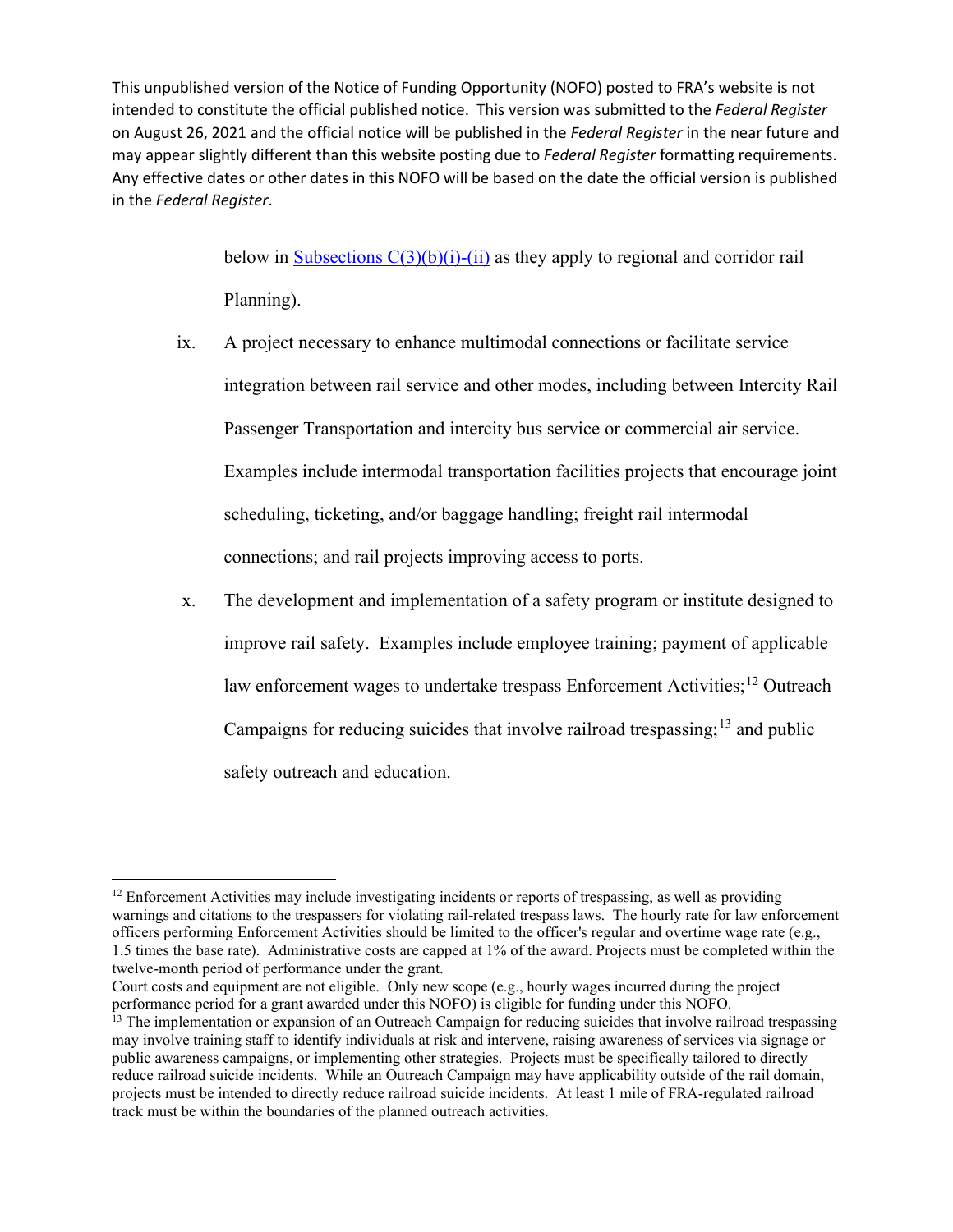This unpublished version of the Notice of Funding Opportunity (NOFO) posted to FRA's website is not intended to constitute the official published notice. This version was submitted to the *Federal Register* on August 26, 2021 and the official notice will be published in the *Federal Register* in the near future and may appear slightly different than this website posting due to *Federal Register* formatting requirements. Any effective dates or other dates in this NOFO will be based on the date the official version is published in the *Federal Register*.

below in Subsections C(3)(b)(i)-(ii) as they apply to regional and corridor rail Planning).

ix. A project necessary to enhance multimodal connections or facilitate service integration between rail service and other modes, including between Intercity Rail Passenger Transportation and intercity bus service or commercial air service. Examples include intermodal transportation facilities projects that encourage joint scheduling, ticketing, and/or baggage handling; freight rail intermodal connections; and rail projects improving access to ports.

x. The development and implementation of a safety program or institute designed to improve rail safety. Examples include employee training; payment of applicable law enforcement wages to undertake trespass Enforcement Activities;[12] Outreach Campaigns for reducing suicides that involve railroad trespassing;[13] and public safety outreach and education.

---

[12] Enforcement Activities may include investigating incidents or reports of trespassing, as well as providing warnings and citations to the trespassers for violating rail-related trespass laws. The hourly rate for law enforcement officers performing Enforcement Activities should be limited to the officer's regular and overtime wage rate (e.g., 1.5 times the base rate). Administrative costs are capped at 1% of the award. Projects must be completed within the twelve-month period of performance under the grant.
Court costs and equipment are not eligible. Only new scope (e.g., hourly wages incurred during the project performance period for a grant awarded under this NOFO) is eligible for funding under this NOFO.

[13] The implementation or expansion of an Outreach Campaign for reducing suicides that involve railroad trespassing may involve training staff to identify individuals at risk and intervene, raising awareness of services via signage or public awareness campaigns, or implementing other strategies. Projects must be specifically tailored to directly reduce railroad suicide incidents. While an Outreach Campaign may have applicability outside of the rail domain, projects must be intended to directly reduce railroad suicide incidents. At least 1 mile of FRA-regulated railroad track must be within the boundaries of the planned outreach activities.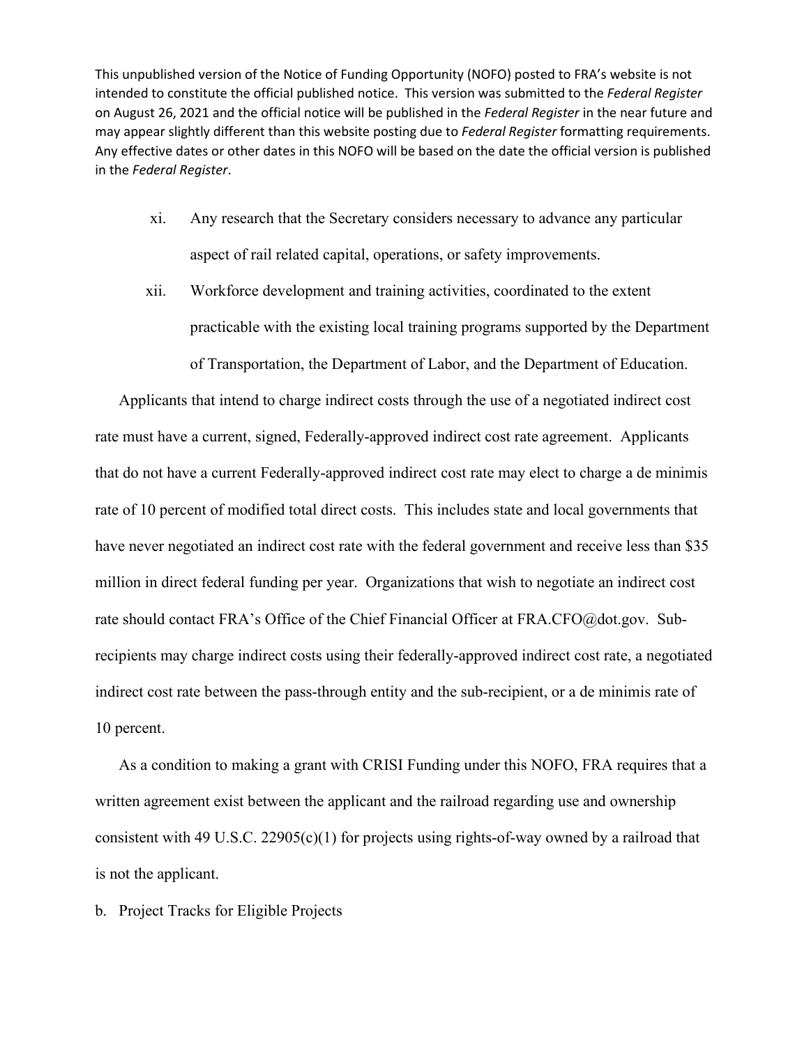This unpublished version of the Notice of Funding Opportunity (NOFO) posted to FRA's website is not intended to constitute the official published notice. This version was submitted to the *Federal Register* on August 26, 2021 and the official notice will be published in the *Federal Register* in the near future and may appear slightly different than this website posting due to *Federal Register* formatting requirements. Any effective dates or other dates in this NOFO will be based on the date the official version is published in the *Federal Register*.

xi. Any research that the Secretary considers necessary to advance any particular aspect of rail related capital, operations, or safety improvements.

xii. Workforce development and training activities, coordinated to the extent practicable with the existing local training programs supported by the Department of Transportation, the Department of Labor, and the Department of Education.

Applicants that intend to charge indirect costs through the use of a negotiated indirect cost rate must have a current, signed, Federally-approved indirect cost rate agreement. Applicants that do not have a current Federally-approved indirect cost rate may elect to charge a de minimis rate of 10 percent of modified total direct costs. This includes state and local governments that have never negotiated an indirect cost rate with the federal government and receive less than $35 million in direct federal funding per year. Organizations that wish to negotiate an indirect cost rate should contact FRA's Office of the Chief Financial Officer at FRA.CFO@dot.gov. Sub-recipients may charge indirect costs using their federally-approved indirect cost rate, a negotiated indirect cost rate between the pass-through entity and the sub-recipient, or a de minimis rate of 10 percent.

As a condition to making a grant with CRISI Funding under this NOFO, FRA requires that a written agreement exist between the applicant and the railroad regarding use and ownership consistent with 49 U.S.C. 22905(c)(1) for projects using rights-of-way owned by a railroad that is not the applicant.

b. Project Tracks for Eligible Projects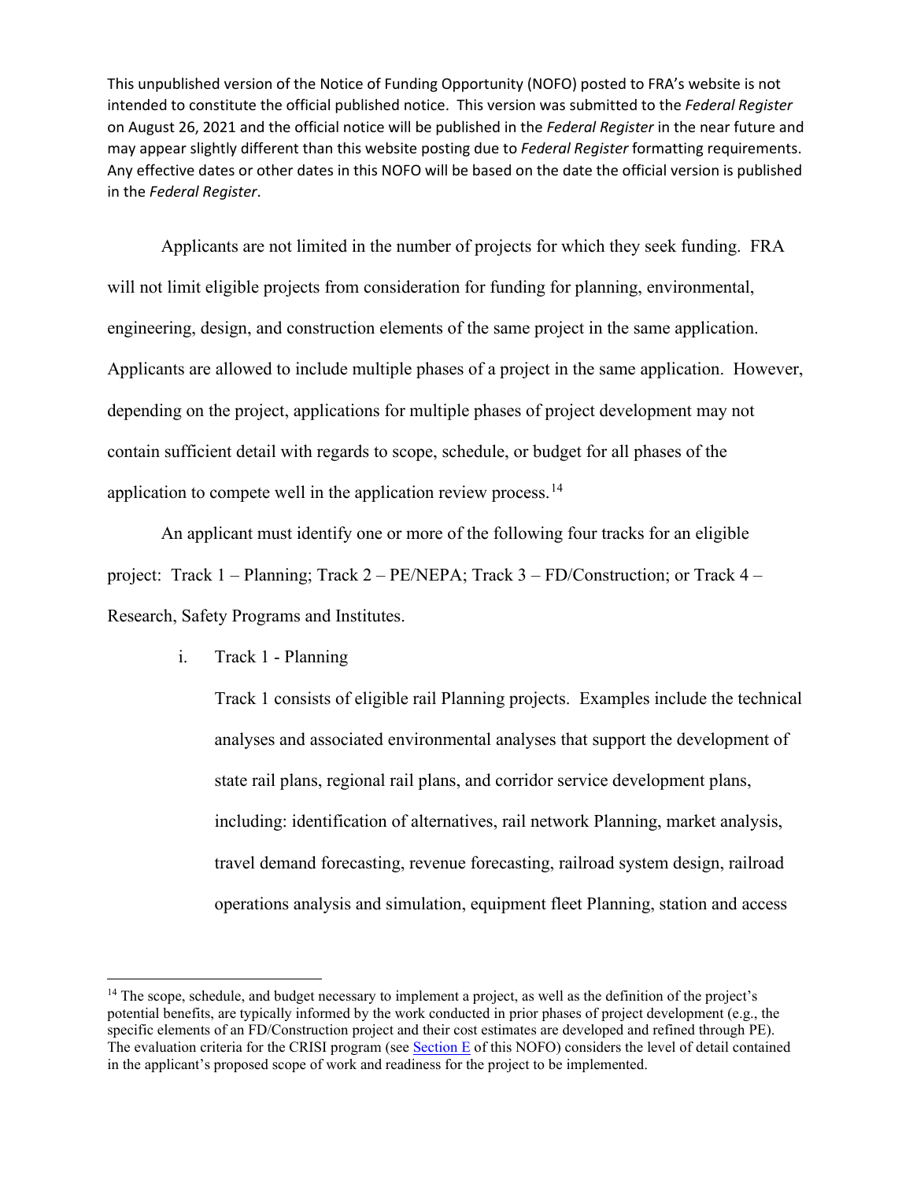This unpublished version of the Notice of Funding Opportunity (NOFO) posted to FRA's website is not intended to constitute the official published notice. This version was submitted to the *Federal Register* on August 26, 2021 and the official notice will be published in the *Federal Register* in the near future and may appear slightly different than this website posting due to *Federal Register* formatting requirements. Any effective dates or other dates in this NOFO will be based on the date the official version is published in the *Federal Register*.

Applicants are not limited in the number of projects for which they seek funding. FRA will not limit eligible projects from consideration for funding for planning, environmental, engineering, design, and construction elements of the same project in the same application. Applicants are allowed to include multiple phases of a project in the same application. However, depending on the project, applications for multiple phases of project development may not contain sufficient detail with regards to scope, schedule, or budget for all phases of the application to compete well in the application review process.[14]

An applicant must identify one or more of the following four tracks for an eligible project: Track 1 – Planning; Track 2 – PE/NEPA; Track 3 – FD/Construction; or Track 4 – Research, Safety Programs and Institutes.

i. Track 1 - Planning

Track 1 consists of eligible rail Planning projects. Examples include the technical analyses and associated environmental analyses that support the development of state rail plans, regional rail plans, and corridor service development plans, including: identification of alternatives, rail network Planning, market analysis, travel demand forecasting, revenue forecasting, railroad system design, railroad operations analysis and simulation, equipment fleet Planning, station and access

[14] The scope, schedule, and budget necessary to implement a project, as well as the definition of the project's potential benefits, are typically informed by the work conducted in prior phases of project development (e.g., the specific elements of an FD/Construction project and their cost estimates are developed and refined through PE). The evaluation criteria for the CRISI program (see Section E of this NOFO) considers the level of detail contained in the applicant's proposed scope of work and readiness for the project to be implemented.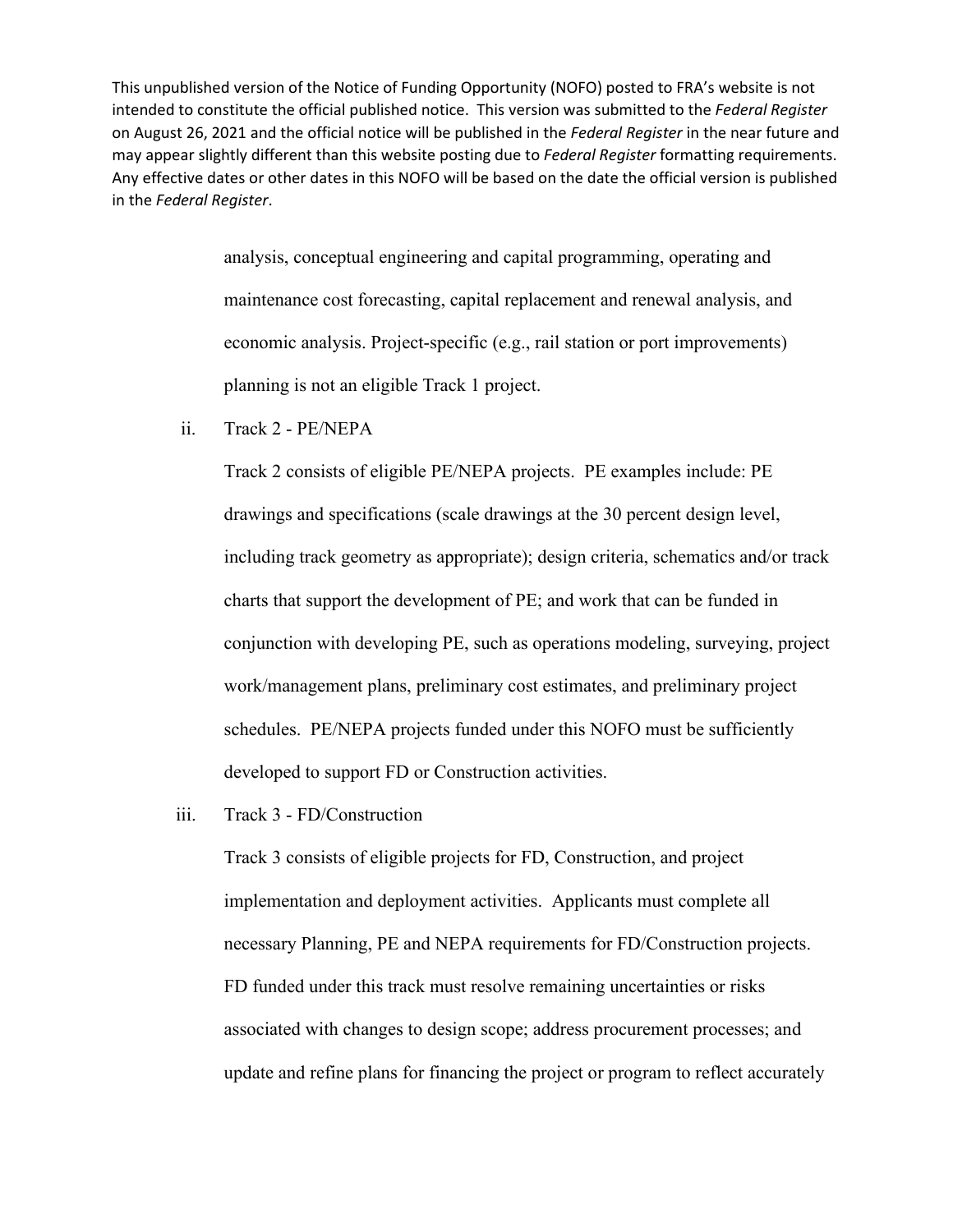analysis, conceptual engineering and capital programming, operating and maintenance cost forecasting, capital replacement and renewal analysis, and economic analysis. Project-specific (e.g., rail station or port improvements) planning is not an eligible Track 1 project.

ii. Track 2 - PE/NEPA

Track 2 consists of eligible PE/NEPA projects. PE examples include: PE drawings and specifications (scale drawings at the 30 percent design level, including track geometry as appropriate); design criteria, schematics and/or track charts that support the development of PE; and work that can be funded in conjunction with developing PE, such as operations modeling, surveying, project work/management plans, preliminary cost estimates, and preliminary project schedules. PE/NEPA projects funded under this NOFO must be sufficiently developed to support FD or Construction activities.

iii. Track 3 - FD/Construction

Track 3 consists of eligible projects for FD, Construction, and project implementation and deployment activities. Applicants must complete all necessary Planning, PE and NEPA requirements for FD/Construction projects. FD funded under this track must resolve remaining uncertainties or risks associated with changes to design scope; address procurement processes; and update and refine plans for financing the project or program to reflect accurately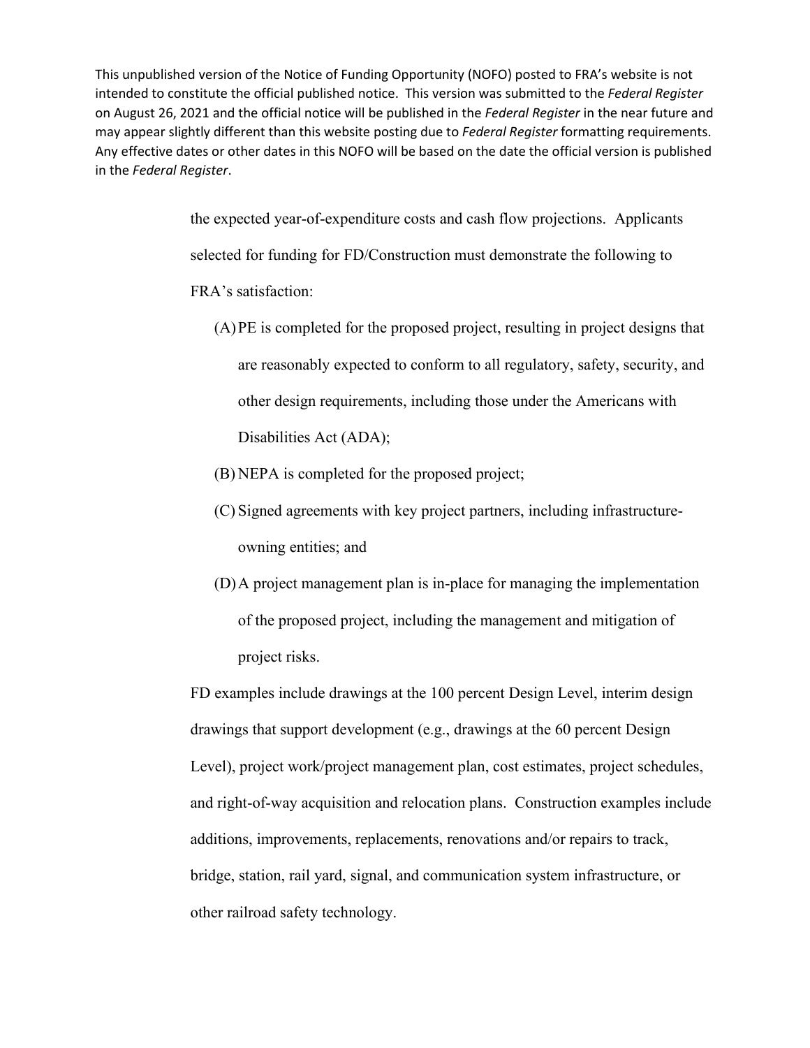This unpublished version of the Notice of Funding Opportunity (NOFO) posted to FRA's website is not intended to constitute the official published notice. This version was submitted to the *Federal Register* on August 26, 2021 and the official notice will be published in the *Federal Register* in the near future and may appear slightly different than this website posting due to *Federal Register* formatting requirements. Any effective dates or other dates in this NOFO will be based on the date the official version is published in the *Federal Register*.

the expected year-of-expenditure costs and cash flow projections. Applicants selected for funding for FD/Construction must demonstrate the following to FRA's satisfaction:

(A) PE is completed for the proposed project, resulting in project designs that are reasonably expected to conform to all regulatory, safety, security, and other design requirements, including those under the Americans with Disabilities Act (ADA);

(B) NEPA is completed for the proposed project;

(C) Signed agreements with key project partners, including infrastructure-owning entities; and

(D) A project management plan is in-place for managing the implementation of the proposed project, including the management and mitigation of project risks.

FD examples include drawings at the 100 percent Design Level, interim design drawings that support development (e.g., drawings at the 60 percent Design Level), project work/project management plan, cost estimates, project schedules, and right-of-way acquisition and relocation plans. Construction examples include additions, improvements, replacements, renovations and/or repairs to track, bridge, station, rail yard, signal, and communication system infrastructure, or other railroad safety technology.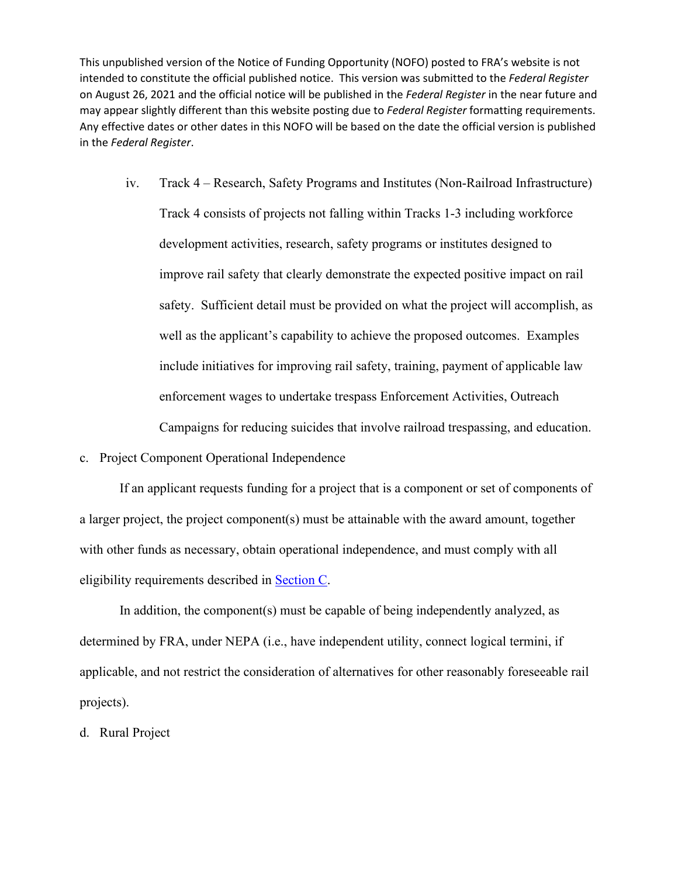This unpublished version of the Notice of Funding Opportunity (NOFO) posted to FRA's website is not intended to constitute the official published notice. This version was submitted to the *Federal Register* on August 26, 2021 and the official notice will be published in the *Federal Register* in the near future and may appear slightly different than this website posting due to *Federal Register* formatting requirements. Any effective dates or other dates in this NOFO will be based on the date the official version is published in the *Federal Register*.

iv. Track 4 – Research, Safety Programs and Institutes (Non-Railroad Infrastructure)

Track 4 consists of projects not falling within Tracks 1-3 including workforce development activities, research, safety programs or institutes designed to improve rail safety that clearly demonstrate the expected positive impact on rail safety. Sufficient detail must be provided on what the project will accomplish, as well as the applicant's capability to achieve the proposed outcomes. Examples include initiatives for improving rail safety, training, payment of applicable law enforcement wages to undertake trespass Enforcement Activities, Outreach Campaigns for reducing suicides that involve railroad trespassing, and education.

c. Project Component Operational Independence

If an applicant requests funding for a project that is a component or set of components of a larger project, the project component(s) must be attainable with the award amount, together with other funds as necessary, obtain operational independence, and must comply with all eligibility requirements described in Section C.

In addition, the component(s) must be capable of being independently analyzed, as determined by FRA, under NEPA (i.e., have independent utility, connect logical termini, if applicable, and not restrict the consideration of alternatives for other reasonably foreseeable rail projects).

d. Rural Project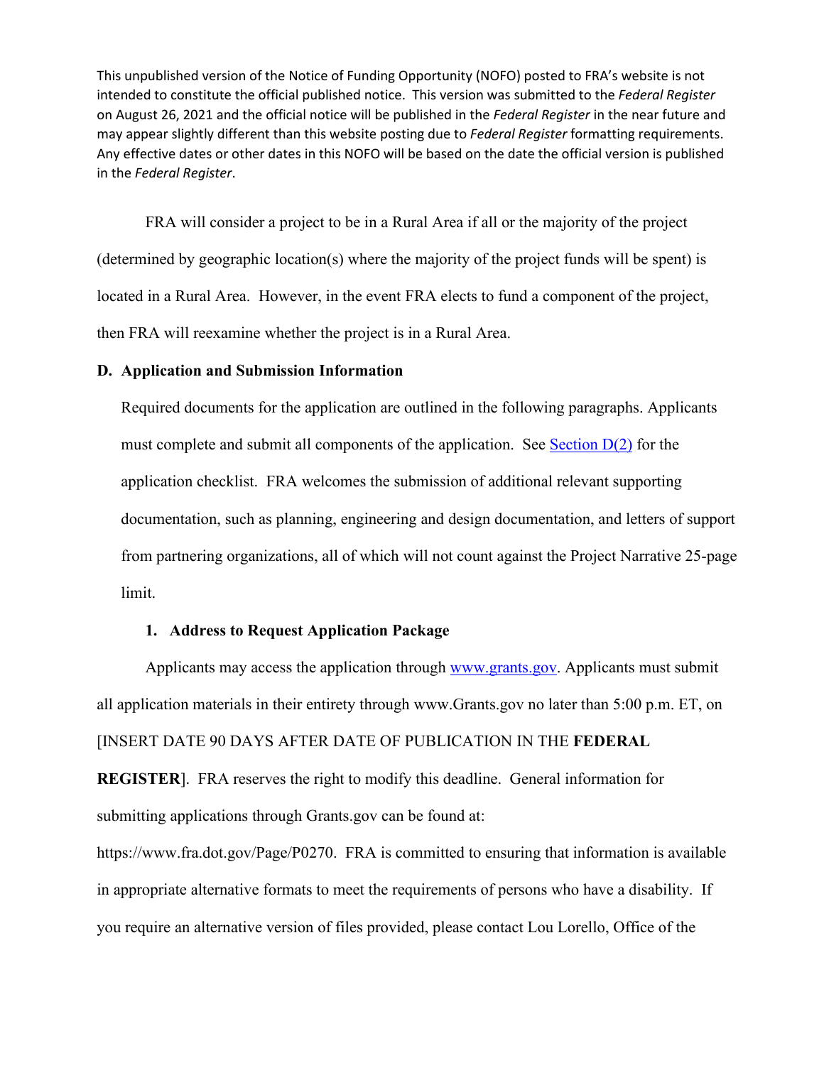This unpublished version of the Notice of Funding Opportunity (NOFO) posted to FRA's website is not intended to constitute the official published notice. This version was submitted to the *Federal Register* on August 26, 2021 and the official notice will be published in the *Federal Register* in the near future and may appear slightly different than this website posting due to *Federal Register* formatting requirements. Any effective dates or other dates in this NOFO will be based on the date the official version is published in the *Federal Register*.

FRA will consider a project to be in a Rural Area if all or the majority of the project (determined by geographic location(s) where the majority of the project funds will be spent) is located in a Rural Area. However, in the event FRA elects to fund a component of the project, then FRA will reexamine whether the project is in a Rural Area.

## D. Application and Submission Information

Required documents for the application are outlined in the following paragraphs. Applicants must complete and submit all components of the application. See Section D(2) for the application checklist. FRA welcomes the submission of additional relevant supporting documentation, such as planning, engineering and design documentation, and letters of support from partnering organizations, all of which will not count against the Project Narrative 25-page limit.

### 1. Address to Request Application Package

Applicants may access the application through www.grants.gov. Applicants must submit all application materials in their entirety through www.Grants.gov no later than 5:00 p.m. ET, on [INSERT DATE 90 DAYS AFTER DATE OF PUBLICATION IN THE **FEDERAL REGISTER**]. FRA reserves the right to modify this deadline. General information for submitting applications through Grants.gov can be found at: https://www.fra.dot.gov/Page/P0270. FRA is committed to ensuring that information is available in appropriate alternative formats to meet the requirements of persons who have a disability. If you require an alternative version of files provided, please contact Lou Lorello, Office of the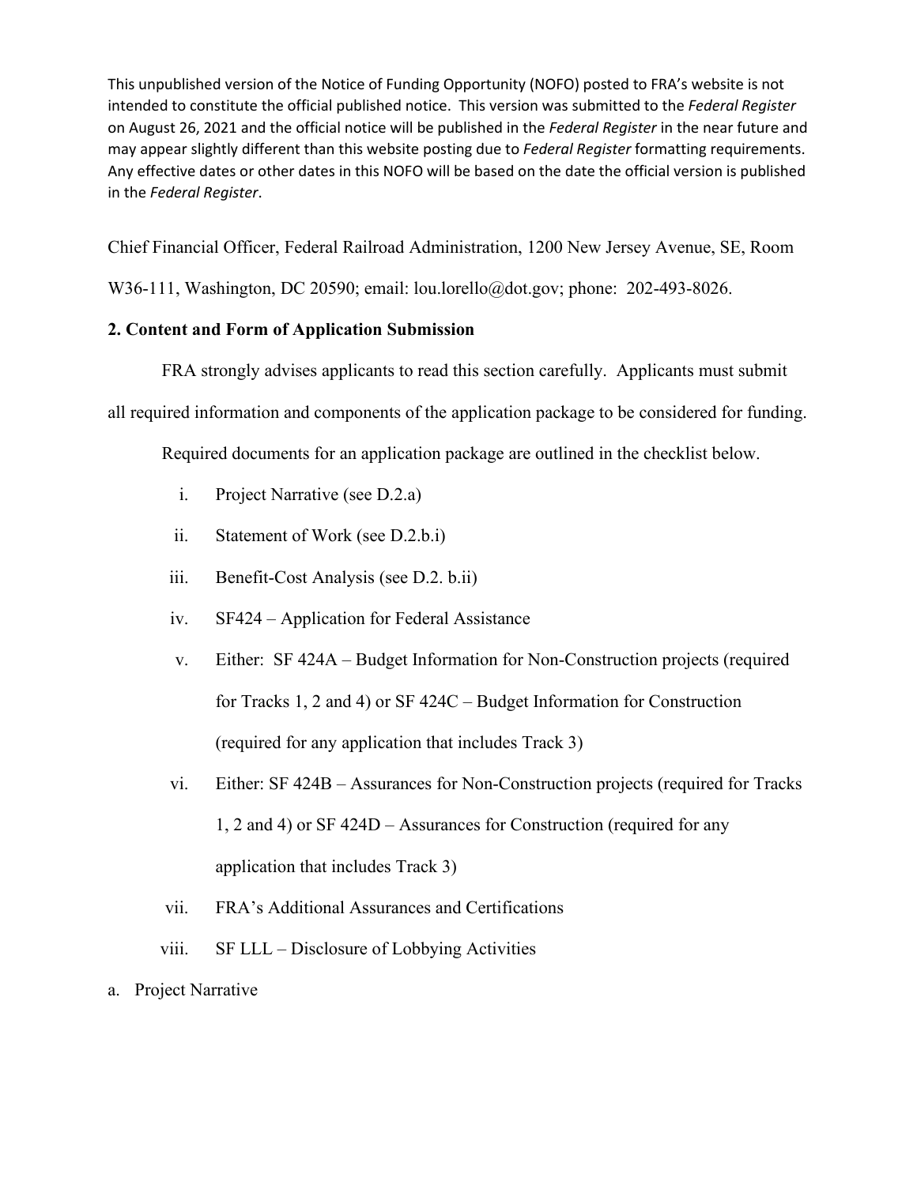This unpublished version of the Notice of Funding Opportunity (NOFO) posted to FRA's website is not intended to constitute the official published notice. This version was submitted to the *Federal Register* on August 26, 2021 and the official notice will be published in the *Federal Register* in the near future and may appear slightly different than this website posting due to *Federal Register* formatting requirements. Any effective dates or other dates in this NOFO will be based on the date the official version is published in the *Federal Register*.

Chief Financial Officer, Federal Railroad Administration, 1200 New Jersey Avenue, SE, Room W36-111, Washington, DC 20590; email: lou.lorello@dot.gov; phone: 202-493-8026.

**2. Content and Form of Application Submission**

FRA strongly advises applicants to read this section carefully. Applicants must submit all required information and components of the application package to be considered for funding.

Required documents for an application package are outlined in the checklist below.

i. Project Narrative (see D.2.a)

ii. Statement of Work (see D.2.b.i)

iii. Benefit-Cost Analysis (see D.2. b.ii)

iv. SF424 – Application for Federal Assistance

v. Either: SF 424A – Budget Information for Non-Construction projects (required for Tracks 1, 2 and 4) or SF 424C – Budget Information for Construction (required for any application that includes Track 3)

vi. Either: SF 424B – Assurances for Non-Construction projects (required for Tracks 1, 2 and 4) or SF 424D – Assurances for Construction (required for any application that includes Track 3)

vii. FRA's Additional Assurances and Certifications

viii. SF LLL – Disclosure of Lobbying Activities

a. Project Narrative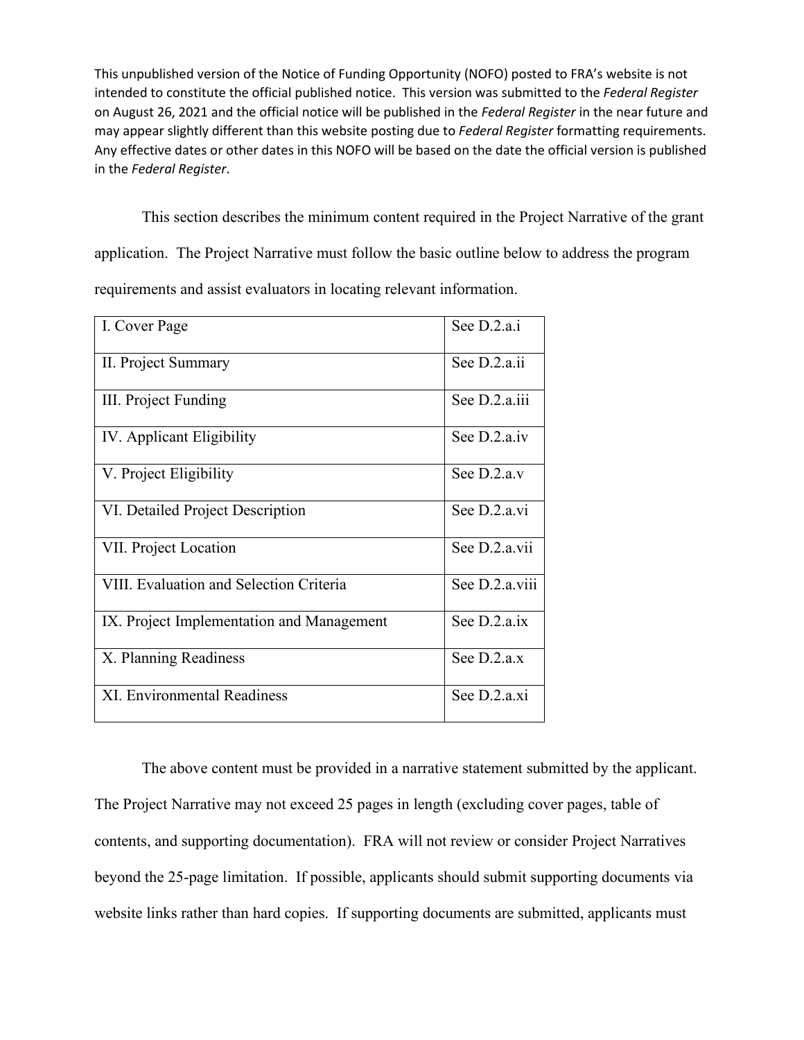This unpublished version of the Notice of Funding Opportunity (NOFO) posted to FRA's website is not intended to constitute the official published notice. This version was submitted to the *Federal Register* on August 26, 2021 and the official notice will be published in the *Federal Register* in the near future and may appear slightly different than this website posting due to *Federal Register* formatting requirements. Any effective dates or other dates in this NOFO will be based on the date the official version is published in the *Federal Register*.

This section describes the minimum content required in the Project Narrative of the grant application. The Project Narrative must follow the basic outline below to address the program requirements and assist evaluators in locating relevant information.

| | |
|---|---|
| I. Cover Page | See D.2.a.i |
| II. Project Summary | See D.2.a.ii |
| III. Project Funding | See D.2.a.iii |
| IV. Applicant Eligibility | See D.2.a.iv |
| V. Project Eligibility | See D.2.a.v |
| VI. Detailed Project Description | See D.2.a.vi |
| VII. Project Location | See D.2.a.vii |
| VIII. Evaluation and Selection Criteria | See D.2.a.viii |
| IX. Project Implementation and Management | See D.2.a.ix |
| X. Planning Readiness | See D.2.a.x |
| XI. Environmental Readiness | See D.2.a.xi |

The above content must be provided in a narrative statement submitted by the applicant. The Project Narrative may not exceed 25 pages in length (excluding cover pages, table of contents, and supporting documentation). FRA will not review or consider Project Narratives beyond the 25-page limitation. If possible, applicants should submit supporting documents via website links rather than hard copies. If supporting documents are submitted, applicants must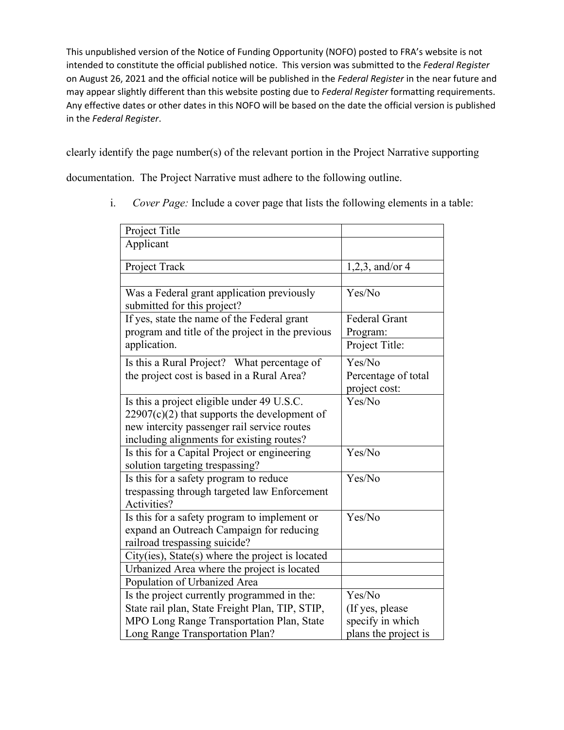This unpublished version of the Notice of Funding Opportunity (NOFO) posted to FRA's website is not intended to constitute the official published notice. This version was submitted to the *Federal Register* on August 26, 2021 and the official notice will be published in the *Federal Register* in the near future and may appear slightly different than this website posting due to *Federal Register* formatting requirements. Any effective dates or other dates in this NOFO will be based on the date the official version is published in the *Federal Register*.

clearly identify the page number(s) of the relevant portion in the Project Narrative supporting documentation. The Project Narrative must adhere to the following outline.

i. *Cover Page:* Include a cover page that lists the following elements in a table:

| Project Title | |
|---|---|
| Applicant | |
| Project Track | 1,2,3, and/or 4 |
| | |
| Was a Federal grant application previously submitted for this project? | Yes/No |
| If yes, state the name of the Federal grant program and title of the project in the previous application. | Federal Grant Program: Project Title: |
| Is this a Rural Project? What percentage of the project cost is based in a Rural Area? | Yes/No Percentage of total project cost: |
| Is this a project eligible under 49 U.S.C. 22907(c)(2) that supports the development of new intercity passenger rail service routes including alignments for existing routes? | Yes/No |
| Is this for a Capital Project or engineering solution targeting trespassing? | Yes/No |
| Is this for a safety program to reduce trespassing through targeted law Enforcement Activities? | Yes/No |
| Is this for a safety program to implement or expand an Outreach Campaign for reducing railroad trespassing suicide? | Yes/No |
| City(ies), State(s) where the project is located | |
| Urbanized Area where the project is located | |
| Population of Urbanized Area | |
| Is the project currently programmed in the: State rail plan, State Freight Plan, TIP, STIP, MPO Long Range Transportation Plan, State Long Range Transportation Plan? | Yes/No (If yes, please specify in which plans the project is |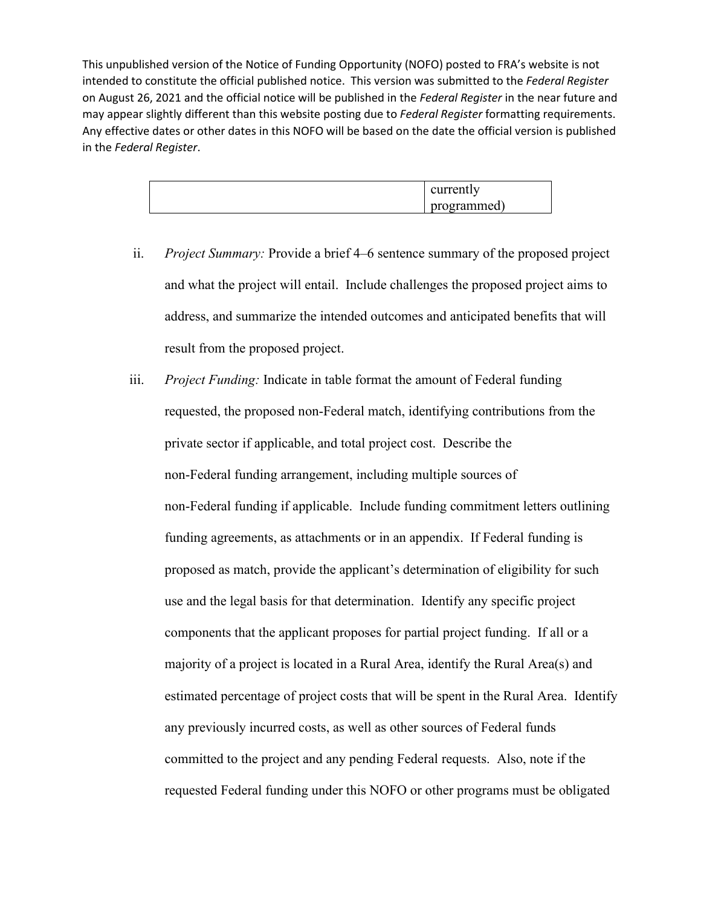| | |
|---|---|
| | currently programmed) |

ii. *Project Summary:* Provide a brief 4–6 sentence summary of the proposed project and what the project will entail. Include challenges the proposed project aims to address, and summarize the intended outcomes and anticipated benefits that will result from the proposed project.

iii. *Project Funding:* Indicate in table format the amount of Federal funding requested, the proposed non-Federal match, identifying contributions from the private sector if applicable, and total project cost. Describe the non-Federal funding arrangement, including multiple sources of non-Federal funding if applicable. Include funding commitment letters outlining funding agreements, as attachments or in an appendix. If Federal funding is proposed as match, provide the applicant's determination of eligibility for such use and the legal basis for that determination. Identify any specific project components that the applicant proposes for partial project funding. If all or a majority of a project is located in a Rural Area, identify the Rural Area(s) and estimated percentage of project costs that will be spent in the Rural Area. Identify any previously incurred costs, as well as other sources of Federal funds committed to the project and any pending Federal requests. Also, note if the requested Federal funding under this NOFO or other programs must be obligated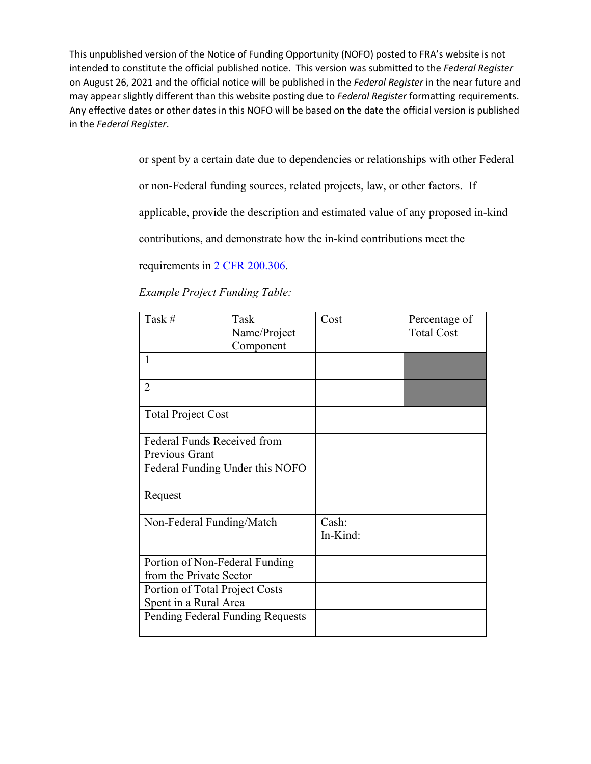This unpublished version of the Notice of Funding Opportunity (NOFO) posted to FRA's website is not intended to constitute the official published notice. This version was submitted to the *Federal Register* on August 26, 2021 and the official notice will be published in the *Federal Register* in the near future and may appear slightly different than this website posting due to *Federal Register* formatting requirements. Any effective dates or other dates in this NOFO will be based on the date the official version is published in the *Federal Register*.

or spent by a certain date due to dependencies or relationships with other Federal or non-Federal funding sources, related projects, law, or other factors. If applicable, provide the description and estimated value of any proposed in-kind contributions, and demonstrate how the in-kind contributions meet the requirements in 2 CFR 200.306.

*Example Project Funding Table:*

| Task # | Task Name/Project Component | Cost | Percentage of Total Cost |
|---|---|---|---|
| 1 | | | |
| 2 | | | |
| Total Project Cost | | | |
| Federal Funds Received from Previous Grant | | | |
| Federal Funding Under this NOFO Request | | | |
| Non-Federal Funding/Match | | Cash: In-Kind: | |
| Portion of Non-Federal Funding from the Private Sector | | | |
| Portion of Total Project Costs Spent in a Rural Area | | | |
| Pending Federal Funding Requests | | | |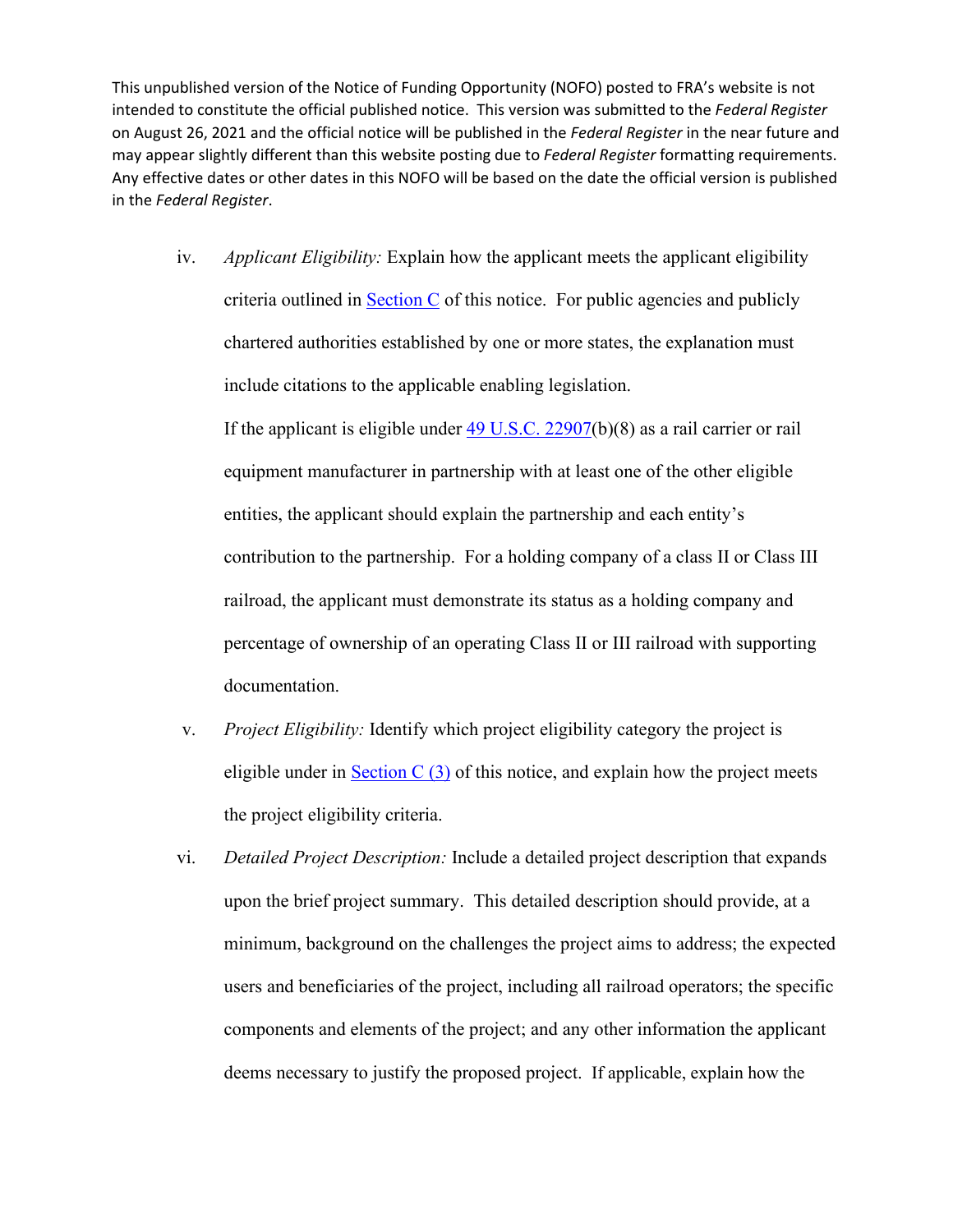This unpublished version of the Notice of Funding Opportunity (NOFO) posted to FRA's website is not intended to constitute the official published notice. This version was submitted to the *Federal Register* on August 26, 2021 and the official notice will be published in the *Federal Register* in the near future and may appear slightly different than this website posting due to *Federal Register* formatting requirements. Any effective dates or other dates in this NOFO will be based on the date the official version is published in the *Federal Register*.

iv. *Applicant Eligibility:* Explain how the applicant meets the applicant eligibility criteria outlined in Section C of this notice. For public agencies and publicly chartered authorities established by one or more states, the explanation must include citations to the applicable enabling legislation.

   If the applicant is eligible under 49 U.S.C. 22907(b)(8) as a rail carrier or rail equipment manufacturer in partnership with at least one of the other eligible entities, the applicant should explain the partnership and each entity's contribution to the partnership. For a holding company of a class II or Class III railroad, the applicant must demonstrate its status as a holding company and percentage of ownership of an operating Class II or III railroad with supporting documentation.

v. *Project Eligibility:* Identify which project eligibility category the project is eligible under in Section C (3) of this notice, and explain how the project meets the project eligibility criteria.

vi. *Detailed Project Description:* Include a detailed project description that expands upon the brief project summary. This detailed description should provide, at a minimum, background on the challenges the project aims to address; the expected users and beneficiaries of the project, including all railroad operators; the specific components and elements of the project; and any other information the applicant deems necessary to justify the proposed project. If applicable, explain how the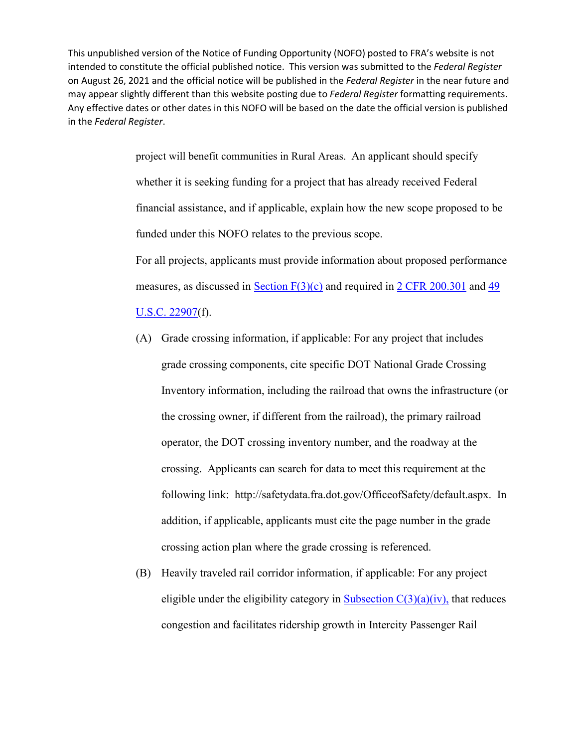This unpublished version of the Notice of Funding Opportunity (NOFO) posted to FRA's website is not intended to constitute the official published notice. This version was submitted to the *Federal Register* on August 26, 2021 and the official notice will be published in the *Federal Register* in the near future and may appear slightly different than this website posting due to *Federal Register* formatting requirements. Any effective dates or other dates in this NOFO will be based on the date the official version is published in the *Federal Register*.

project will benefit communities in Rural Areas. An applicant should specify whether it is seeking funding for a project that has already received Federal financial assistance, and if applicable, explain how the new scope proposed to be funded under this NOFO relates to the previous scope.

For all projects, applicants must provide information about proposed performance measures, as discussed in Section F(3)(c) and required in 2 CFR 200.301 and 49 U.S.C. 22907(f).

(A) Grade crossing information, if applicable: For any project that includes grade crossing components, cite specific DOT National Grade Crossing Inventory information, including the railroad that owns the infrastructure (or the crossing owner, if different from the railroad), the primary railroad operator, the DOT crossing inventory number, and the roadway at the crossing. Applicants can search for data to meet this requirement at the following link: http://safetydata.fra.dot.gov/OfficeofSafety/default.aspx. In addition, if applicable, applicants must cite the page number in the grade crossing action plan where the grade crossing is referenced.

(B) Heavily traveled rail corridor information, if applicable: For any project eligible under the eligibility category in Subsection C(3)(a)(iv), that reduces congestion and facilitates ridership growth in Intercity Passenger Rail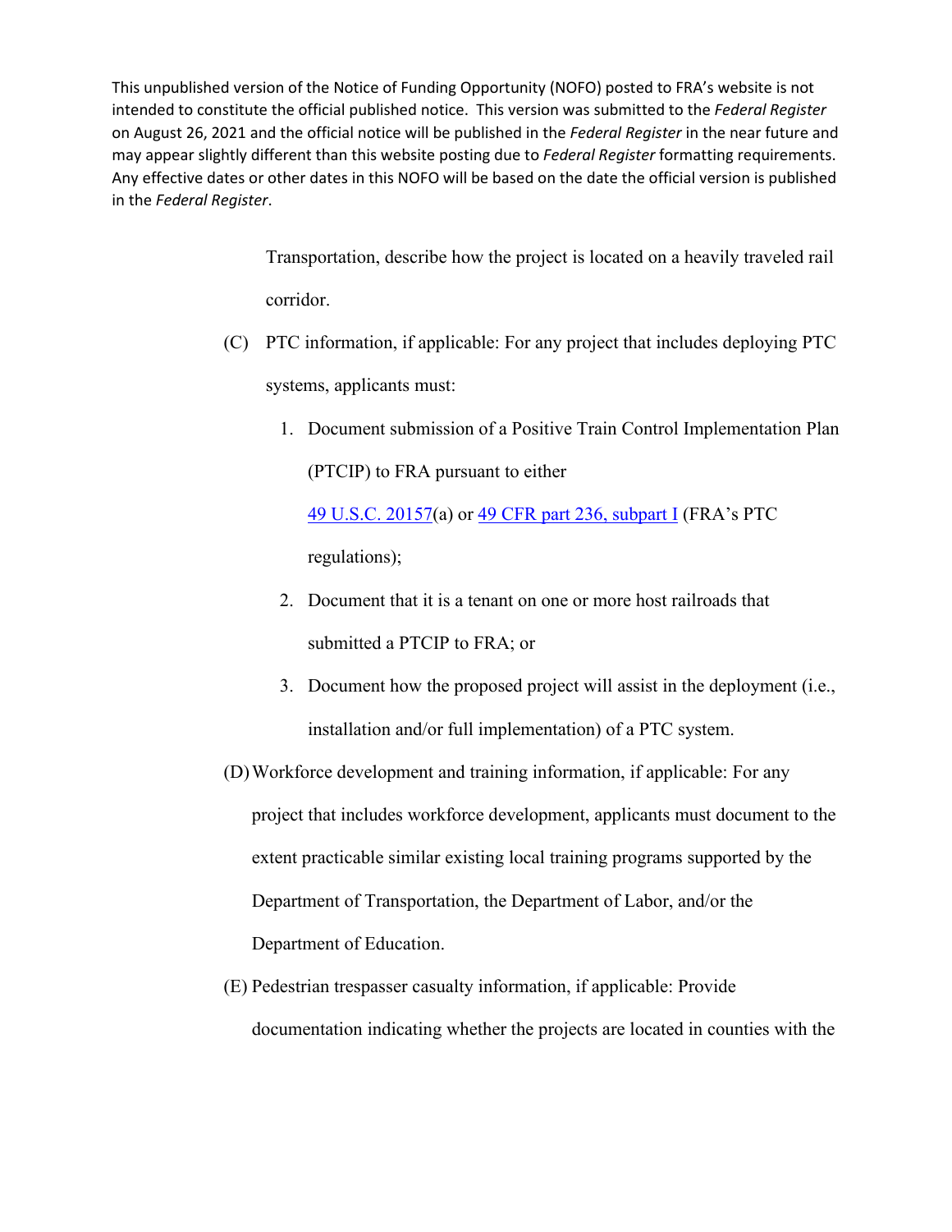This unpublished version of the Notice of Funding Opportunity (NOFO) posted to FRA's website is not intended to constitute the official published notice. This version was submitted to the *Federal Register* on August 26, 2021 and the official notice will be published in the *Federal Register* in the near future and may appear slightly different than this website posting due to *Federal Register* formatting requirements. Any effective dates or other dates in this NOFO will be based on the date the official version is published in the *Federal Register*.

Transportation, describe how the project is located on a heavily traveled rail corridor.

(C) PTC information, if applicable: For any project that includes deploying PTC systems, applicants must:

1. Document submission of a Positive Train Control Implementation Plan (PTCIP) to FRA pursuant to either 49 U.S.C. 20157(a) or 49 CFR part 236, subpart I (FRA's PTC regulations);
2. Document that it is a tenant on one or more host railroads that submitted a PTCIP to FRA; or
3. Document how the proposed project will assist in the deployment (i.e., installation and/or full implementation) of a PTC system.

(D) Workforce development and training information, if applicable: For any project that includes workforce development, applicants must document to the extent practicable similar existing local training programs supported by the Department of Transportation, the Department of Labor, and/or the Department of Education.

(E) Pedestrian trespasser casualty information, if applicable: Provide documentation indicating whether the projects are located in counties with the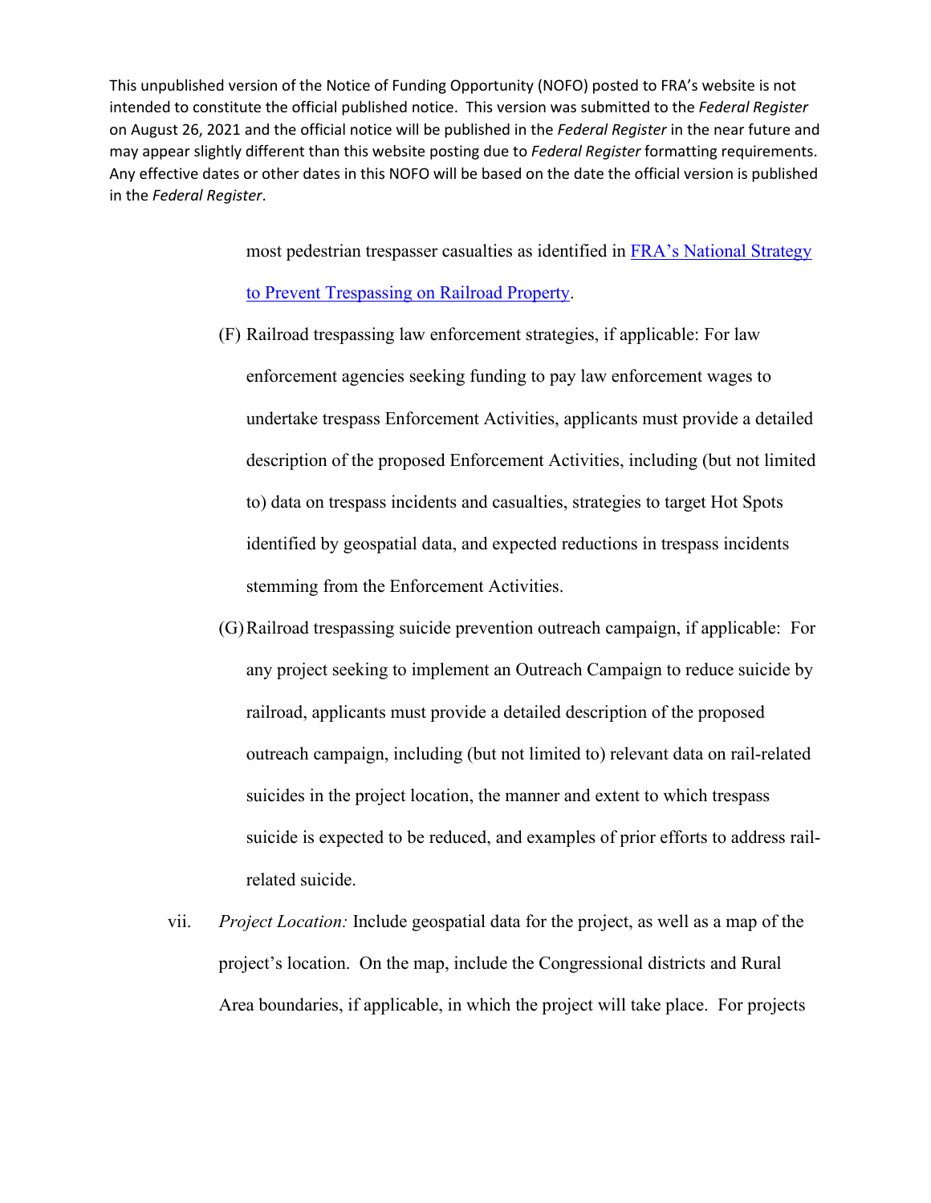This unpublished version of the Notice of Funding Opportunity (NOFO) posted to FRA's website is not intended to constitute the official published notice. This version was submitted to the *Federal Register* on August 26, 2021 and the official notice will be published in the *Federal Register* in the near future and may appear slightly different than this website posting due to *Federal Register* formatting requirements. Any effective dates or other dates in this NOFO will be based on the date the official version is published in the *Federal Register*.

most pedestrian trespasser casualties as identified in [FRA's National Strategy to Prevent Trespassing on Railroad Property](#).

(F) Railroad trespassing law enforcement strategies, if applicable: For law enforcement agencies seeking funding to pay law enforcement wages to undertake trespass Enforcement Activities, applicants must provide a detailed description of the proposed Enforcement Activities, including (but not limited to) data on trespass incidents and casualties, strategies to target Hot Spots identified by geospatial data, and expected reductions in trespass incidents stemming from the Enforcement Activities.

(G) Railroad trespassing suicide prevention outreach campaign, if applicable: For any project seeking to implement an Outreach Campaign to reduce suicide by railroad, applicants must provide a detailed description of the proposed outreach campaign, including (but not limited to) relevant data on rail-related suicides in the project location, the manner and extent to which trespass suicide is expected to be reduced, and examples of prior efforts to address rail-related suicide.

vii. *Project Location:* Include geospatial data for the project, as well as a map of the project's location. On the map, include the Congressional districts and Rural Area boundaries, if applicable, in which the project will take place. For projects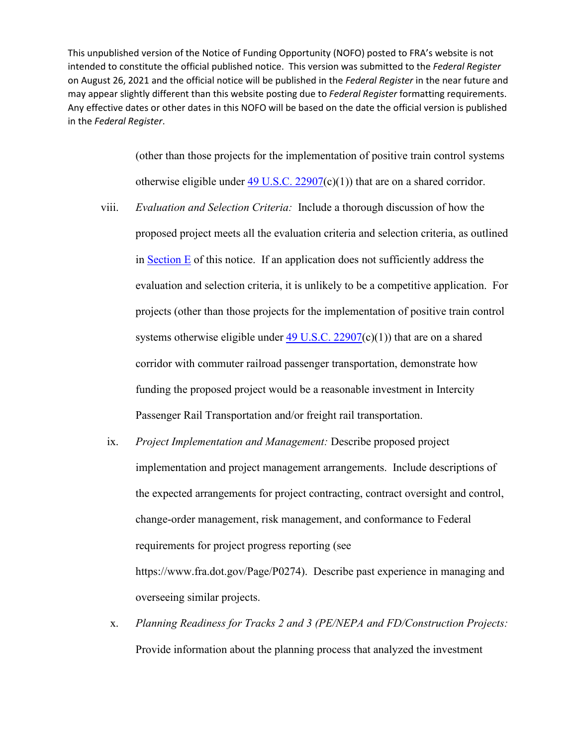This unpublished version of the Notice of Funding Opportunity (NOFO) posted to FRA's website is not intended to constitute the official published notice. This version was submitted to the *Federal Register* on August 26, 2021 and the official notice will be published in the *Federal Register* in the near future and may appear slightly different than this website posting due to *Federal Register* formatting requirements. Any effective dates or other dates in this NOFO will be based on the date the official version is published in the *Federal Register*.

(other than those projects for the implementation of positive train control systems otherwise eligible under 49 U.S.C. 22907(c)(1)) that are on a shared corridor.

viii. *Evaluation and Selection Criteria:* Include a thorough discussion of how the proposed project meets all the evaluation criteria and selection criteria, as outlined in Section E of this notice. If an application does not sufficiently address the evaluation and selection criteria, it is unlikely to be a competitive application. For projects (other than those projects for the implementation of positive train control systems otherwise eligible under 49 U.S.C. 22907(c)(1)) that are on a shared corridor with commuter railroad passenger transportation, demonstrate how funding the proposed project would be a reasonable investment in Intercity Passenger Rail Transportation and/or freight rail transportation.

ix. *Project Implementation and Management:* Describe proposed project implementation and project management arrangements. Include descriptions of the expected arrangements for project contracting, contract oversight and control, change-order management, risk management, and conformance to Federal requirements for project progress reporting (see https://www.fra.dot.gov/Page/P0274). Describe past experience in managing and overseeing similar projects.

x. *Planning Readiness for Tracks 2 and 3 (PE/NEPA and FD/Construction Projects:* Provide information about the planning process that analyzed the investment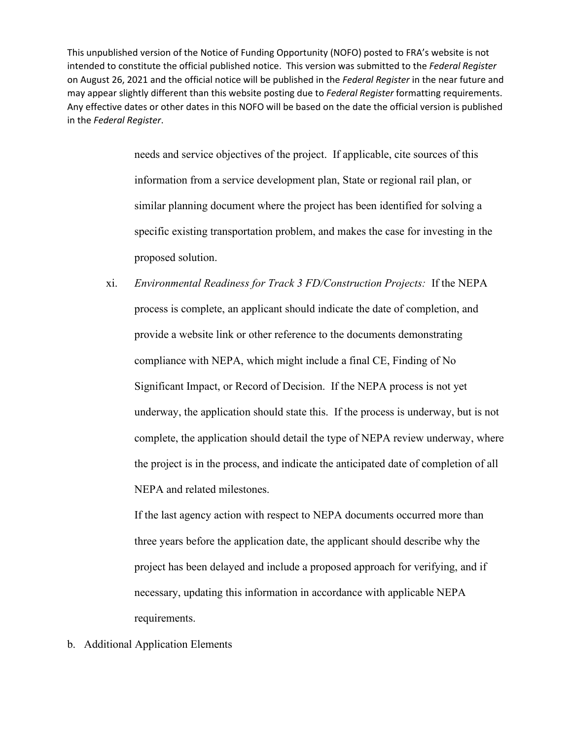needs and service objectives of the project. If applicable, cite sources of this information from a service development plan, State or regional rail plan, or similar planning document where the project has been identified for solving a specific existing transportation problem, and makes the case for investing in the proposed solution.

xi. *Environmental Readiness for Track 3 FD/Construction Projects:* If the NEPA process is complete, an applicant should indicate the date of completion, and provide a website link or other reference to the documents demonstrating compliance with NEPA, which might include a final CE, Finding of No Significant Impact, or Record of Decision. If the NEPA process is not yet underway, the application should state this. If the process is underway, but is not complete, the application should detail the type of NEPA review underway, where the project is in the process, and indicate the anticipated date of completion of all NEPA and related milestones.

If the last agency action with respect to NEPA documents occurred more than three years before the application date, the applicant should describe why the project has been delayed and include a proposed approach for verifying, and if necessary, updating this information in accordance with applicable NEPA requirements.

b. Additional Application Elements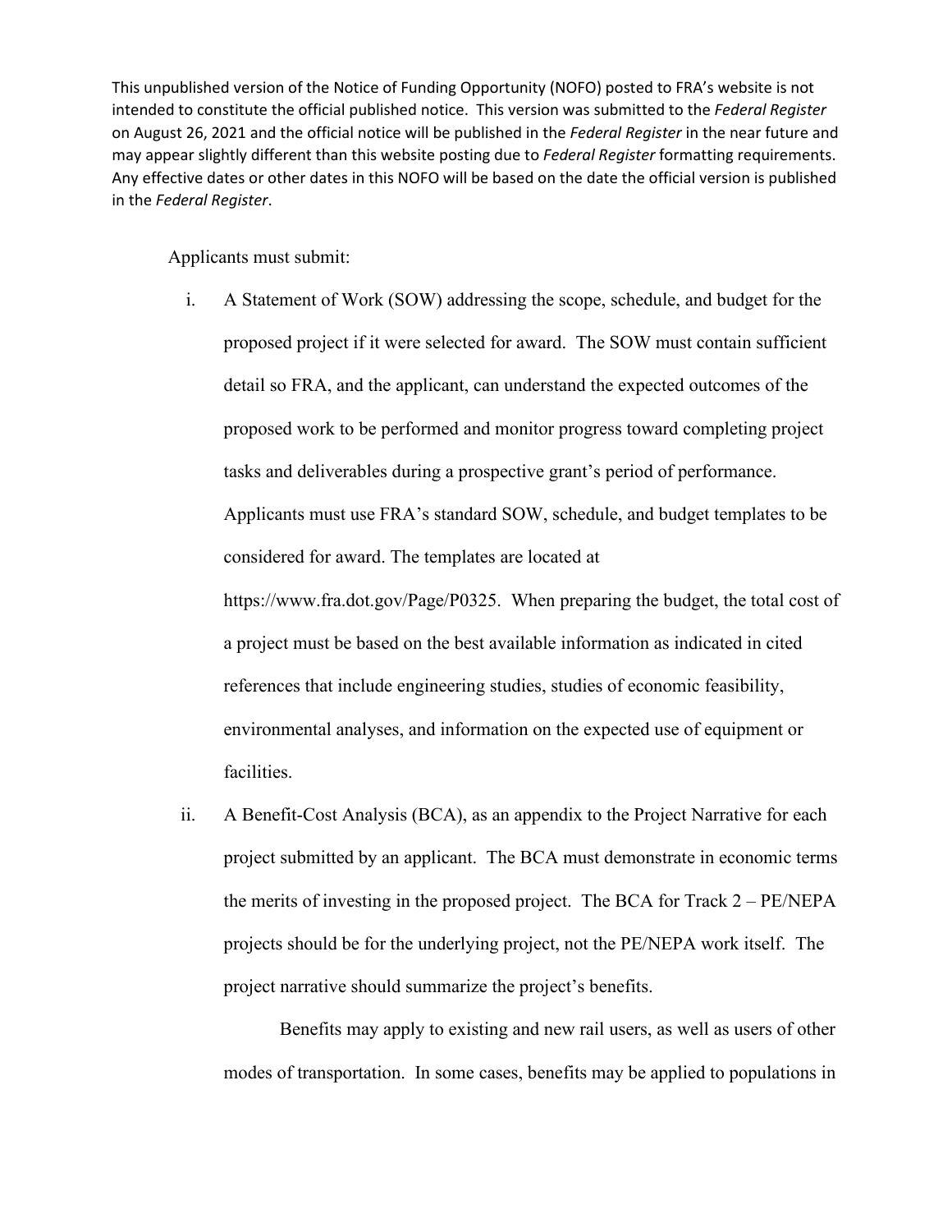This unpublished version of the Notice of Funding Opportunity (NOFO) posted to FRA's website is not intended to constitute the official published notice. This version was submitted to the *Federal Register* on August 26, 2021 and the official notice will be published in the *Federal Register* in the near future and may appear slightly different than this website posting due to *Federal Register* formatting requirements. Any effective dates or other dates in this NOFO will be based on the date the official version is published in the *Federal Register*.

Applicants must submit:

i. A Statement of Work (SOW) addressing the scope, schedule, and budget for the proposed project if it were selected for award. The SOW must contain sufficient detail so FRA, and the applicant, can understand the expected outcomes of the proposed work to be performed and monitor progress toward completing project tasks and deliverables during a prospective grant's period of performance. Applicants must use FRA's standard SOW, schedule, and budget templates to be considered for award. The templates are located at https://www.fra.dot.gov/Page/P0325. When preparing the budget, the total cost of a project must be based on the best available information as indicated in cited references that include engineering studies, studies of economic feasibility, environmental analyses, and information on the expected use of equipment or facilities.

ii. A Benefit-Cost Analysis (BCA), as an appendix to the Project Narrative for each project submitted by an applicant. The BCA must demonstrate in economic terms the merits of investing in the proposed project. The BCA for Track 2 – PE/NEPA projects should be for the underlying project, not the PE/NEPA work itself. The project narrative should summarize the project's benefits.

    Benefits may apply to existing and new rail users, as well as users of other modes of transportation. In some cases, benefits may be applied to populations in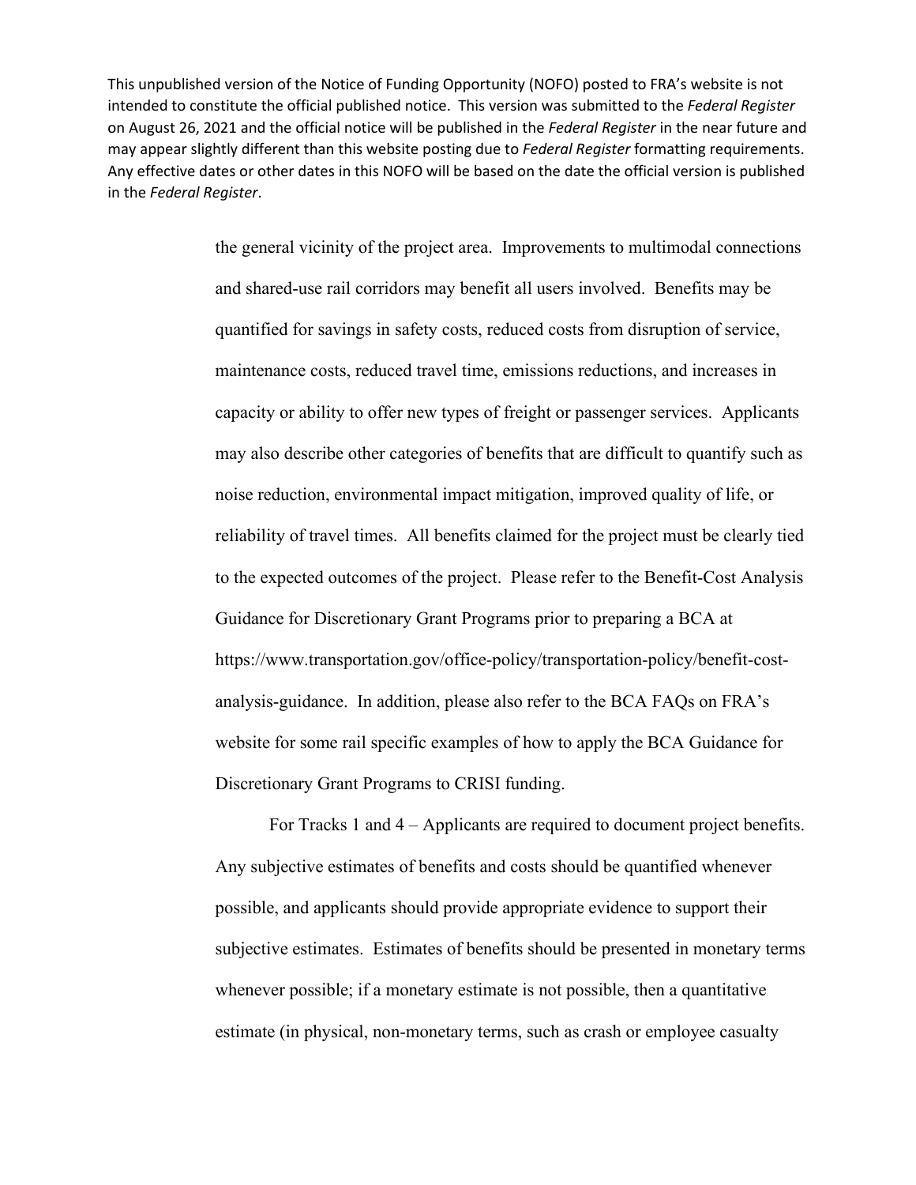the general vicinity of the project area. Improvements to multimodal connections and shared-use rail corridors may benefit all users involved. Benefits may be quantified for savings in safety costs, reduced costs from disruption of service, maintenance costs, reduced travel time, emissions reductions, and increases in capacity or ability to offer new types of freight or passenger services. Applicants may also describe other categories of benefits that are difficult to quantify such as noise reduction, environmental impact mitigation, improved quality of life, or reliability of travel times. All benefits claimed for the project must be clearly tied to the expected outcomes of the project. Please refer to the Benefit-Cost Analysis Guidance for Discretionary Grant Programs prior to preparing a BCA at https://www.transportation.gov/office-policy/transportation-policy/benefit-cost-analysis-guidance. In addition, please also refer to the BCA FAQs on FRA's website for some rail specific examples of how to apply the BCA Guidance for Discretionary Grant Programs to CRISI funding.

For Tracks 1 and 4 – Applicants are required to document project benefits. Any subjective estimates of benefits and costs should be quantified whenever possible, and applicants should provide appropriate evidence to support their subjective estimates. Estimates of benefits should be presented in monetary terms whenever possible; if a monetary estimate is not possible, then a quantitative estimate (in physical, non-monetary terms, such as crash or employee casualty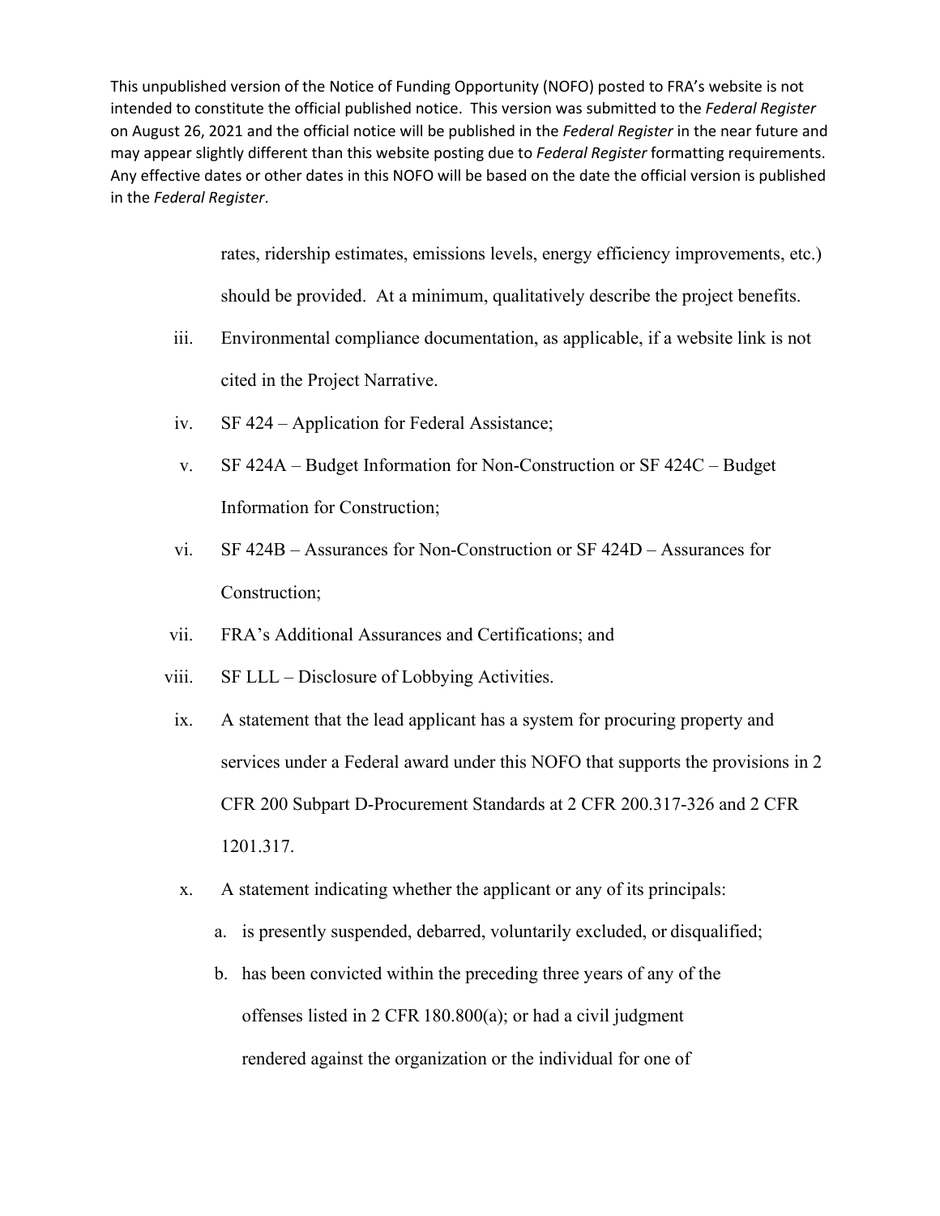This unpublished version of the Notice of Funding Opportunity (NOFO) posted to FRA's website is not intended to constitute the official published notice. This version was submitted to the *Federal Register* on August 26, 2021 and the official notice will be published in the *Federal Register* in the near future and may appear slightly different than this website posting due to *Federal Register* formatting requirements. Any effective dates or other dates in this NOFO will be based on the date the official version is published in the *Federal Register*.

rates, ridership estimates, emissions levels, energy efficiency improvements, etc.) should be provided. At a minimum, qualitatively describe the project benefits.

iii. Environmental compliance documentation, as applicable, if a website link is not cited in the Project Narrative.

iv. SF 424 – Application for Federal Assistance;

v. SF 424A – Budget Information for Non-Construction or SF 424C – Budget Information for Construction;

vi. SF 424B – Assurances for Non-Construction or SF 424D – Assurances for Construction;

vii. FRA's Additional Assurances and Certifications; and

viii. SF LLL – Disclosure of Lobbying Activities.

ix. A statement that the lead applicant has a system for procuring property and services under a Federal award under this NOFO that supports the provisions in 2 CFR 200 Subpart D-Procurement Standards at 2 CFR 200.317-326 and 2 CFR 1201.317.

x. A statement indicating whether the applicant or any of its principals:

   a. is presently suspended, debarred, voluntarily excluded, or disqualified;

   b. has been convicted within the preceding three years of any of the offenses listed in 2 CFR 180.800(a); or had a civil judgment rendered against the organization or the individual for one of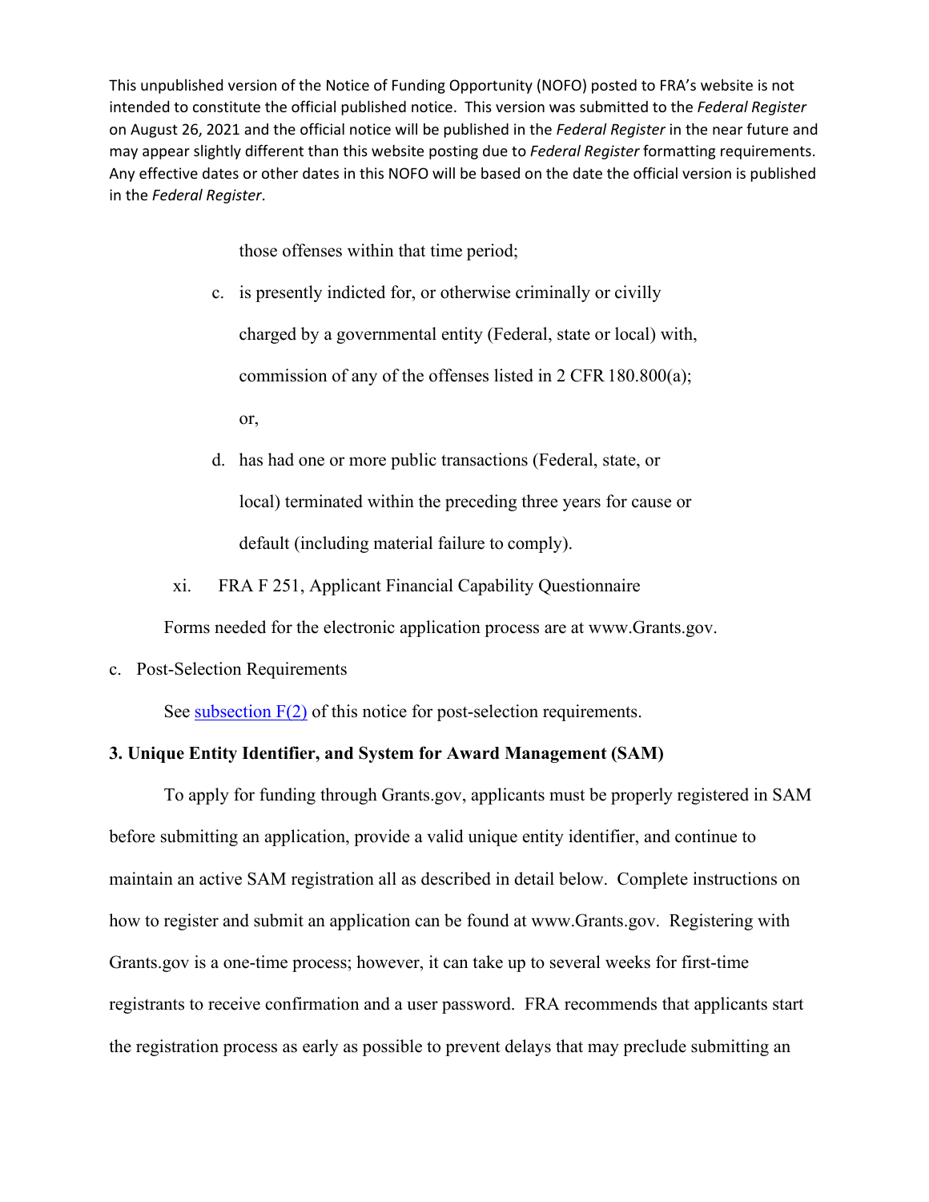This unpublished version of the Notice of Funding Opportunity (NOFO) posted to FRA's website is not intended to constitute the official published notice. This version was submitted to the *Federal Register* on August 26, 2021 and the official notice will be published in the *Federal Register* in the near future and may appear slightly different than this website posting due to *Federal Register* formatting requirements. Any effective dates or other dates in this NOFO will be based on the date the official version is published in the *Federal Register*.

those offenses within that time period;

c. is presently indicted for, or otherwise criminally or civilly charged by a governmental entity (Federal, state or local) with, commission of any of the offenses listed in 2 CFR 180.800(a); or,

d. has had one or more public transactions (Federal, state, or local) terminated within the preceding three years for cause or default (including material failure to comply).

xi. FRA F 251, Applicant Financial Capability Questionnaire

Forms needed for the electronic application process are at www.Grants.gov.

c. Post-Selection Requirements

See subsection F(2) of this notice for post-selection requirements.

**3. Unique Entity Identifier, and System for Award Management (SAM)**

To apply for funding through Grants.gov, applicants must be properly registered in SAM before submitting an application, provide a valid unique entity identifier, and continue to maintain an active SAM registration all as described in detail below. Complete instructions on how to register and submit an application can be found at www.Grants.gov. Registering with Grants.gov is a one-time process; however, it can take up to several weeks for first-time registrants to receive confirmation and a user password. FRA recommends that applicants start the registration process as early as possible to prevent delays that may preclude submitting an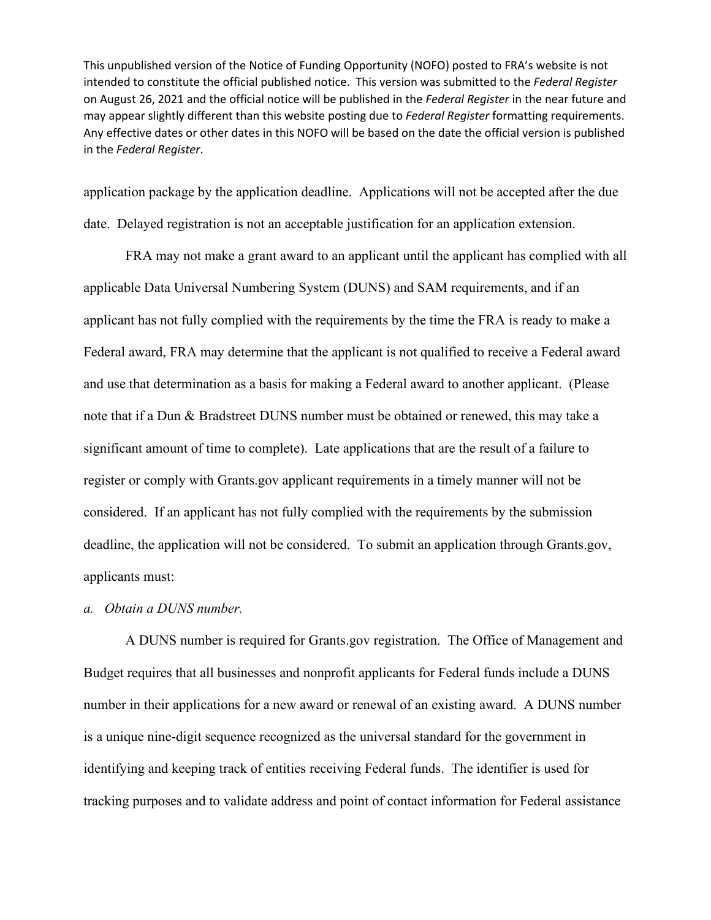application package by the application deadline. Applications will not be accepted after the due date. Delayed registration is not an acceptable justification for an application extension.

FRA may not make a grant award to an applicant until the applicant has complied with all applicable Data Universal Numbering System (DUNS) and SAM requirements, and if an applicant has not fully complied with the requirements by the time the FRA is ready to make a Federal award, FRA may determine that the applicant is not qualified to receive a Federal award and use that determination as a basis for making a Federal award to another applicant. (Please note that if a Dun & Bradstreet DUNS number must be obtained or renewed, this may take a significant amount of time to complete). Late applications that are the result of a failure to register or comply with Grants.gov applicant requirements in a timely manner will not be considered. If an applicant has not fully complied with the requirements by the submission deadline, the application will not be considered. To submit an application through Grants.gov, applicants must:

*a. Obtain a DUNS number.*

A DUNS number is required for Grants.gov registration. The Office of Management and Budget requires that all businesses and nonprofit applicants for Federal funds include a DUNS number in their applications for a new award or renewal of an existing award. A DUNS number is a unique nine-digit sequence recognized as the universal standard for the government in identifying and keeping track of entities receiving Federal funds. The identifier is used for tracking purposes and to validate address and point of contact information for Federal assistance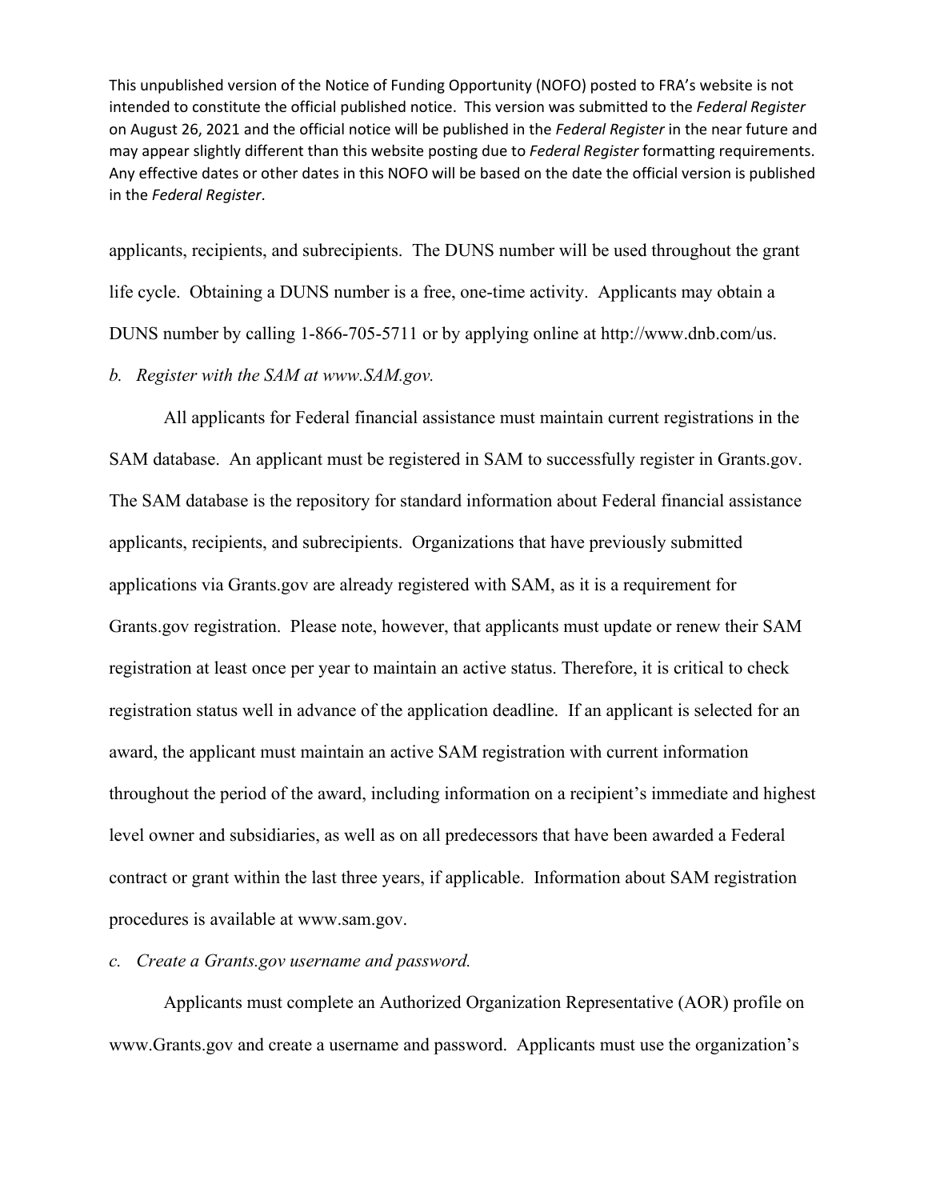applicants, recipients, and subrecipients. The DUNS number will be used throughout the grant life cycle. Obtaining a DUNS number is a free, one-time activity. Applicants may obtain a DUNS number by calling 1-866-705-5711 or by applying online at http://www.dnb.com/us.

*b. Register with the SAM at www.SAM.gov.*

All applicants for Federal financial assistance must maintain current registrations in the SAM database. An applicant must be registered in SAM to successfully register in Grants.gov. The SAM database is the repository for standard information about Federal financial assistance applicants, recipients, and subrecipients. Organizations that have previously submitted applications via Grants.gov are already registered with SAM, as it is a requirement for Grants.gov registration. Please note, however, that applicants must update or renew their SAM registration at least once per year to maintain an active status. Therefore, it is critical to check registration status well in advance of the application deadline. If an applicant is selected for an award, the applicant must maintain an active SAM registration with current information throughout the period of the award, including information on a recipient's immediate and highest level owner and subsidiaries, as well as on all predecessors that have been awarded a Federal contract or grant within the last three years, if applicable. Information about SAM registration procedures is available at www.sam.gov.

*c. Create a Grants.gov username and password.*

Applicants must complete an Authorized Organization Representative (AOR) profile on www.Grants.gov and create a username and password. Applicants must use the organization's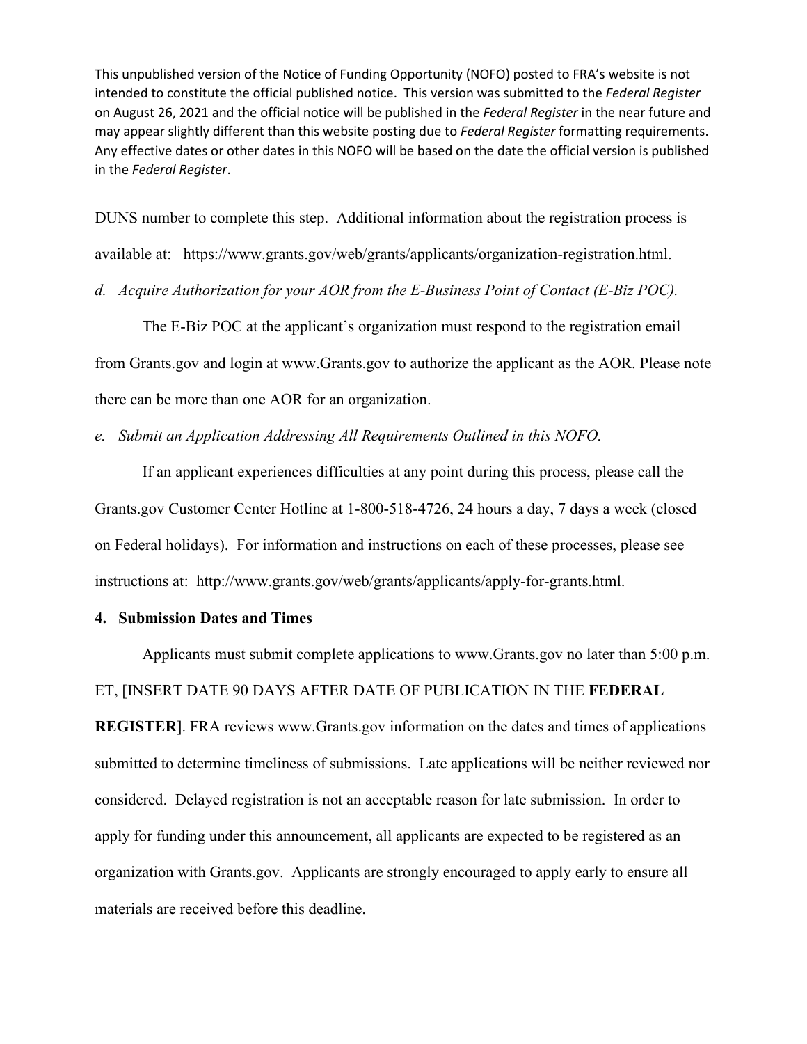This unpublished version of the Notice of Funding Opportunity (NOFO) posted to FRA's website is not intended to constitute the official published notice. This version was submitted to the *Federal Register* on August 26, 2021 and the official notice will be published in the *Federal Register* in the near future and may appear slightly different than this website posting due to *Federal Register* formatting requirements. Any effective dates or other dates in this NOFO will be based on the date the official version is published in the *Federal Register*.

DUNS number to complete this step. Additional information about the registration process is available at: https://www.grants.gov/web/grants/applicants/organization-registration.html.

*d. Acquire Authorization for your AOR from the E-Business Point of Contact (E-Biz POC).*

The E-Biz POC at the applicant's organization must respond to the registration email from Grants.gov and login at www.Grants.gov to authorize the applicant as the AOR. Please note there can be more than one AOR for an organization.

*e. Submit an Application Addressing All Requirements Outlined in this NOFO.*

If an applicant experiences difficulties at any point during this process, please call the Grants.gov Customer Center Hotline at 1-800-518-4726, 24 hours a day, 7 days a week (closed on Federal holidays). For information and instructions on each of these processes, please see instructions at: http://www.grants.gov/web/grants/applicants/apply-for-grants.html.

**4. Submission Dates and Times**

Applicants must submit complete applications to www.Grants.gov no later than 5:00 p.m. ET, [INSERT DATE 90 DAYS AFTER DATE OF PUBLICATION IN THE **FEDERAL REGISTER**]. FRA reviews www.Grants.gov information on the dates and times of applications submitted to determine timeliness of submissions. Late applications will be neither reviewed nor considered. Delayed registration is not an acceptable reason for late submission. In order to apply for funding under this announcement, all applicants are expected to be registered as an organization with Grants.gov. Applicants are strongly encouraged to apply early to ensure all materials are received before this deadline.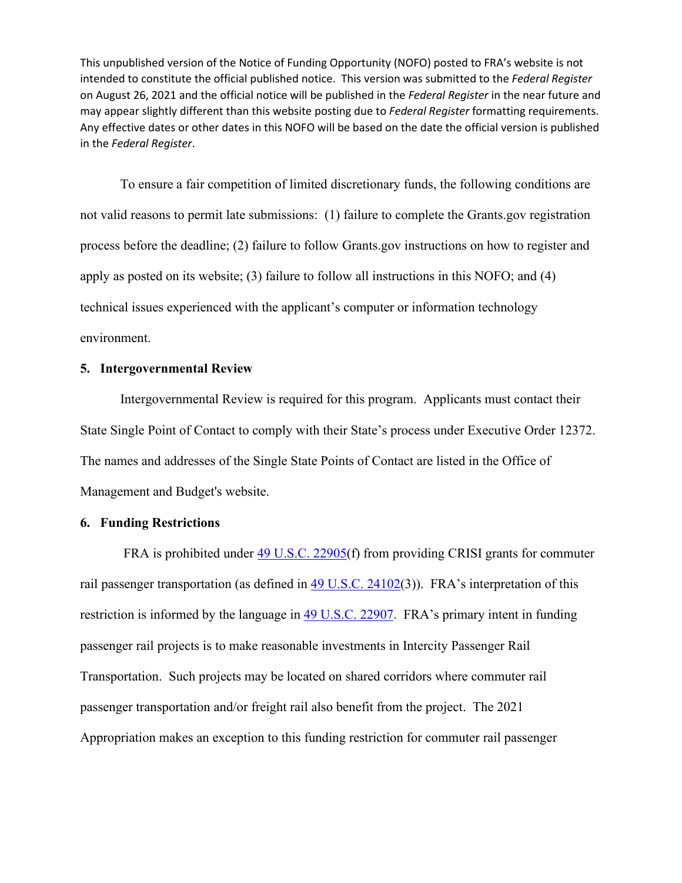This unpublished version of the Notice of Funding Opportunity (NOFO) posted to FRA's website is not intended to constitute the official published notice. This version was submitted to the *Federal Register* on August 26, 2021 and the official notice will be published in the *Federal Register* in the near future and may appear slightly different than this website posting due to *Federal Register* formatting requirements. Any effective dates or other dates in this NOFO will be based on the date the official version is published in the *Federal Register*.

To ensure a fair competition of limited discretionary funds, the following conditions are not valid reasons to permit late submissions: (1) failure to complete the Grants.gov registration process before the deadline; (2) failure to follow Grants.gov instructions on how to register and apply as posted on its website; (3) failure to follow all instructions in this NOFO; and (4) technical issues experienced with the applicant's computer or information technology environment.

### 5. Intergovernmental Review

Intergovernmental Review is required for this program. Applicants must contact their State Single Point of Contact to comply with their State's process under Executive Order 12372. The names and addresses of the Single State Points of Contact are listed in the Office of Management and Budget's website.

### 6. Funding Restrictions

FRA is prohibited under 49 U.S.C. 22905(f) from providing CRISI grants for commuter rail passenger transportation (as defined in 49 U.S.C. 24102(3)). FRA's interpretation of this restriction is informed by the language in 49 U.S.C. 22907. FRA's primary intent in funding passenger rail projects is to make reasonable investments in Intercity Passenger Rail Transportation. Such projects may be located on shared corridors where commuter rail passenger transportation and/or freight rail also benefit from the project. The 2021 Appropriation makes an exception to this funding restriction for commuter rail passenger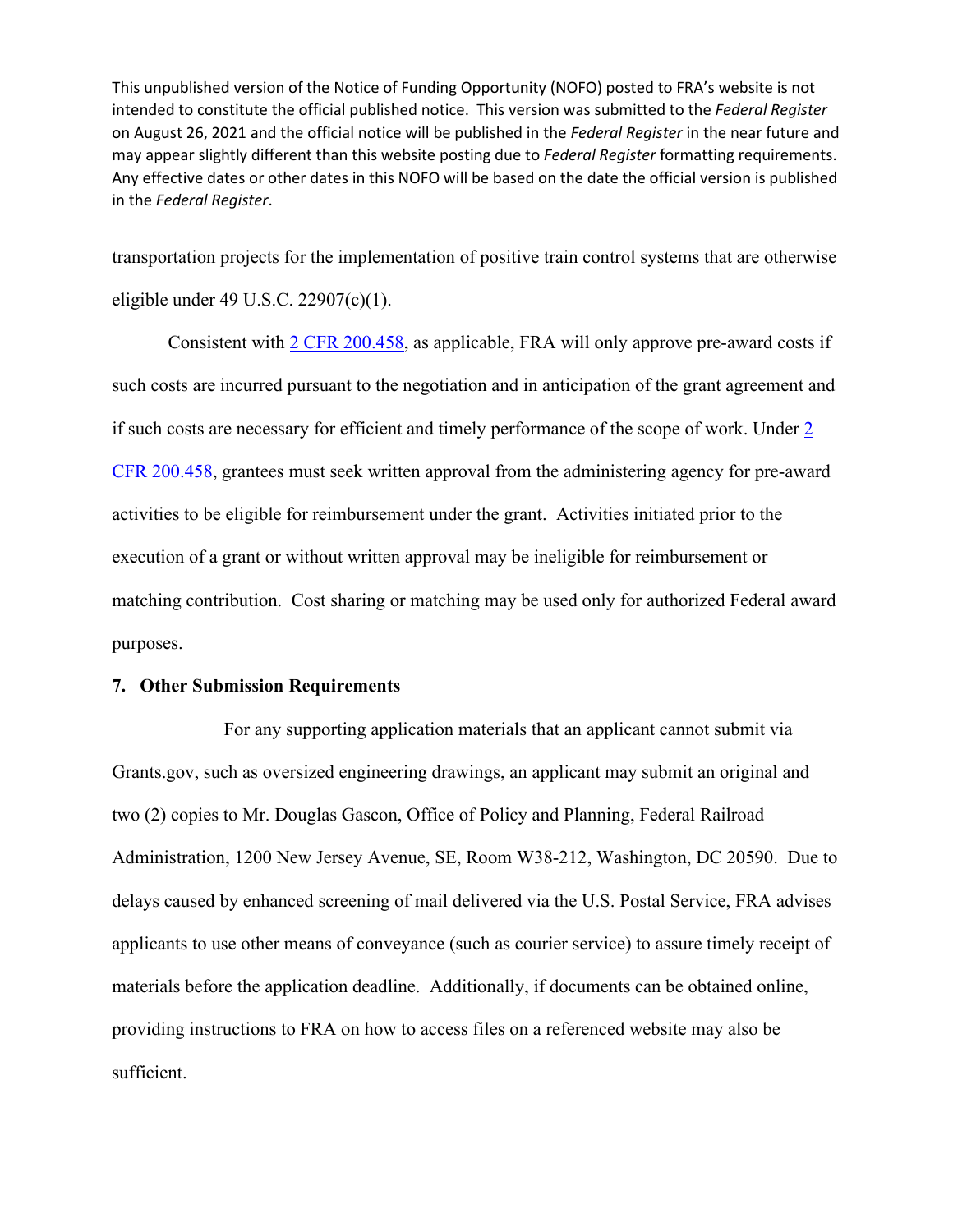transportation projects for the implementation of positive train control systems that are otherwise eligible under 49 U.S.C. 22907(c)(1).

Consistent with 2 CFR 200.458, as applicable, FRA will only approve pre-award costs if such costs are incurred pursuant to the negotiation and in anticipation of the grant agreement and if such costs are necessary for efficient and timely performance of the scope of work. Under 2 CFR 200.458, grantees must seek written approval from the administering agency for pre-award activities to be eligible for reimbursement under the grant. Activities initiated prior to the execution of a grant or without written approval may be ineligible for reimbursement or matching contribution. Cost sharing or matching may be used only for authorized Federal award purposes.

**7. Other Submission Requirements**

For any supporting application materials that an applicant cannot submit via Grants.gov, such as oversized engineering drawings, an applicant may submit an original and two (2) copies to Mr. Douglas Gascon, Office of Policy and Planning, Federal Railroad Administration, 1200 New Jersey Avenue, SE, Room W38-212, Washington, DC 20590. Due to delays caused by enhanced screening of mail delivered via the U.S. Postal Service, FRA advises applicants to use other means of conveyance (such as courier service) to assure timely receipt of materials before the application deadline. Additionally, if documents can be obtained online, providing instructions to FRA on how to access files on a referenced website may also be sufficient.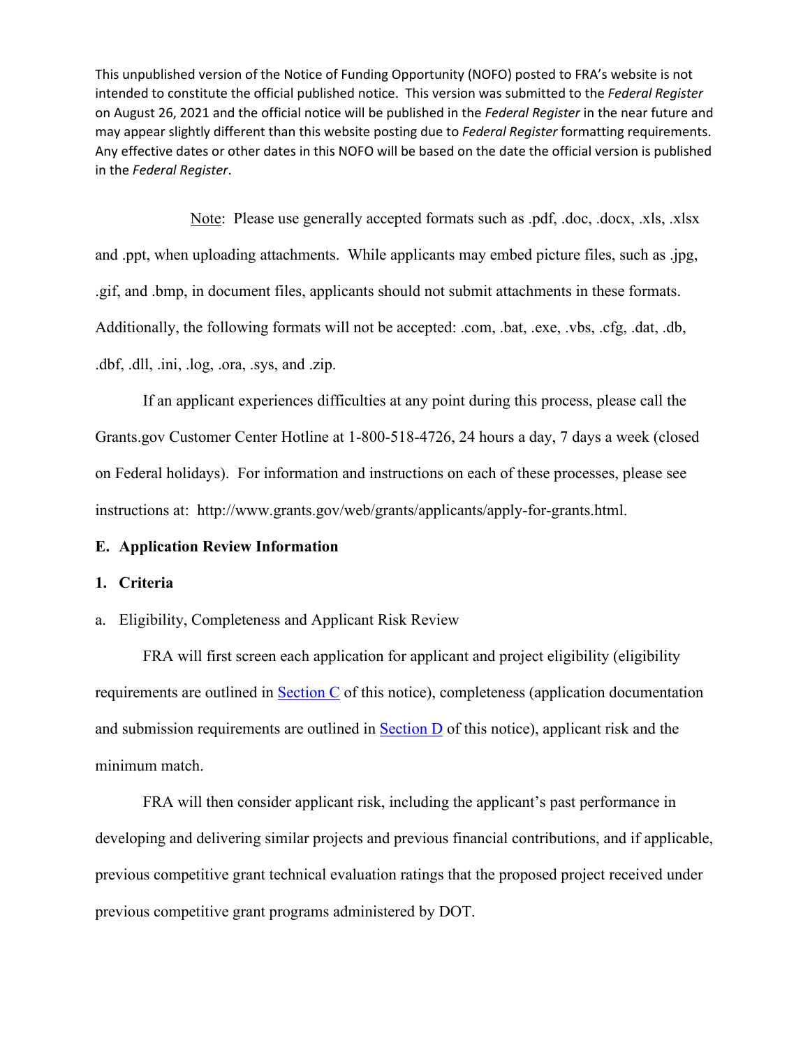This unpublished version of the Notice of Funding Opportunity (NOFO) posted to FRA's website is not intended to constitute the official published notice. This version was submitted to the *Federal Register* on August 26, 2021 and the official notice will be published in the *Federal Register* in the near future and may appear slightly different than this website posting due to *Federal Register* formatting requirements. Any effective dates or other dates in this NOFO will be based on the date the official version is published in the *Federal Register*.

Note: Please use generally accepted formats such as .pdf, .doc, .docx, .xls, .xlsx and .ppt, when uploading attachments. While applicants may embed picture files, such as .jpg, .gif, and .bmp, in document files, applicants should not submit attachments in these formats. Additionally, the following formats will not be accepted: .com, .bat, .exe, .vbs, .cfg, .dat, .db, .dbf, .dll, .ini, .log, .ora, .sys, and .zip.

If an applicant experiences difficulties at any point during this process, please call the Grants.gov Customer Center Hotline at 1-800-518-4726, 24 hours a day, 7 days a week (closed on Federal holidays). For information and instructions on each of these processes, please see instructions at: http://www.grants.gov/web/grants/applicants/apply-for-grants.html.

**E. Application Review Information**

**1. Criteria**

a. Eligibility, Completeness and Applicant Risk Review

FRA will first screen each application for applicant and project eligibility (eligibility requirements are outlined in Section C of this notice), completeness (application documentation and submission requirements are outlined in Section D of this notice), applicant risk and the minimum match.

FRA will then consider applicant risk, including the applicant's past performance in developing and delivering similar projects and previous financial contributions, and if applicable, previous competitive grant technical evaluation ratings that the proposed project received under previous competitive grant programs administered by DOT.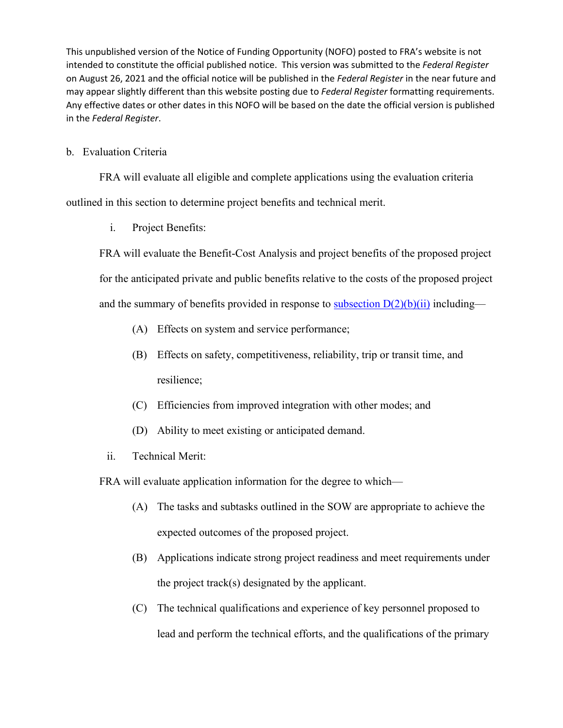This unpublished version of the Notice of Funding Opportunity (NOFO) posted to FRA's website is not intended to constitute the official published notice. This version was submitted to the *Federal Register* on August 26, 2021 and the official notice will be published in the *Federal Register* in the near future and may appear slightly different than this website posting due to *Federal Register* formatting requirements. Any effective dates or other dates in this NOFO will be based on the date the official version is published in the *Federal Register*.

b. Evaluation Criteria

FRA will evaluate all eligible and complete applications using the evaluation criteria outlined in this section to determine project benefits and technical merit.

i. Project Benefits:

FRA will evaluate the Benefit-Cost Analysis and project benefits of the proposed project for the anticipated private and public benefits relative to the costs of the proposed project and the summary of benefits provided in response to subsection D(2)(b)(ii) including—

(A) Effects on system and service performance;

(B) Effects on safety, competitiveness, reliability, trip or transit time, and resilience;

(C) Efficiencies from improved integration with other modes; and

(D) Ability to meet existing or anticipated demand.

ii. Technical Merit:

FRA will evaluate application information for the degree to which—

(A) The tasks and subtasks outlined in the SOW are appropriate to achieve the expected outcomes of the proposed project.

(B) Applications indicate strong project readiness and meet requirements under the project track(s) designated by the applicant.

(C) The technical qualifications and experience of key personnel proposed to lead and perform the technical efforts, and the qualifications of the primary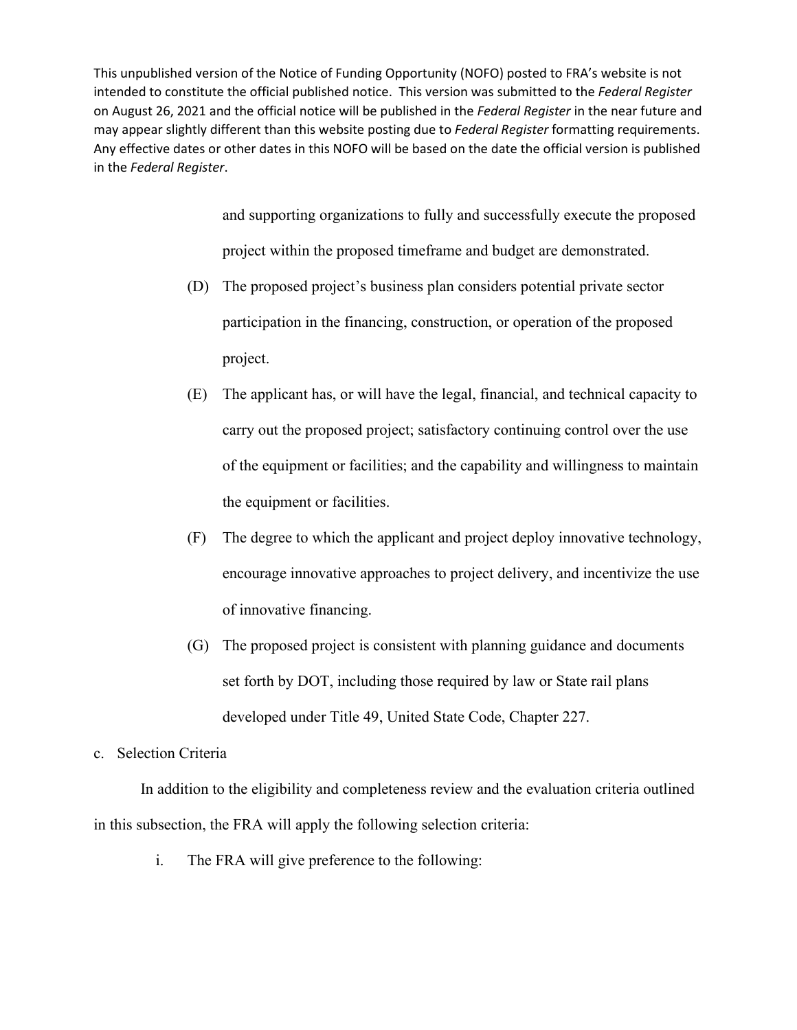This unpublished version of the Notice of Funding Opportunity (NOFO) posted to FRA's website is not intended to constitute the official published notice. This version was submitted to the *Federal Register* on August 26, 2021 and the official notice will be published in the *Federal Register* in the near future and may appear slightly different than this website posting due to *Federal Register* formatting requirements. Any effective dates or other dates in this NOFO will be based on the date the official version is published in the *Federal Register*.

and supporting organizations to fully and successfully execute the proposed project within the proposed timeframe and budget are demonstrated.

(D) The proposed project's business plan considers potential private sector participation in the financing, construction, or operation of the proposed project.

(E) The applicant has, or will have the legal, financial, and technical capacity to carry out the proposed project; satisfactory continuing control over the use of the equipment or facilities; and the capability and willingness to maintain the equipment or facilities.

(F) The degree to which the applicant and project deploy innovative technology, encourage innovative approaches to project delivery, and incentivize the use of innovative financing.

(G) The proposed project is consistent with planning guidance and documents set forth by DOT, including those required by law or State rail plans developed under Title 49, United State Code, Chapter 227.

c. Selection Criteria

In addition to the eligibility and completeness review and the evaluation criteria outlined in this subsection, the FRA will apply the following selection criteria:

i. The FRA will give preference to the following: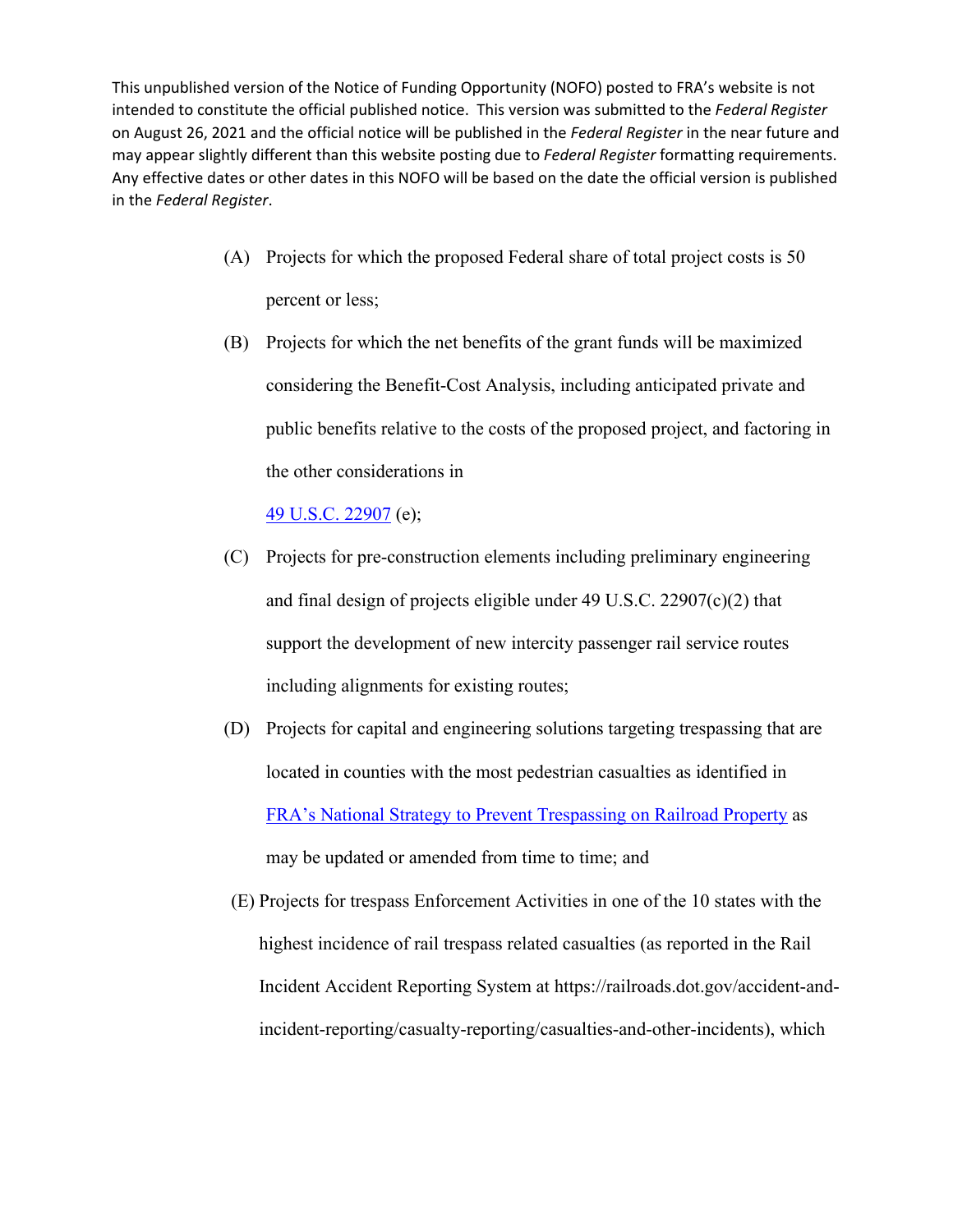This unpublished version of the Notice of Funding Opportunity (NOFO) posted to FRA's website is not intended to constitute the official published notice. This version was submitted to the *Federal Register* on August 26, 2021 and the official notice will be published in the *Federal Register* in the near future and may appear slightly different than this website posting due to *Federal Register* formatting requirements. Any effective dates or other dates in this NOFO will be based on the date the official version is published in the *Federal Register*.

(A) Projects for which the proposed Federal share of total project costs is 50 percent or less;

(B) Projects for which the net benefits of the grant funds will be maximized considering the Benefit-Cost Analysis, including anticipated private and public benefits relative to the costs of the proposed project, and factoring in the other considerations in [49 U.S.C. 22907](49 U.S.C. 22907) (e);

(C) Projects for pre-construction elements including preliminary engineering and final design of projects eligible under 49 U.S.C. 22907(c)(2) that support the development of new intercity passenger rail service routes including alignments for existing routes;

(D) Projects for capital and engineering solutions targeting trespassing that are located in counties with the most pedestrian casualties as identified in [FRA's National Strategy to Prevent Trespassing on Railroad Property](FRA's National Strategy to Prevent Trespassing on Railroad Property) as may be updated or amended from time to time; and

(E) Projects for trespass Enforcement Activities in one of the 10 states with the highest incidence of rail trespass related casualties (as reported in the Rail Incident Accident Reporting System at https://railroads.dot.gov/accident-and-incident-reporting/casualty-reporting/casualties-and-other-incidents), which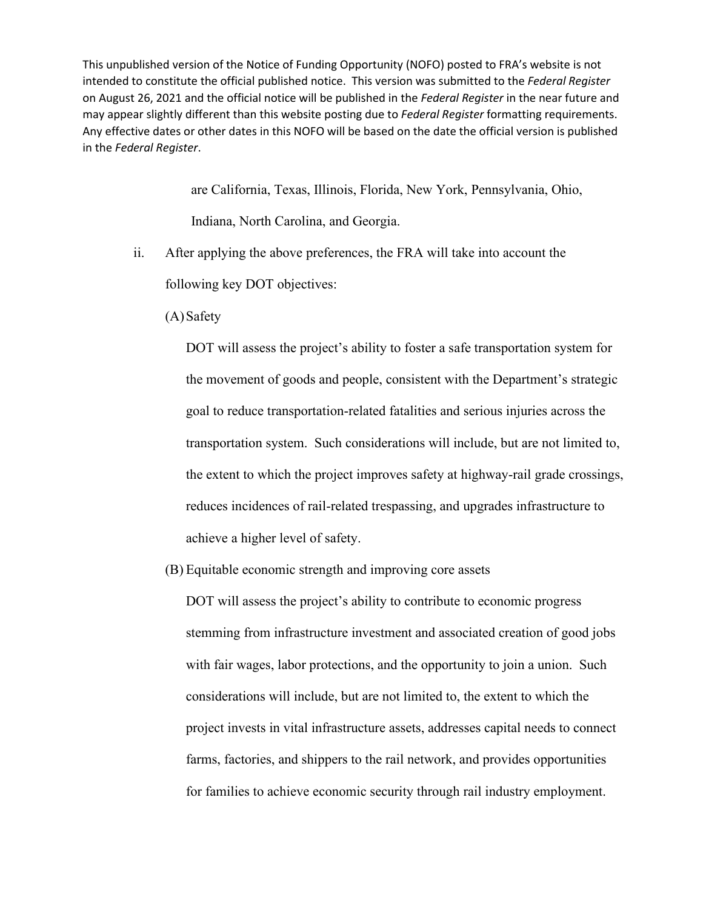are California, Texas, Illinois, Florida, New York, Pennsylvania, Ohio, Indiana, North Carolina, and Georgia.

ii. After applying the above preferences, the FRA will take into account the following key DOT objectives:

(A) Safety

DOT will assess the project's ability to foster a safe transportation system for the movement of goods and people, consistent with the Department's strategic goal to reduce transportation-related fatalities and serious injuries across the transportation system. Such considerations will include, but are not limited to, the extent to which the project improves safety at highway-rail grade crossings, reduces incidences of rail-related trespassing, and upgrades infrastructure to achieve a higher level of safety.

(B) Equitable economic strength and improving core assets

DOT will assess the project's ability to contribute to economic progress stemming from infrastructure investment and associated creation of good jobs with fair wages, labor protections, and the opportunity to join a union. Such considerations will include, but are not limited to, the extent to which the project invests in vital infrastructure assets, addresses capital needs to connect farms, factories, and shippers to the rail network, and provides opportunities for families to achieve economic security through rail industry employment.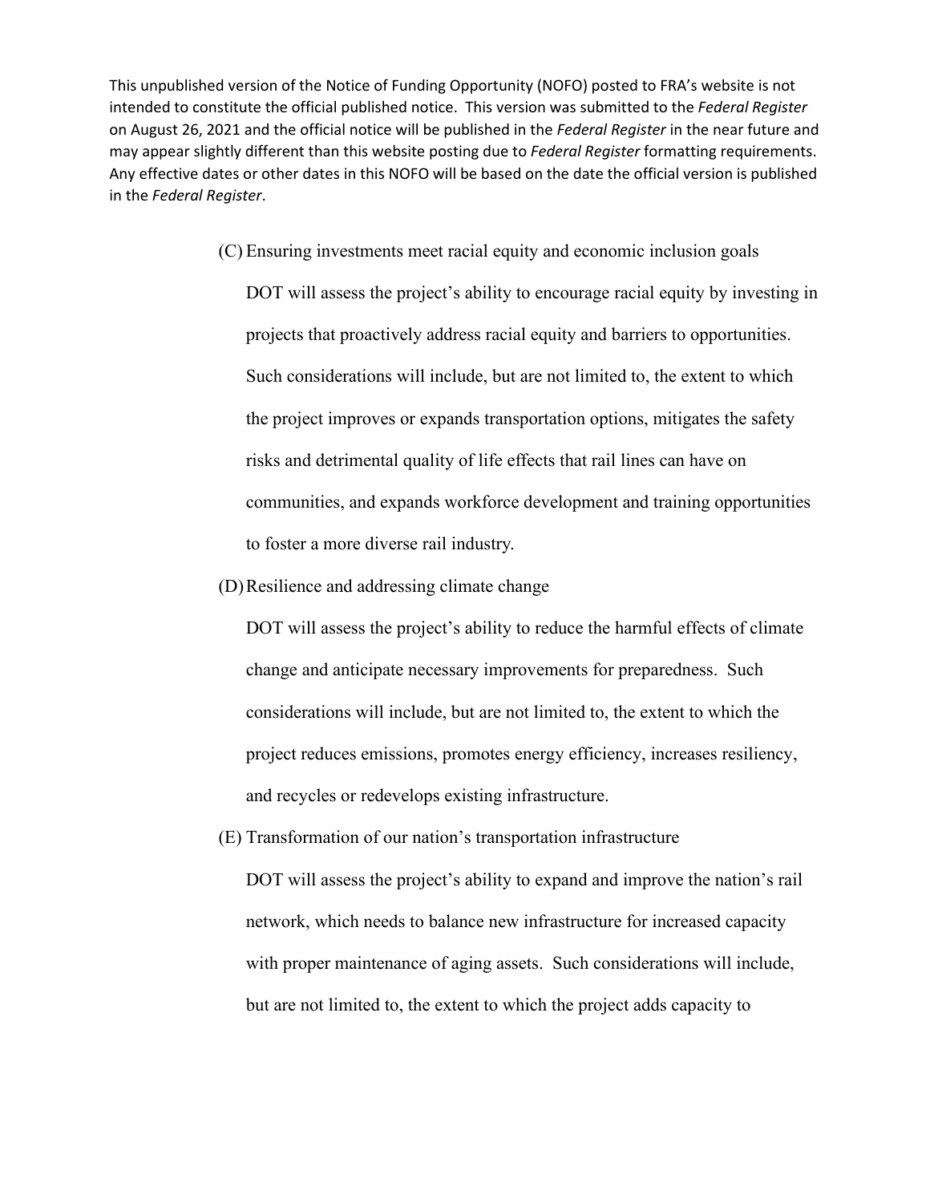(C) Ensuring investments meet racial equity and economic inclusion goals

DOT will assess the project's ability to encourage racial equity by investing in projects that proactively address racial equity and barriers to opportunities. Such considerations will include, but are not limited to, the extent to which the project improves or expands transportation options, mitigates the safety risks and detrimental quality of life effects that rail lines can have on communities, and expands workforce development and training opportunities to foster a more diverse rail industry.

(D) Resilience and addressing climate change

DOT will assess the project's ability to reduce the harmful effects of climate change and anticipate necessary improvements for preparedness. Such considerations will include, but are not limited to, the extent to which the project reduces emissions, promotes energy efficiency, increases resiliency, and recycles or redevelops existing infrastructure.

(E) Transformation of our nation's transportation infrastructure

DOT will assess the project's ability to expand and improve the nation's rail network, which needs to balance new infrastructure for increased capacity with proper maintenance of aging assets. Such considerations will include, but are not limited to, the extent to which the project adds capacity to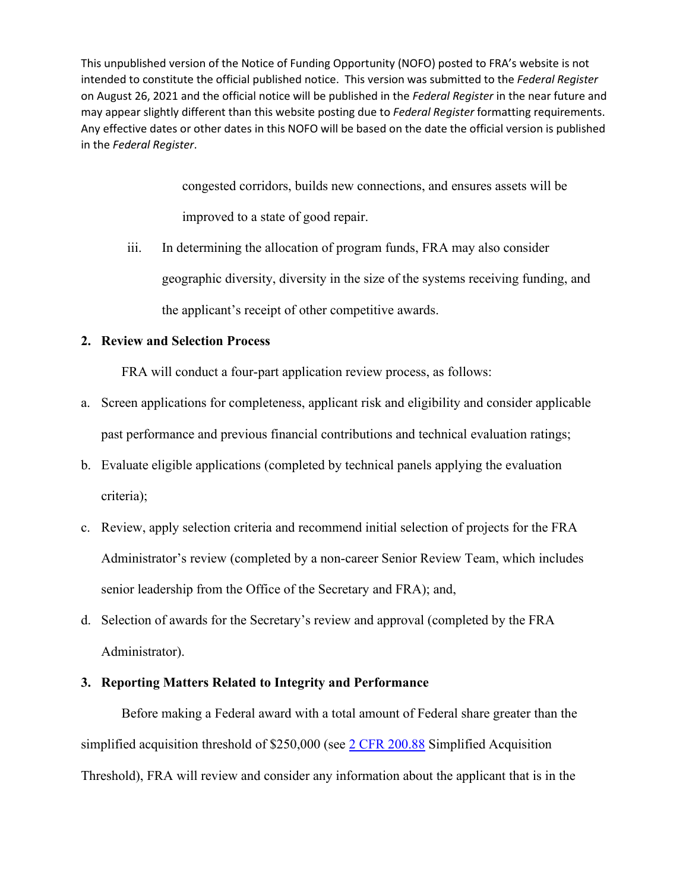congested corridors, builds new connections, and ensures assets will be improved to a state of good repair.

iii. In determining the allocation of program funds, FRA may also consider geographic diversity, diversity in the size of the systems receiving funding, and the applicant's receipt of other competitive awards.

**2. Review and Selection Process**

FRA will conduct a four-part application review process, as follows:

a. Screen applications for completeness, applicant risk and eligibility and consider applicable past performance and previous financial contributions and technical evaluation ratings;

b. Evaluate eligible applications (completed by technical panels applying the evaluation criteria);

c. Review, apply selection criteria and recommend initial selection of projects for the FRA Administrator's review (completed by a non-career Senior Review Team, which includes senior leadership from the Office of the Secretary and FRA); and,

d. Selection of awards for the Secretary's review and approval (completed by the FRA Administrator).

**3. Reporting Matters Related to Integrity and Performance**

Before making a Federal award with a total amount of Federal share greater than the simplified acquisition threshold of $250,000 (see 2 CFR 200.88 Simplified Acquisition Threshold), FRA will review and consider any information about the applicant that is in the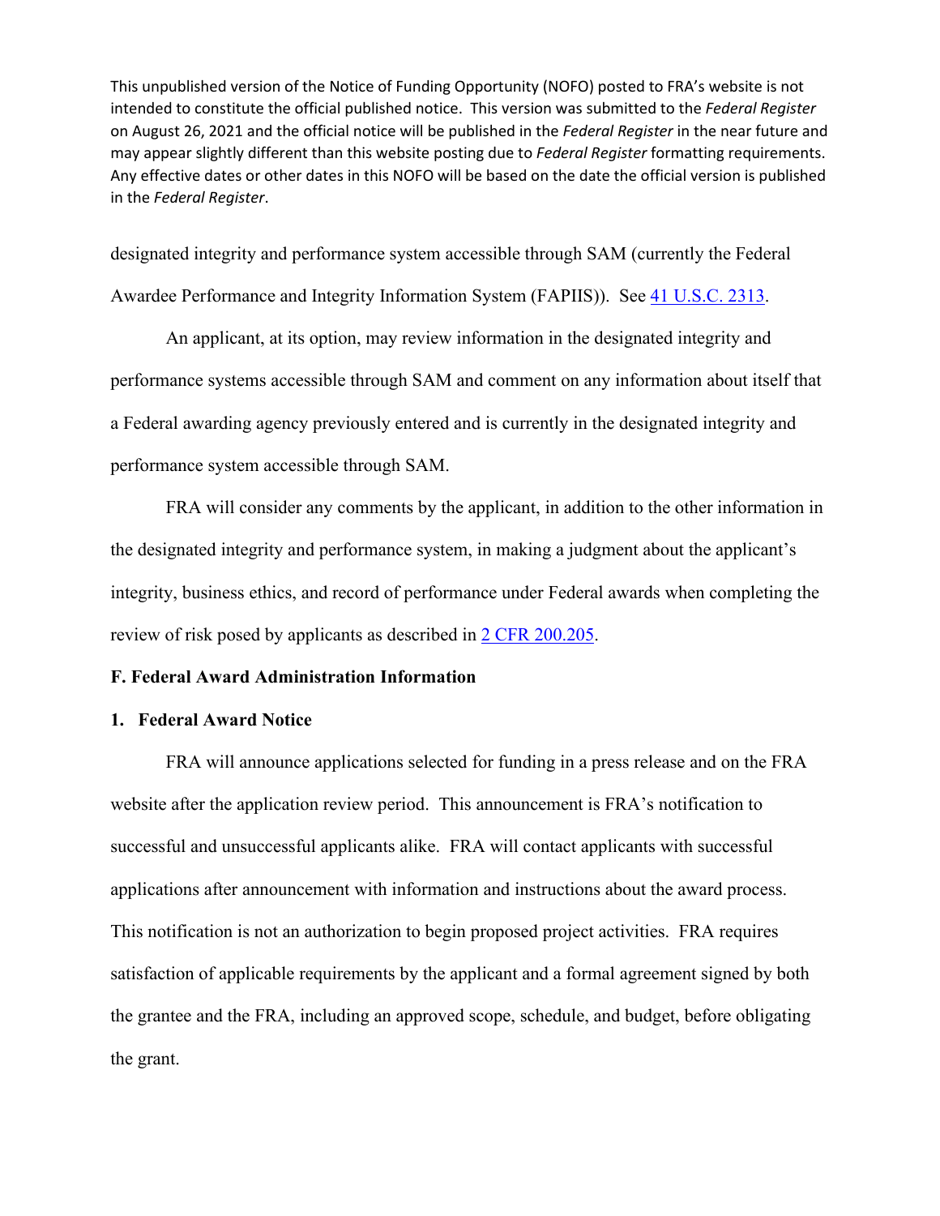designated integrity and performance system accessible through SAM (currently the Federal Awardee Performance and Integrity Information System (FAPIIS)). See [41 U.S.C. 2313](41 U.S.C. 2313).

An applicant, at its option, may review information in the designated integrity and performance systems accessible through SAM and comment on any information about itself that a Federal awarding agency previously entered and is currently in the designated integrity and performance system accessible through SAM.

FRA will consider any comments by the applicant, in addition to the other information in the designated integrity and performance system, in making a judgment about the applicant's integrity, business ethics, and record of performance under Federal awards when completing the review of risk posed by applicants as described in [2 CFR 200.205](2 CFR 200.205).

## F. Federal Award Administration Information

### 1. Federal Award Notice

FRA will announce applications selected for funding in a press release and on the FRA website after the application review period. This announcement is FRA's notification to successful and unsuccessful applicants alike. FRA will contact applicants with successful applications after announcement with information and instructions about the award process. This notification is not an authorization to begin proposed project activities. FRA requires satisfaction of applicable requirements by the applicant and a formal agreement signed by both the grantee and the FRA, including an approved scope, schedule, and budget, before obligating the grant.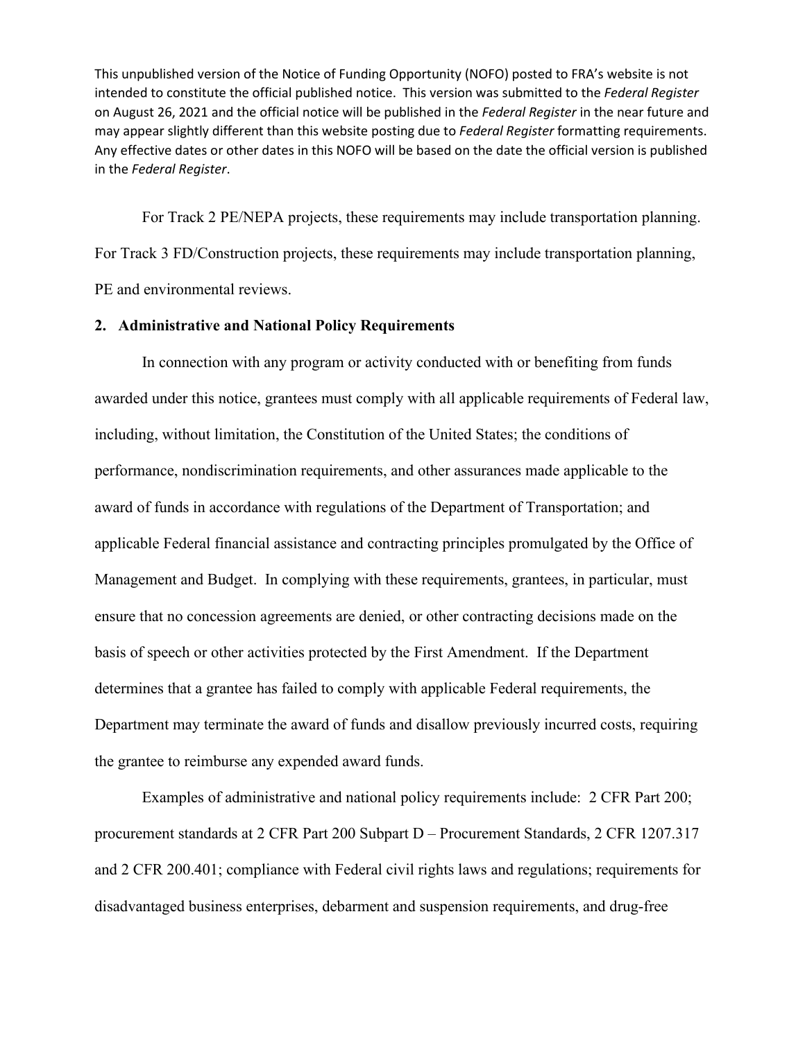This unpublished version of the Notice of Funding Opportunity (NOFO) posted to FRA's website is not intended to constitute the official published notice. This version was submitted to the *Federal Register* on August 26, 2021 and the official notice will be published in the *Federal Register* in the near future and may appear slightly different than this website posting due to *Federal Register* formatting requirements. Any effective dates or other dates in this NOFO will be based on the date the official version is published in the *Federal Register*.

For Track 2 PE/NEPA projects, these requirements may include transportation planning. For Track 3 FD/Construction projects, these requirements may include transportation planning, PE and environmental reviews.

**2. Administrative and National Policy Requirements**

In connection with any program or activity conducted with or benefiting from funds awarded under this notice, grantees must comply with all applicable requirements of Federal law, including, without limitation, the Constitution of the United States; the conditions of performance, nondiscrimination requirements, and other assurances made applicable to the award of funds in accordance with regulations of the Department of Transportation; and applicable Federal financial assistance and contracting principles promulgated by the Office of Management and Budget. In complying with these requirements, grantees, in particular, must ensure that no concession agreements are denied, or other contracting decisions made on the basis of speech or other activities protected by the First Amendment. If the Department determines that a grantee has failed to comply with applicable Federal requirements, the Department may terminate the award of funds and disallow previously incurred costs, requiring the grantee to reimburse any expended award funds.

Examples of administrative and national policy requirements include: 2 CFR Part 200; procurement standards at 2 CFR Part 200 Subpart D – Procurement Standards, 2 CFR 1207.317 and 2 CFR 200.401; compliance with Federal civil rights laws and regulations; requirements for disadvantaged business enterprises, debarment and suspension requirements, and drug-free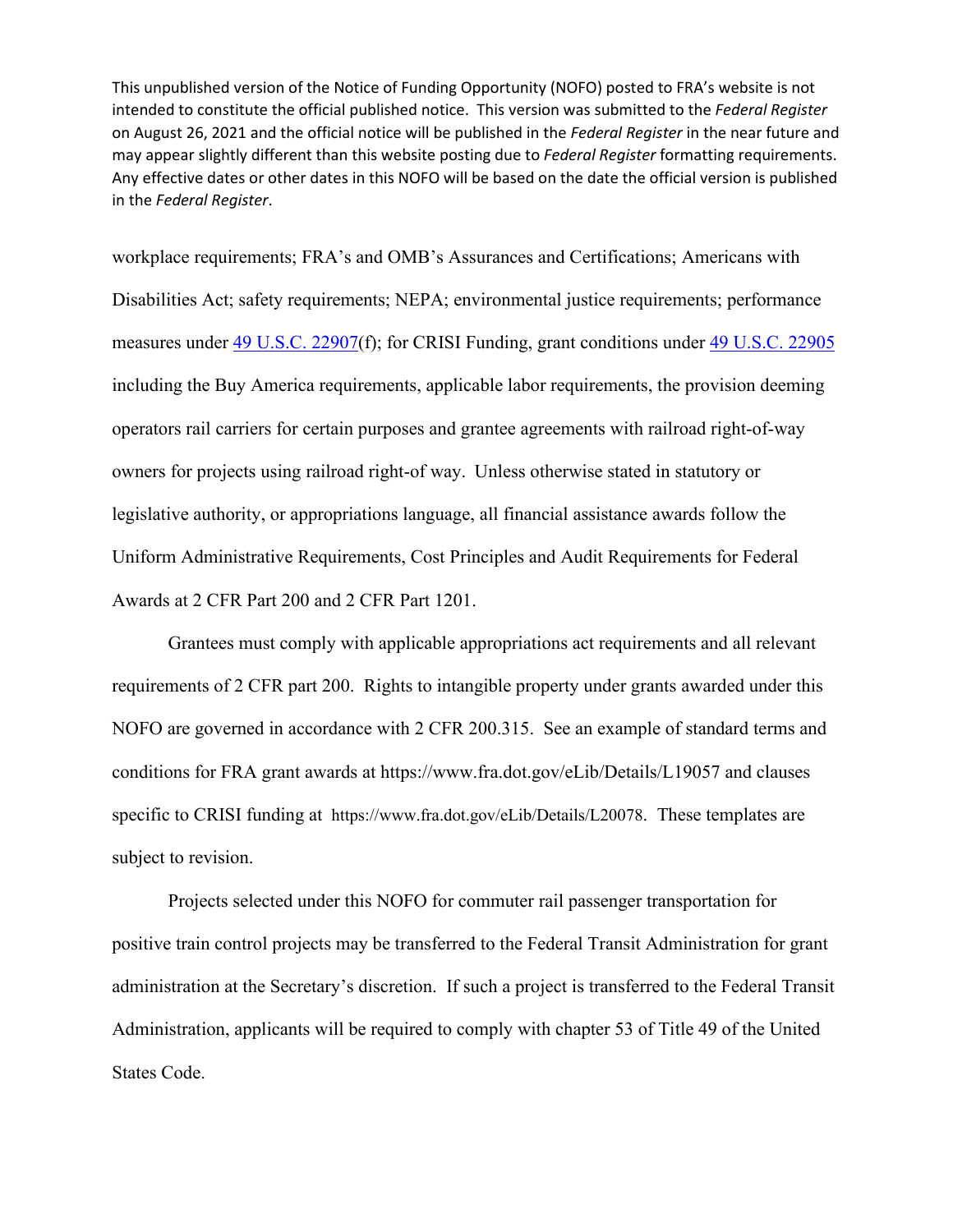This unpublished version of the Notice of Funding Opportunity (NOFO) posted to FRA's website is not intended to constitute the official published notice. This version was submitted to the *Federal Register* on August 26, 2021 and the official notice will be published in the *Federal Register* in the near future and may appear slightly different than this website posting due to *Federal Register* formatting requirements. Any effective dates or other dates in this NOFO will be based on the date the official version is published in the *Federal Register*.

workplace requirements; FRA's and OMB's Assurances and Certifications; Americans with Disabilities Act; safety requirements; NEPA; environmental justice requirements; performance measures under 49 U.S.C. 22907(f); for CRISI Funding, grant conditions under 49 U.S.C. 22905 including the Buy America requirements, applicable labor requirements, the provision deeming operators rail carriers for certain purposes and grantee agreements with railroad right-of-way owners for projects using railroad right-of way. Unless otherwise stated in statutory or legislative authority, or appropriations language, all financial assistance awards follow the Uniform Administrative Requirements, Cost Principles and Audit Requirements for Federal Awards at 2 CFR Part 200 and 2 CFR Part 1201.

Grantees must comply with applicable appropriations act requirements and all relevant requirements of 2 CFR part 200. Rights to intangible property under grants awarded under this NOFO are governed in accordance with 2 CFR 200.315. See an example of standard terms and conditions for FRA grant awards at https://www.fra.dot.gov/eLib/Details/L19057 and clauses specific to CRISI funding at https://www.fra.dot.gov/eLib/Details/L20078. These templates are subject to revision.

Projects selected under this NOFO for commuter rail passenger transportation for positive train control projects may be transferred to the Federal Transit Administration for grant administration at the Secretary's discretion. If such a project is transferred to the Federal Transit Administration, applicants will be required to comply with chapter 53 of Title 49 of the United States Code.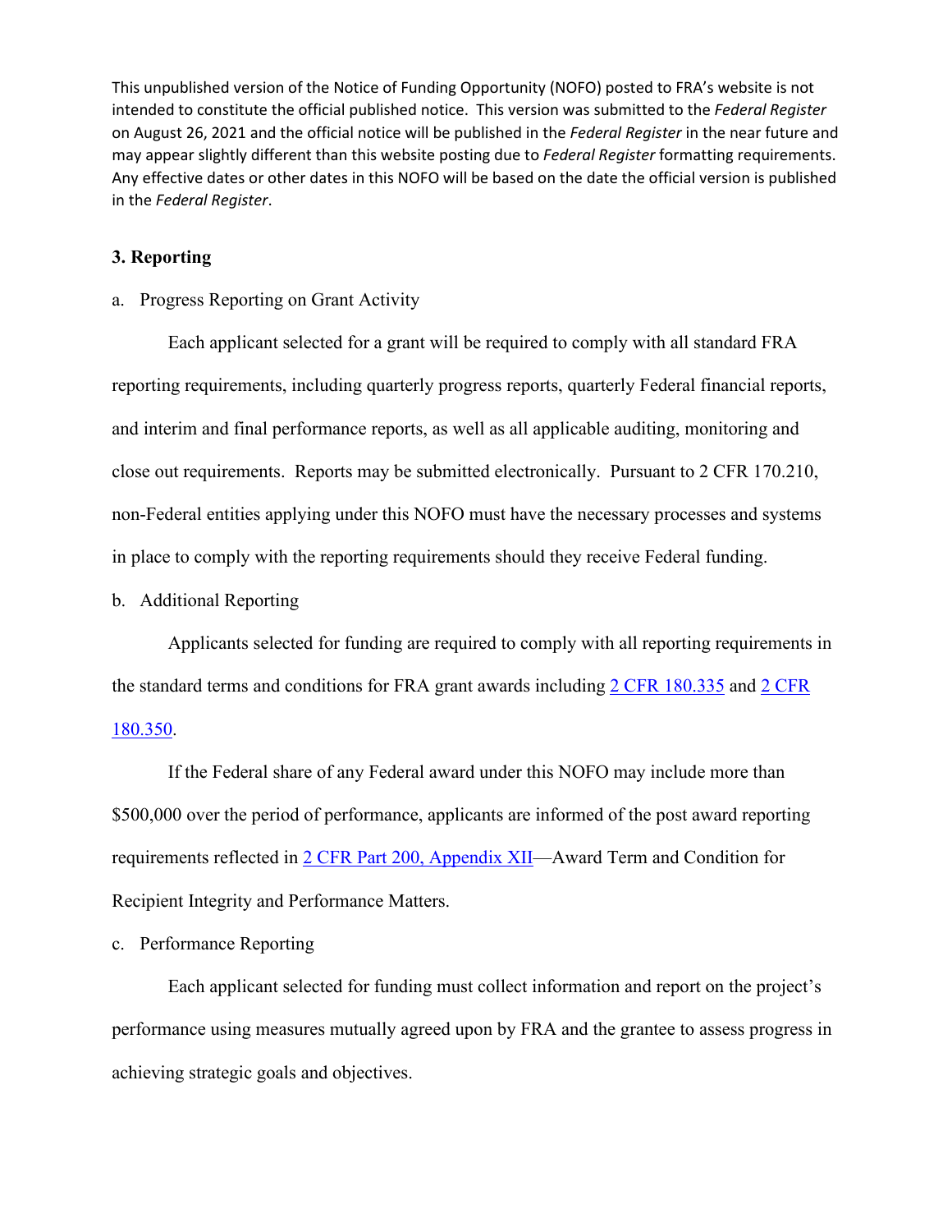This unpublished version of the Notice of Funding Opportunity (NOFO) posted to FRA's website is not intended to constitute the official published notice. This version was submitted to the *Federal Register* on August 26, 2021 and the official notice will be published in the *Federal Register* in the near future and may appear slightly different than this website posting due to *Federal Register* formatting requirements. Any effective dates or other dates in this NOFO will be based on the date the official version is published in the *Federal Register*.

### 3. Reporting

a. Progress Reporting on Grant Activity

Each applicant selected for a grant will be required to comply with all standard FRA reporting requirements, including quarterly progress reports, quarterly Federal financial reports, and interim and final performance reports, as well as all applicable auditing, monitoring and close out requirements. Reports may be submitted electronically. Pursuant to 2 CFR 170.210, non-Federal entities applying under this NOFO must have the necessary processes and systems in place to comply with the reporting requirements should they receive Federal funding.

b. Additional Reporting

Applicants selected for funding are required to comply with all reporting requirements in the standard terms and conditions for FRA grant awards including 2 CFR 180.335 and 2 CFR 180.350.

If the Federal share of any Federal award under this NOFO may include more than $500,000 over the period of performance, applicants are informed of the post award reporting requirements reflected in 2 CFR Part 200, Appendix XII—Award Term and Condition for Recipient Integrity and Performance Matters.

c. Performance Reporting

Each applicant selected for funding must collect information and report on the project's performance using measures mutually agreed upon by FRA and the grantee to assess progress in achieving strategic goals and objectives.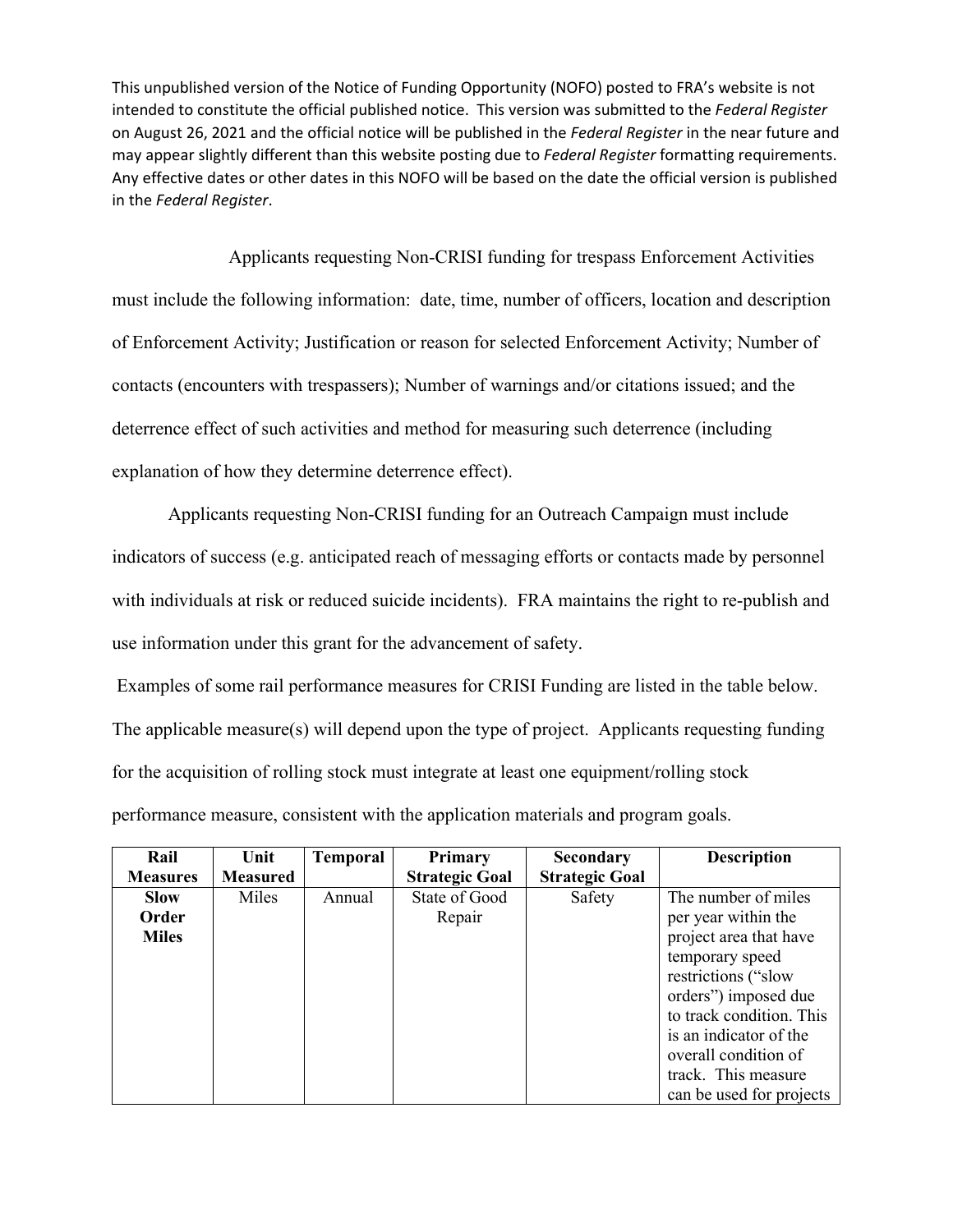This unpublished version of the Notice of Funding Opportunity (NOFO) posted to FRA's website is not intended to constitute the official published notice. This version was submitted to the *Federal Register* on August 26, 2021 and the official notice will be published in the *Federal Register* in the near future and may appear slightly different than this website posting due to *Federal Register* formatting requirements. Any effective dates or other dates in this NOFO will be based on the date the official version is published in the *Federal Register*.

Applicants requesting Non-CRISI funding for trespass Enforcement Activities must include the following information: date, time, number of officers, location and description of Enforcement Activity; Justification or reason for selected Enforcement Activity; Number of contacts (encounters with trespassers); Number of warnings and/or citations issued; and the deterrence effect of such activities and method for measuring such deterrence (including explanation of how they determine deterrence effect).

Applicants requesting Non-CRISI funding for an Outreach Campaign must include indicators of success (e.g. anticipated reach of messaging efforts or contacts made by personnel with individuals at risk or reduced suicide incidents). FRA maintains the right to re-publish and use information under this grant for the advancement of safety.

Examples of some rail performance measures for CRISI Funding are listed in the table below. The applicable measure(s) will depend upon the type of project. Applicants requesting funding for the acquisition of rolling stock must integrate at least one equipment/rolling stock performance measure, consistent with the application materials and program goals.

| Rail Measures | Unit Measured | Temporal | Primary Strategic Goal | Secondary Strategic Goal | Description |
|---|---|---|---|---|---|
| **Slow Order Miles** | Miles | Annual | State of Good Repair | Safety | The number of miles per year within the project area that have temporary speed restrictions ("slow orders") imposed due to track condition. This is an indicator of the overall condition of track. This measure can be used for projects |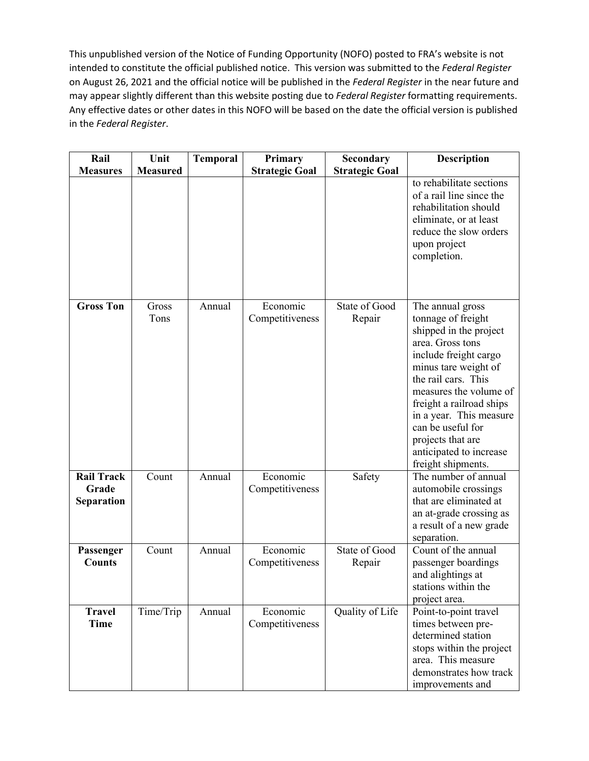This unpublished version of the Notice of Funding Opportunity (NOFO) posted to FRA's website is not intended to constitute the official published notice. This version was submitted to the *Federal Register* on August 26, 2021 and the official notice will be published in the *Federal Register* in the near future and may appear slightly different than this website posting due to *Federal Register* formatting requirements. Any effective dates or other dates in this NOFO will be based on the date the official version is published in the *Federal Register*.

| Rail Measures | Unit Measured | Temporal | Primary Strategic Goal | Secondary Strategic Goal | Description |
|---|---|---|---|---|---|
| | | | | | to rehabilitate sections of a rail line since the rehabilitation should eliminate, or at least reduce the slow orders upon project completion. |
| **Gross Ton** | Gross Tons | Annual | Economic Competitiveness | State of Good Repair | The annual gross tonnage of freight shipped in the project area. Gross tons include freight cargo minus tare weight of the rail cars. This measures the volume of freight a railroad ships in a year. This measure can be useful for projects that are anticipated to increase freight shipments. |
| **Rail Track Grade Separation** | Count | Annual | Economic Competitiveness | Safety | The number of annual automobile crossings that are eliminated at an at-grade crossing as a result of a new grade separation. |
| **Passenger Counts** | Count | Annual | Economic Competitiveness | State of Good Repair | Count of the annual passenger boardings and alightings at stations within the project area. |
| **Travel Time** | Time/Trip | Annual | Economic Competitiveness | Quality of Life | Point-to-point travel times between pre-determined station stops within the project area. This measure demonstrates how track improvements and |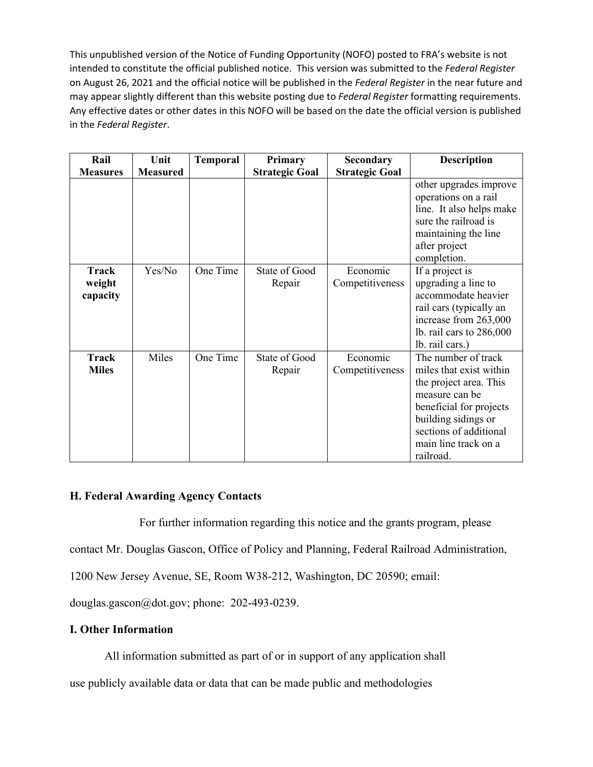This unpublished version of the Notice of Funding Opportunity (NOFO) posted to FRA's website is not intended to constitute the official published notice. This version was submitted to the *Federal Register* on August 26, 2021 and the official notice will be published in the *Federal Register* in the near future and may appear slightly different than this website posting due to *Federal Register* formatting requirements. Any effective dates or other dates in this NOFO will be based on the date the official version is published in the *Federal Register*.

| Rail Measures | Unit Measured | Temporal | Primary Strategic Goal | Secondary Strategic Goal | Description |
|---|---|---|---|---|---|
| | | | | | other upgrades improve operations on a rail line. It also helps make sure the railroad is maintaining the line after project completion. |
| **Track weight capacity** | Yes/No | One Time | State of Good Repair | Economic Competitiveness | If a project is upgrading a line to accommodate heavier rail cars (typically an increase from 263,000 lb. rail cars to 286,000 lb. rail cars.) |
| **Track Miles** | Miles | One Time | State of Good Repair | Economic Competitiveness | The number of track miles that exist within the project area. This measure can be beneficial for projects building sidings or sections of additional main line track on a railroad. |

### H. Federal Awarding Agency Contacts

For further information regarding this notice and the grants program, please contact Mr. Douglas Gascon, Office of Policy and Planning, Federal Railroad Administration, 1200 New Jersey Avenue, SE, Room W38-212, Washington, DC 20590; email: douglas.gascon@dot.gov; phone: 202-493-0239.

### I. Other Information

All information submitted as part of or in support of any application shall use publicly available data or data that can be made public and methodologies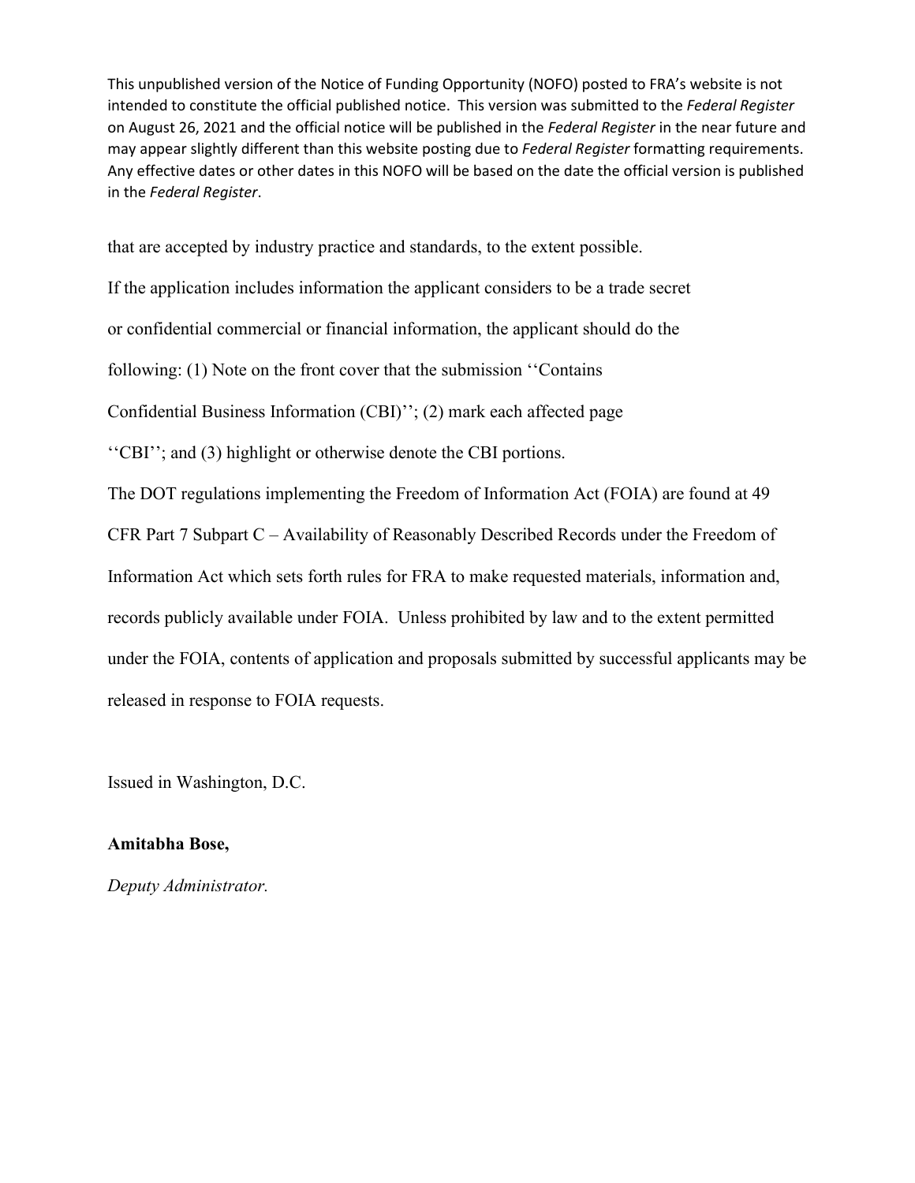that are accepted by industry practice and standards, to the extent possible.

If the application includes information the applicant considers to be a trade secret or confidential commercial or financial information, the applicant should do the following: (1) Note on the front cover that the submission ''Contains Confidential Business Information (CBI)''; (2) mark each affected page ''CBI''; and (3) highlight or otherwise denote the CBI portions.

The DOT regulations implementing the Freedom of Information Act (FOIA) are found at 49 CFR Part 7 Subpart C – Availability of Reasonably Described Records under the Freedom of Information Act which sets forth rules for FRA to make requested materials, information and, records publicly available under FOIA. Unless prohibited by law and to the extent permitted under the FOIA, contents of application and proposals submitted by successful applicants may be released in response to FOIA requests.

Issued in Washington, D.C.

**Amitabha Bose,**

*Deputy Administrator.*